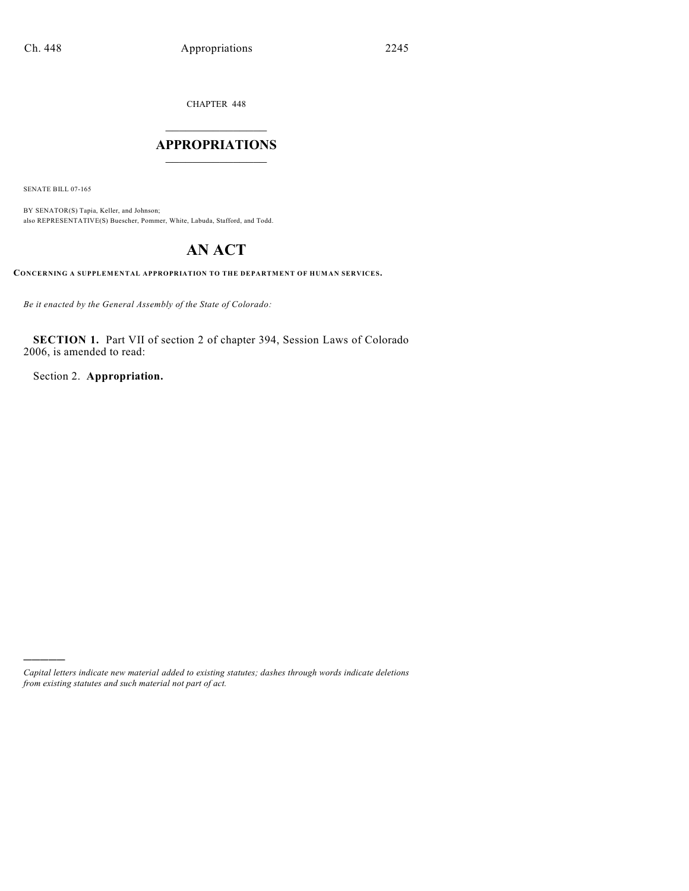CHAPTER 448

# APPROPRIATIONS

SENATE BILL 07-165

BY SENATOR(S) Tapia, Keller, and Johnson;
also REPRESENTATIVE(S) Buescher, Pommer, White, Labuda, Stafford, and Todd.

# AN ACT

**CONCERNING A SUPPLEMENTAL APPROPRIATION TO THE DEPARTMENT OF HUMAN SERVICES.**

*Be it enacted by the General Assembly of the State of Colorado:*

**SECTION 1.** Part VII of section 2 of chapter 394, Session Laws of Colorado 2006, is amended to read:

Section 2. **Appropriation.**

*Capital letters indicate new material added to existing statutes; dashes through words indicate deletions from existing statutes and such material not part of act.*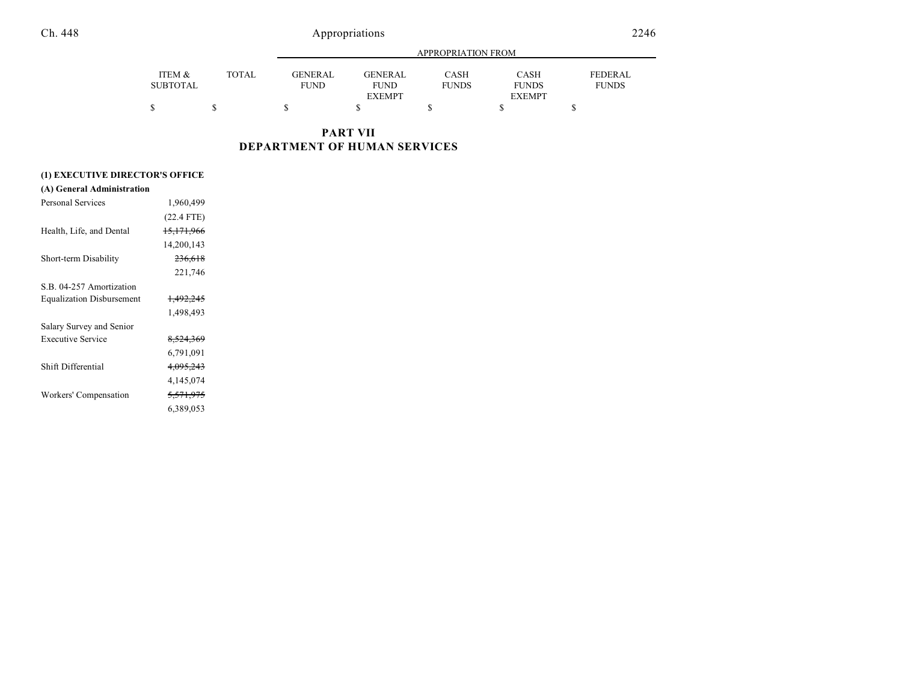| | ITEM & SUBTOTAL | TOTAL | APPROPRIATION FROM GENERAL FUND | GENERAL FUND EXEMPT | CASH FUNDS | CASH FUNDS EXEMPT | FEDERAL FUNDS |
|---|---|---|---|---|---|---|---|
| | $ | $ | $ | $ | $ | $ | $ |

## PART VII
## DEPARTMENT OF HUMAN SERVICES

**(1) EXECUTIVE DIRECTOR'S OFFICE**

**(A) General Administration**

| | ITEM & SUBTOTAL | TOTAL | GENERAL FUND | GENERAL FUND EXEMPT | CASH FUNDS | CASH FUNDS EXEMPT | FEDERAL FUNDS |
|---|---|---|---|---|---|---|---|
| Personal Services | 1,960,499 | | | | | | |
| | (22.4 FTE) | | | | | | |
| Health, Life, and Dental | ~~15,171,966~~ | | | | | | |
| | 14,200,143 | | | | | | |
| Short-term Disability | ~~236,618~~ | | | | | | |
| | 221,746 | | | | | | |
| S.B. 04-257 Amortization Equalization Disbursement | ~~1,492,245~~ | | | | | | |
| | 1,498,493 | | | | | | |
| Salary Survey and Senior Executive Service | ~~8,524,369~~ | | | | | | |
| | 6,791,091 | | | | | | |
| Shift Differential | ~~4,095,243~~ | | | | | | |
| | 4,145,074 | | | | | | |
| Workers' Compensation | ~~5,571,975~~ | | | | | | |
| | 6,389,053 | | | | | | |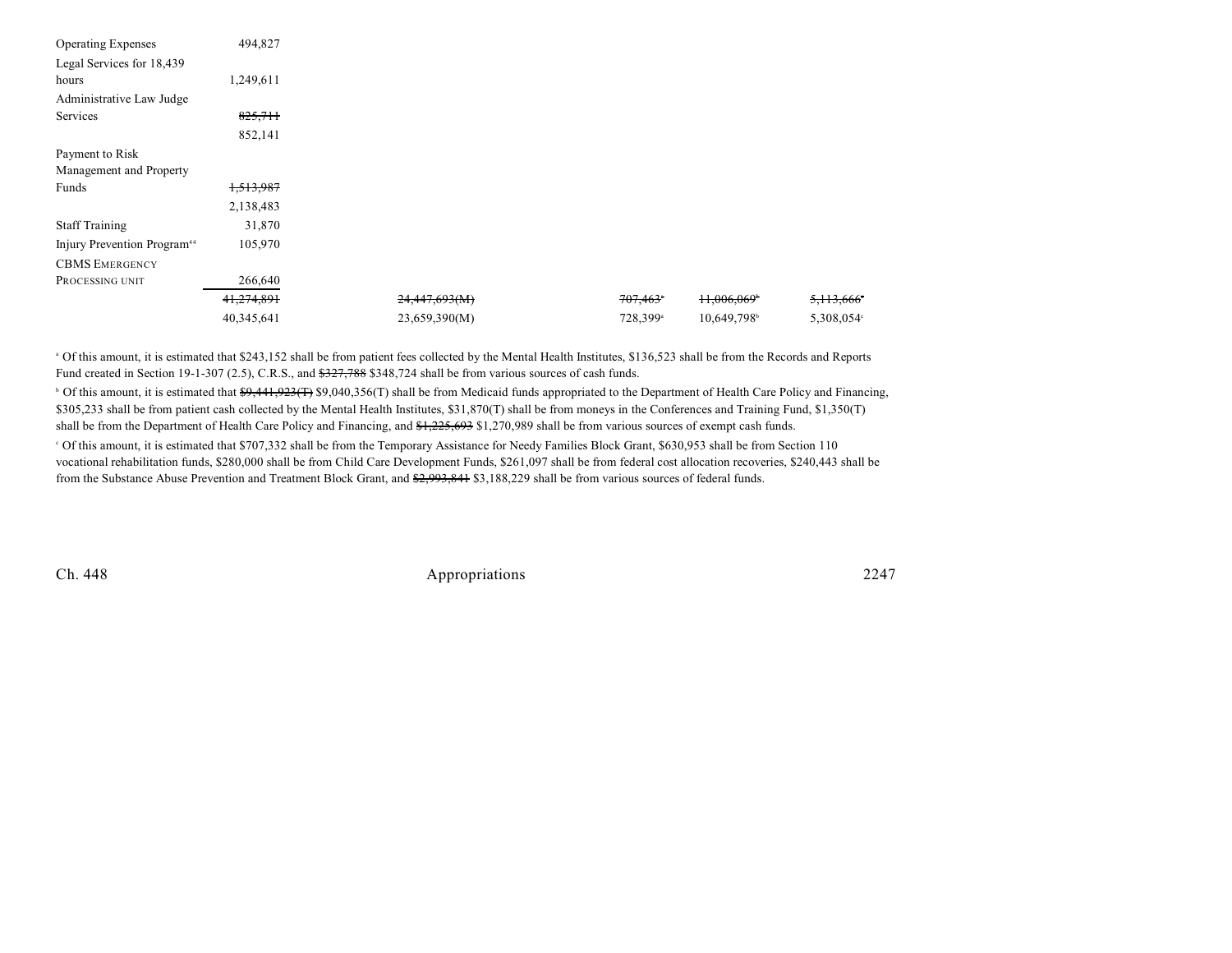| | | | | | |
|---|---|---|---|---|---|
| Operating Expenses | 494,827 | | | | |
| Legal Services for 18,439 hours | 1,249,611 | | | | |
| Administrative Law Judge Services | ~~825,711~~ 852,141 | | | | |
| Payment to Risk Management and Property Funds | ~~1,513,987~~ 2,138,483 | | | | |
| Staff Training | 31,870 | | | | |
| Injury Prevention Program[44] | 105,970 | | | | |
| CBMS EMERGENCY PROCESSING UNIT | 266,640 | | | | |
| | ~~41,274,891~~ | ~~24,447,693(M)~~ | ~~707,463~~[a] | ~~11,006,069~~[b] | ~~5,113,666~~[c] |
| | 40,345,641 | 23,659,390(M) | 728,399[a] | 10,649,798[b] | 5,308,054[c] |

[a] Of this amount, it is estimated that $243,152 shall be from patient fees collected by the Mental Health Institutes, $136,523 shall be from the Records and Reports Fund created in Section 19-1-307 (2.5), C.R.S., and ~~$327,788~~ $348,724 shall be from various sources of cash funds.

[b] Of this amount, it is estimated that ~~$9,441,923(T)~~ $9,040,356(T) shall be from Medicaid funds appropriated to the Department of Health Care Policy and Financing, $305,233 shall be from patient cash collected by the Mental Health Institutes, $31,870(T) shall be from moneys in the Conferences and Training Fund, $1,350(T) shall be from the Department of Health Care Policy and Financing, and ~~$1,225,693~~ $1,270,989 shall be from various sources of exempt cash funds.

[c] Of this amount, it is estimated that $707,332 shall be from the Temporary Assistance for Needy Families Block Grant, $630,953 shall be from Section 110 vocational rehabilitation funds, $280,000 shall be from Child Care Development Funds, $261,097 shall be from federal cost allocation recoveries, $240,443 shall be from the Substance Abuse Prevention and Treatment Block Grant, and ~~$2,993,841~~ $3,188,229 shall be from various sources of federal funds.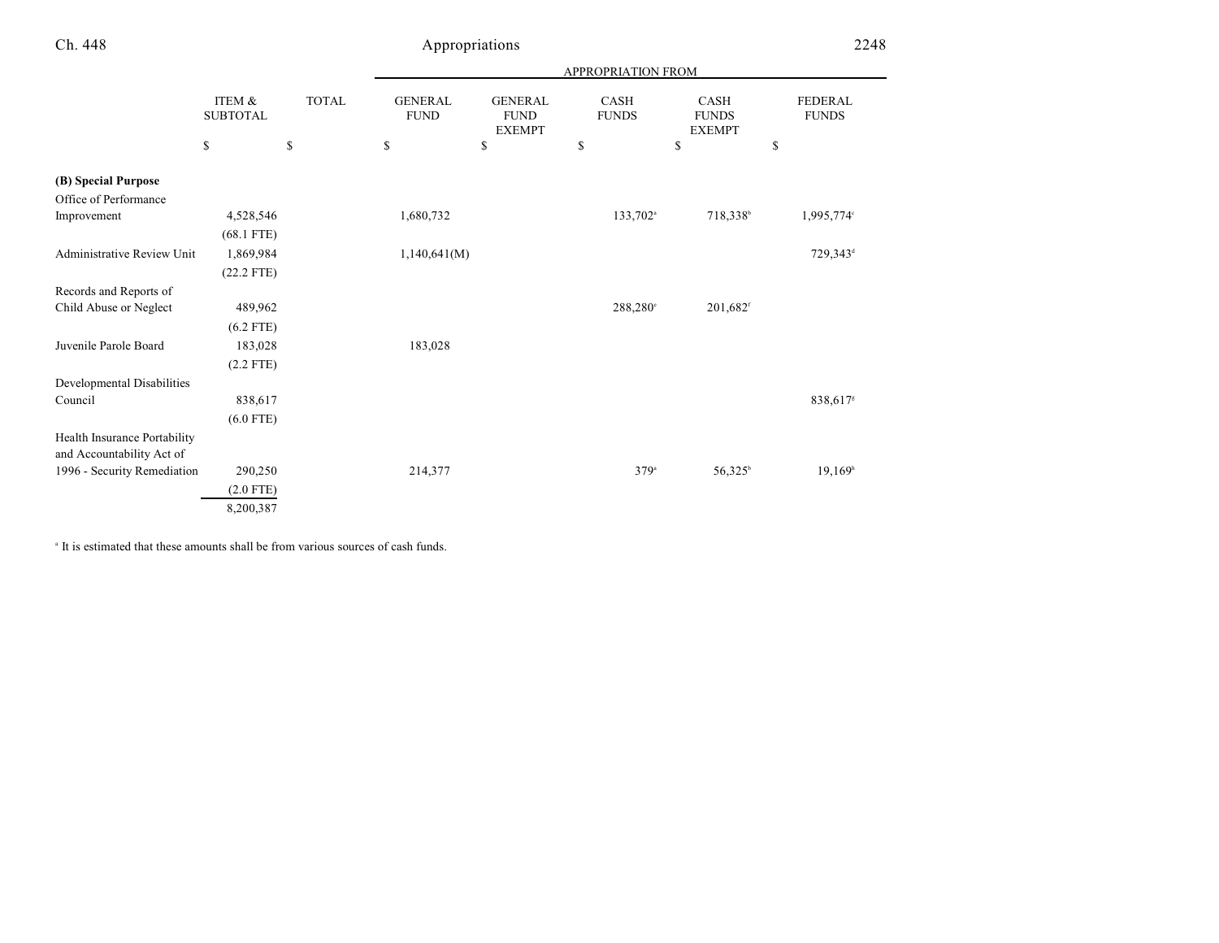| | ITEM & SUBTOTAL | TOTAL | APPROPRIATION FROM GENERAL FUND | GENERAL FUND EXEMPT | CASH FUNDS | CASH FUNDS EXEMPT | FEDERAL FUNDS |
|---|---|---|---|---|---|---|---|
| | $ | $ | $ | $ | $ | $ | $ |
| **(B) Special Purpose** | | | | | | | |
| Office of Performance Improvement | 4,528,546 | | 1,680,732 | | 133,702[a] | 718,338[b] | 1,995,774[c] |
| | (68.1 FTE) | | | | | | |
| Administrative Review Unit | 1,869,984 | | 1,140,641(M) | | | | 729,343[d] |
| | (22.2 FTE) | | | | | | |
| Records and Reports of Child Abuse or Neglect | 489,962 | | | | 288,280[e] | 201,682[f] | |
| | (6.2 FTE) | | | | | | |
| Juvenile Parole Board | 183,028 | | 183,028 | | | | |
| | (2.2 FTE) | | | | | | |
| Developmental Disabilities Council | 838,617 | | | | | | 838,617[g] |
| | (6.0 FTE) | | | | | | |
| Health Insurance Portability and Accountability Act of 1996 - Security Remediation | 290,250 | | 214,377 | | 379[a] | 56,325[b] | 19,169[h] |
| | (2.0 FTE) | | | | | | |
| | 8,200,387 | | | | | | |

[a] It is estimated that these amounts shall be from various sources of cash funds.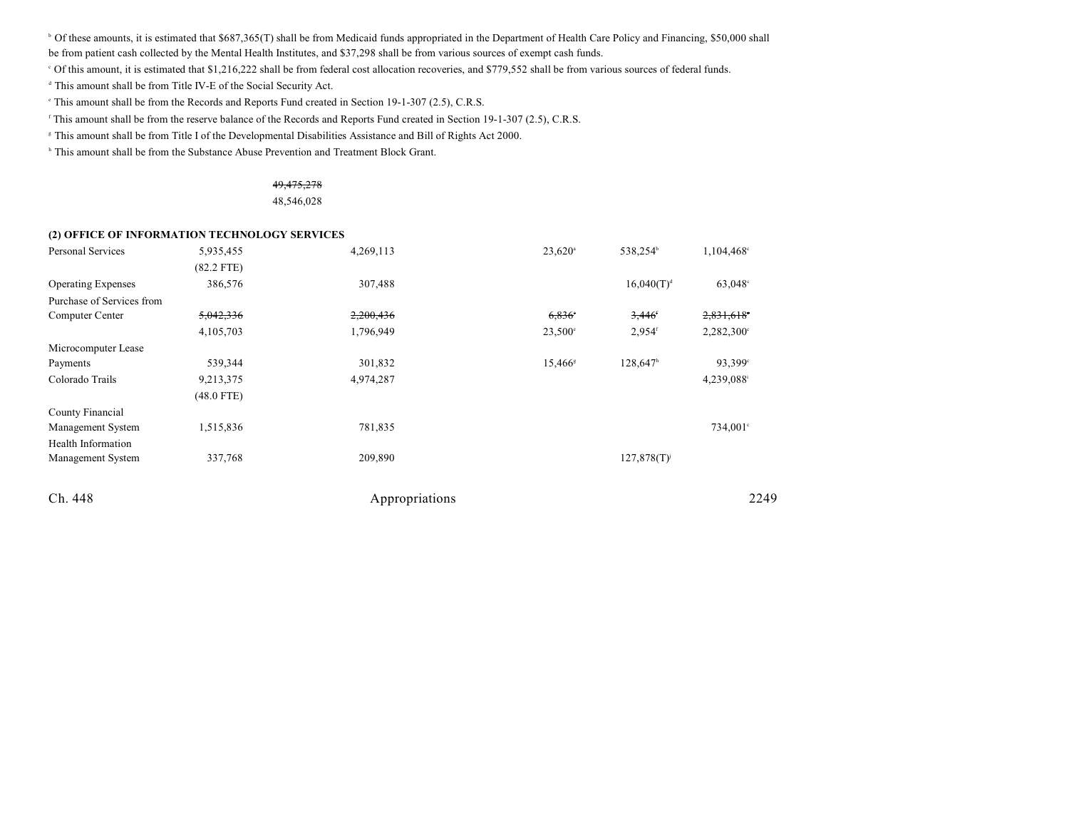[b] Of these amounts, it is estimated that $687,365(T) shall be from Medicaid funds appropriated in the Department of Health Care Policy and Financing, $50,000 shall be from patient cash collected by the Mental Health Institutes, and $37,298 shall be from various sources of exempt cash funds.

[c] Of this amount, it is estimated that $1,216,222 shall be from federal cost allocation recoveries, and $779,552 shall be from various sources of federal funds.

[d] This amount shall be from Title IV-E of the Social Security Act.

[e] This amount shall be from the Records and Reports Fund created in Section 19-1-307 (2.5), C.R.S.

[f] This amount shall be from the reserve balance of the Records and Reports Fund created in Section 19-1-307 (2.5), C.R.S.

[g] This amount shall be from Title I of the Developmental Disabilities Assistance and Bill of Rights Act 2000.

[h] This amount shall be from the Substance Abuse Prevention and Treatment Block Grant.

~~49,475,278~~
48,546,028

**(2) OFFICE OF INFORMATION TECHNOLOGY SERVICES**

| | | | | | |
|---|---|---|---|---|---|
| Personal Services | 5,935,455 (82.2 FTE) | 4,269,113 | 23,620[a] | 538,254[b] | 1,104,468[c] |
| Operating Expenses | 386,576 | 307,488 | | 16,040(T)[d] | 63,048[c] |
| Purchase of Services from Computer Center | ~~5,042,336~~ 4,105,703 | ~~2,200,436~~ 1,796,949 | ~~6,836[e]~~ 23,500[e] | ~~3,446[f]~~ 2,954[f] | ~~2,831,618[c]~~ 2,282,300[c] |
| Microcomputer Lease Payments | 539,344 | 301,832 | 15,466[g] | 128,647[h] | 93,399[c] |
| Colorado Trails | 9,213,375 (48.0 FTE) | 4,974,287 | | | 4,239,088[i] |
| County Financial Management System | 1,515,836 | 781,835 | | | 734,001[c] |
| Health Information Management System | 337,768 | 209,890 | | 127,878(T)[j] | |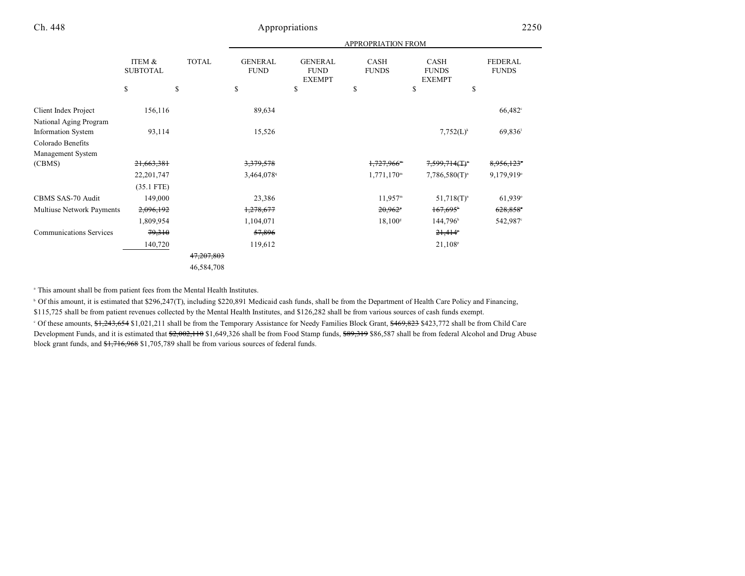| | ITEM & SUBTOTAL | TOTAL | GENERAL FUND | GENERAL FUND EXEMPT | CASH FUNDS | CASH FUNDS EXEMPT | FEDERAL FUNDS |
|---|---|---|---|---|---|---|---|
| | $ | $ | $ | $ | $ | $ | $ |
| | | | APPROPRIATION FROM | | | | |
| Client Index Project | 156,116 | | 89,634 | | | | 66,482[c] |
| National Aging Program Information System | 93,114 | | 15,526 | | | 7,752(L)[k] | 69,836[l] |
| Colorado Benefits Management System (CBMS) | ~~21,663,381~~ | | ~~3,379,578~~ | | ~~1,727,966~~[m] | ~~7,599,714(T)~~[n] | ~~8,956,123~~[o] |
| | 22,201,747 | | 3,464,078[q] | | 1,771,170[m] | 7,786,580(T)[n] | 9,179,919[o] |
| | (35.1 FTE) | | | | | | |
| CBMS SAS-70 Audit | 149,000 | | 23,386 | | 11,957[m] | 51,718(T)[n] | 61,939[o] |
| Multiuse Network Payments | ~~2,096,192~~ | | ~~1,278,677~~ | | ~~20,962~~[g] | ~~167,695~~[h] | ~~628,858~~[c] |
| | 1,809,954 | | 1,104,071 | | 18,100[g] | 144,796[h] | 542,987[c] |
| Communications Services | ~~79,310~~ | | ~~57,896~~ | | | ~~21,414~~[p] | |
| | 140,720 | | 119,612 | | | 21,108[p] | |
| | | ~~47,207,803~~ | | | | | |
| | | 46,584,708 | | | | | |

[a] This amount shall be from patient fees from the Mental Health Institutes.

[b] Of this amount, it is estimated that $296,247(T), including $220,891 Medicaid cash funds, shall be from the Department of Health Care Policy and Financing, $115,725 shall be from patient revenues collected by the Mental Health Institutes, and $126,282 shall be from various sources of cash funds exempt.

[c] Of these amounts, ~~$1,243,654~~ $1,021,211 shall be from the Temporary Assistance for Needy Families Block Grant, ~~$469,823~~ $423,772 shall be from Child Care Development Funds, and it is estimated that ~~$2,002,110~~ $1,649,326 shall be from Food Stamp funds, ~~$89,319~~ $86,587 shall be from federal Alcohol and Drug Abuse block grant funds, and ~~$1,716,968~~ $1,705,789 shall be from various sources of federal funds.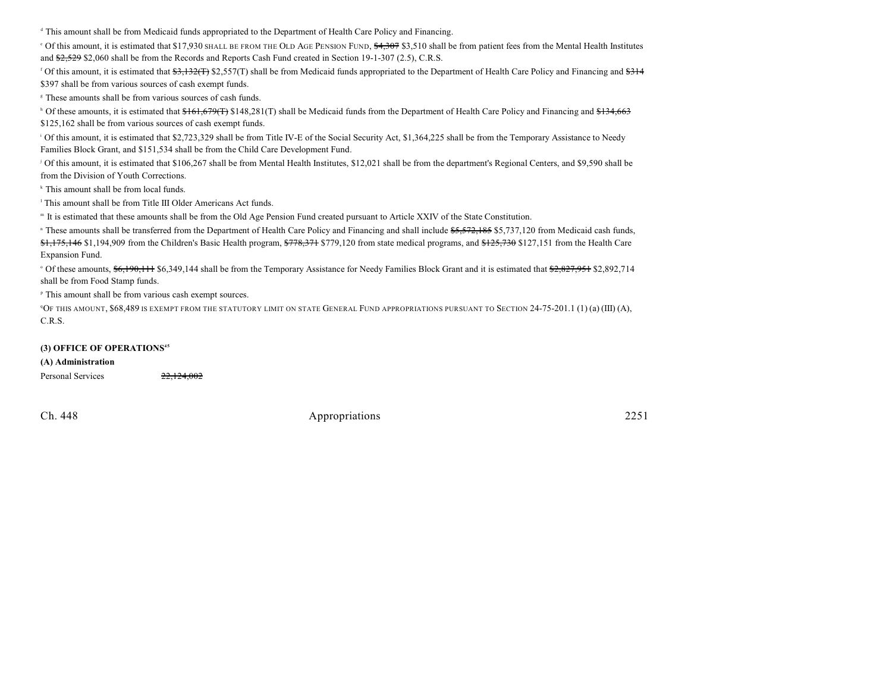[d] This amount shall be from Medicaid funds appropriated to the Department of Health Care Policy and Financing.

[e] Of this amount, it is estimated that $17,930 SHALL BE FROM THE OLD AGE PENSION FUND, ~~$4,307~~ $3,510 shall be from patient fees from the Mental Health Institutes and ~~$2,529~~ $2,060 shall be from the Records and Reports Cash Fund created in Section 19-1-307 (2.5), C.R.S.

[f] Of this amount, it is estimated that ~~$3,132(T)~~ $2,557(T) shall be from Medicaid funds appropriated to the Department of Health Care Policy and Financing and ~~$314~~ $397 shall be from various sources of cash exempt funds.

[g] These amounts shall be from various sources of cash funds.

[h] Of these amounts, it is estimated that ~~$161,679(T)~~ $148,281(T) shall be Medicaid funds from the Department of Health Care Policy and Financing and ~~$134,663~~ $125,162 shall be from various sources of cash exempt funds.

[i] Of this amount, it is estimated that $2,723,329 shall be from Title IV-E of the Social Security Act, $1,364,225 shall be from the Temporary Assistance to Needy Families Block Grant, and $151,534 shall be from the Child Care Development Fund.

[j] Of this amount, it is estimated that $106,267 shall be from Mental Health Institutes, $12,021 shall be from the department's Regional Centers, and $9,590 shall be from the Division of Youth Corrections.

[k] This amount shall be from local funds.

[l] This amount shall be from Title III Older Americans Act funds.

[m] It is estimated that these amounts shall be from the Old Age Pension Fund created pursuant to Article XXIV of the State Constitution.

[n] These amounts shall be transferred from the Department of Health Care Policy and Financing and shall include ~~$5,572,185~~ $5,737,120 from Medicaid cash funds, ~~$1,175,146~~ $1,194,909 from the Children's Basic Health program, ~~$778,371~~ $779,120 from state medical programs, and ~~$125,730~~ $127,151 from the Health Care Expansion Fund.

[o] Of these amounts, ~~$6,190,111~~ $6,349,144 shall be from the Temporary Assistance for Needy Families Block Grant and it is estimated that ~~$2,827,951~~ $2,892,714 shall be from Food Stamp funds.

[p] This amount shall be from various cash exempt sources.

[q] OF THIS AMOUNT, $68,489 IS EXEMPT FROM THE STATUTORY LIMIT ON STATE GENERAL FUND APPROPRIATIONS PURSUANT TO SECTION 24-75-201.1 (1) (a) (III) (A), C.R.S.

**(3) OFFICE OF OPERATIONS[45]**

**(A) Administration**

Personal Services ~~22,124,002~~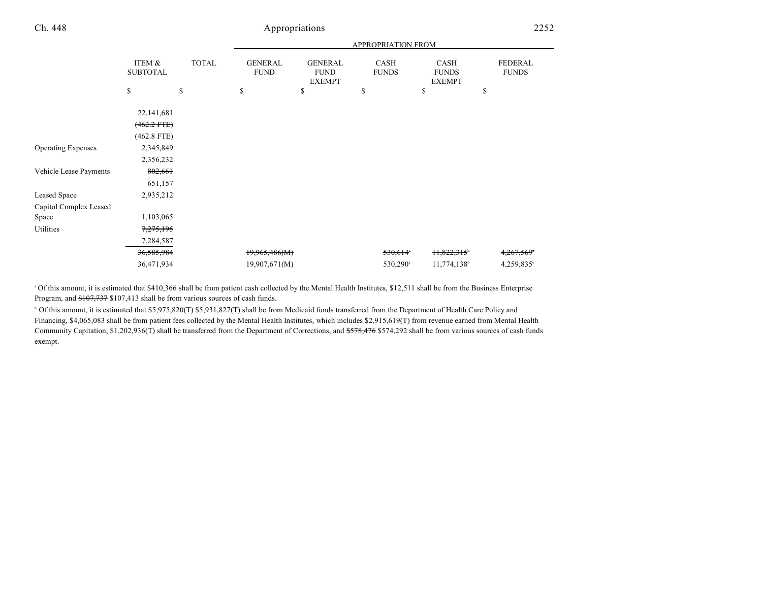| | ITEM & SUBTOTAL | TOTAL | GENERAL FUND | GENERAL FUND EXEMPT | CASH FUNDS | CASH FUNDS EXEMPT | FEDERAL FUNDS |
|---|---|---|---|---|---|---|---|
| | | | APPROPRIATION FROM | | | | |
| | $ | $ | $ | $ | $ | $ | $ |
| | 22,141,681 | | | | | | |
| | ~~(462.2 FTE)~~ | | | | | | |
| | (462.8 FTE) | | | | | | |
| Operating Expenses | ~~2,345,849~~ | | | | | | |
| | 2,356,232 | | | | | | |
| Vehicle Lease Payments | ~~802,661~~ | | | | | | |
| | 651,157 | | | | | | |
| Leased Space | 2,935,212 | | | | | | |
| Capitol Complex Leased Space | 1,103,065 | | | | | | |
| Utilities | ~~7,275,195~~ | | | | | | |
| | 7,284,587 | | | | | | |
| | ~~36,585,984~~ | | ~~19,965,486(M)~~ | | ~~530,614~~[a] | ~~11,822,315~~[b] | ~~4,267,569~~[c] |
| | 36,471,934 | | 19,907,671(M) | | 530,290[a] | 11,774,138[b] | 4,259,835[c] |

[a] Of this amount, it is estimated that $410,366 shall be from patient cash collected by the Mental Health Institutes, $12,511 shall be from the Business Enterprise Program, and ~~$107,737~~ $107,413 shall be from various sources of cash funds.

[b] Of this amount, it is estimated that ~~$5,975,820(T)~~ $5,931,827(T) shall be from Medicaid funds transferred from the Department of Health Care Policy and Financing, $4,065,083 shall be from patient fees collected by the Mental Health Institutes, which includes $2,915,619(T) from revenue earned from Mental Health Community Capitation, $1,202,936(T) shall be transferred from the Department of Corrections, and ~~$578,476~~ $574,292 shall be from various sources of cash funds exempt.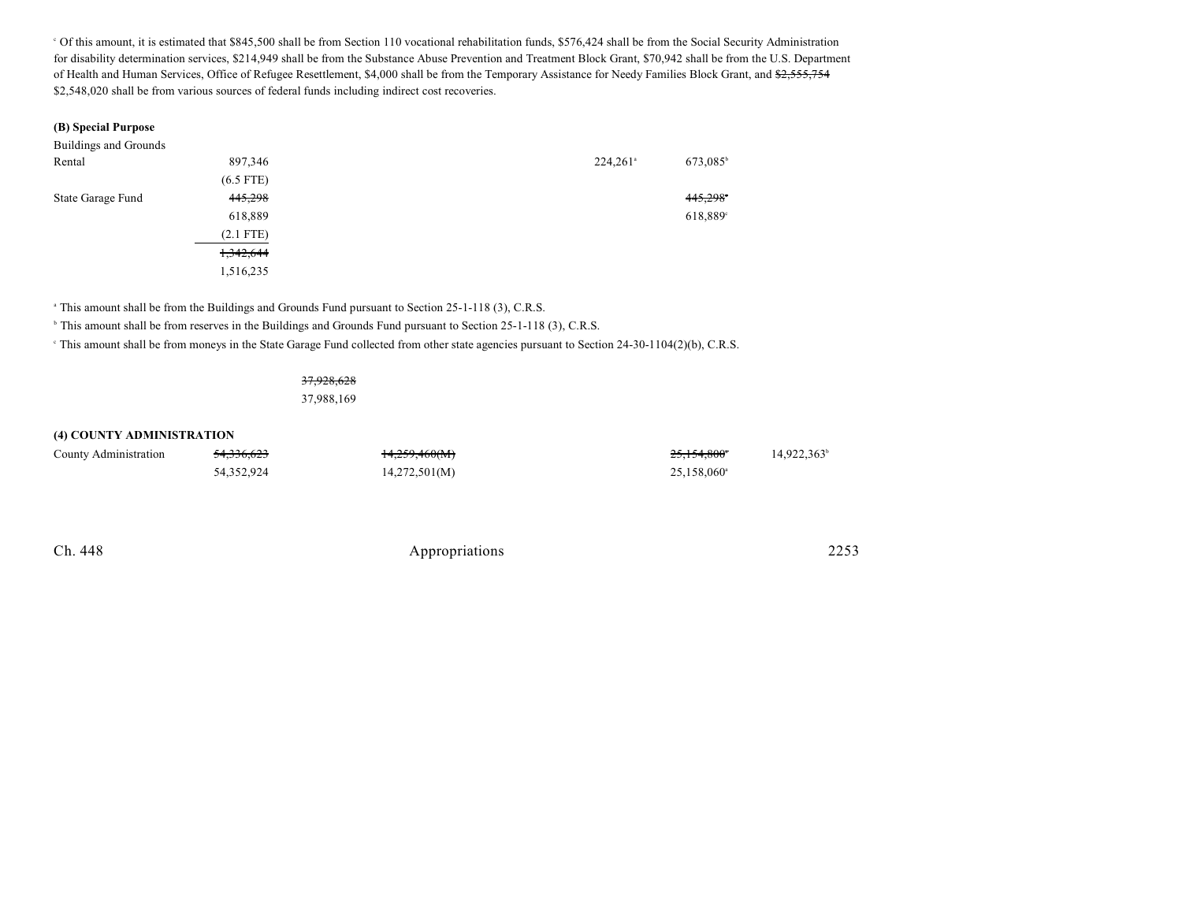[c] Of this amount, it is estimated that $845,500 shall be from Section 110 vocational rehabilitation funds, $576,424 shall be from the Social Security Administration for disability determination services, $214,949 shall be from the Substance Abuse Prevention and Treatment Block Grant, $70,942 shall be from the U.S. Department of Health and Human Services, Office of Refugee Resettlement, $4,000 shall be from the Temporary Assistance for Needy Families Block Grant, and ~~$2,555,754~~ $2,548,020 shall be from various sources of federal funds including indirect cost recoveries.

**(B) Special Purpose**

| | | | | | |
|---|---|---|---|---|---|
| Buildings and Grounds Rental | 897,346<br>(6.5 FTE) | | | 224,261[a] | 673,085[b] |
| State Garage Fund | ~~445,298~~<br>618,889<br>(2.1 FTE) | | | | ~~445,298~~[c]<br>618,889[c] |
| | ~~1,342,644~~<br>1,516,235 | | | | |

[a] This amount shall be from the Buildings and Grounds Fund pursuant to Section 25-1-118 (3), C.R.S.

[b] This amount shall be from reserves in the Buildings and Grounds Fund pursuant to Section 25-1-118 (3), C.R.S.

[c] This amount shall be from moneys in the State Garage Fund collected from other state agencies pursuant to Section 24-30-1104(2)(b), C.R.S.

~~37,928,628~~
37,988,169

**(4) COUNTY ADMINISTRATION**

| | | | | | |
|---|---|---|---|---|---|
| County Administration | ~~54,336,623~~<br>54,352,924 | ~~14,259,460(M)~~<br>14,272,501(M) | | ~~25,154,800~~[a]<br>25,158,060[a] | 14,922,363[b] |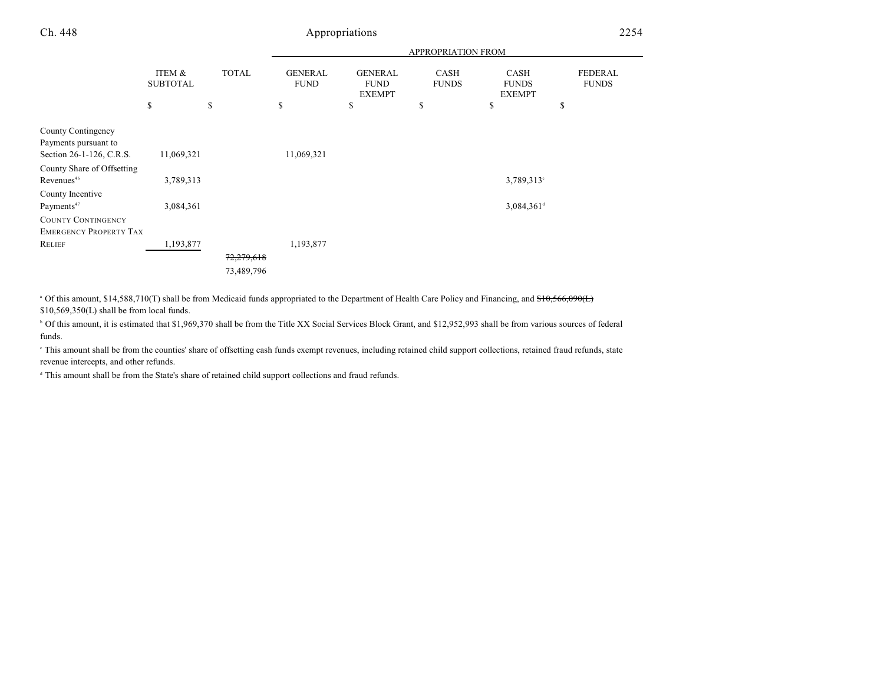| | ITEM & SUBTOTAL | TOTAL | APPROPRIATION FROM | | | | |
|---|---|---|---|---|---|---|---|
| | | | GENERAL FUND | GENERAL FUND EXEMPT | CASH FUNDS | CASH FUNDS EXEMPT | FEDERAL FUNDS |
| | $ | $ | $ | $ | $ | $ | $ |
| County Contingency Payments pursuant to Section 26-1-126, C.R.S. | 11,069,321 | | 11,069,321 | | | | |
| County Share of Offsetting Revenues[46] | 3,789,313 | | | | | 3,789,313[c] | |
| County Incentive Payments[47] | 3,084,361 | | | | | 3,084,361[d] | |
| COUNTY CONTINGENCY EMERGENCY PROPERTY TAX RELIEF | 1,193,877 | | 1,193,877 | | | | |
| | | ~~72,279,618~~ 73,489,796 | | | | | |

[a] Of this amount, $14,588,710(T) shall be from Medicaid funds appropriated to the Department of Health Care Policy and Financing, and ~~$10,566,090(L)~~ $10,569,350(L) shall be from local funds.

[b] Of this amount, it is estimated that $1,969,370 shall be from the Title XX Social Services Block Grant, and $12,952,993 shall be from various sources of federal funds.

[c] This amount shall be from the counties' share of offsetting cash funds exempt revenues, including retained child support collections, retained fraud refunds, state revenue intercepts, and other refunds.

[d] This amount shall be from the State's share of retained child support collections and fraud refunds.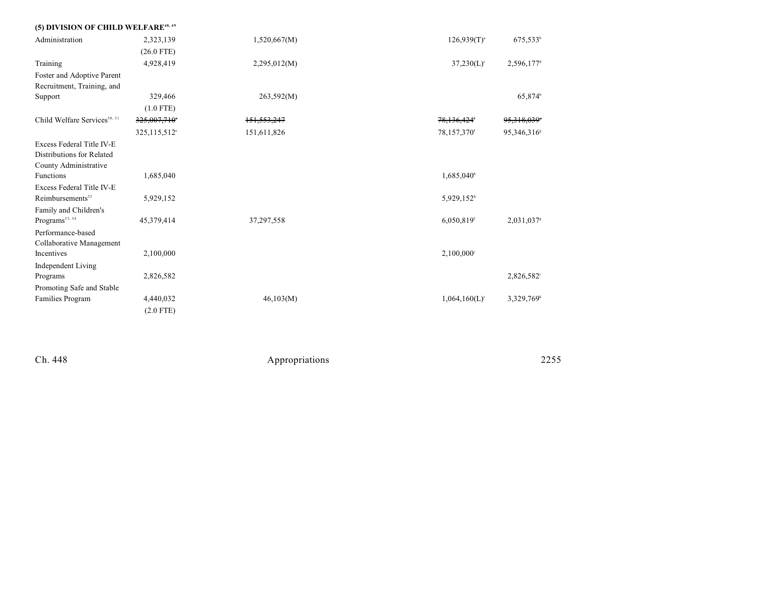**(5) DIVISION OF CHILD WELFARE[48, 49]**

| | | | | | |
|---|---|---|---|---|---|
| Administration | 2,323,139 | 1,520,667(M) | | 126,939(T)[a] | 675,533[b] |
| | (26.0 FTE) | | | | |
| Training | 4,928,419 | 2,295,012(M) | | 37,230(L)[c] | 2,596,177[d] |
| Foster and Adoptive Parent Recruitment, Training, and Support | 329,466 | 263,592(M) | | | 65,874[b] |
| | (1.0 FTE) | | | | |
| Child Welfare Services[50, 51] | ~~325,007,710~~[e] | ~~151,553,247~~ | | ~~78,136,424~~[f] | ~~95,318,039~~[g] |
| | 325,115,512[e] | 151,611,826 | | 78,157,370[f] | 95,346,316[g] |
| Excess Federal Title IV-E Distributions for Related County Administrative Functions | 1,685,040 | | | 1,685,040[h] | |
| Excess Federal Title IV-E Reimbursements[52] | 5,929,152 | | | 5,929,152[h] | |
| Family and Children's Programs[53, 54] | 45,379,414 | 37,297,558 | | 6,050,819[f] | 2,031,037[g] |
| Performance-based Collaborative Management Incentives | 2,100,000 | | | 2,100,000[i] | |
| Independent Living Programs | 2,826,582 | | | | 2,826,582[j] |
| Promoting Safe and Stable Families Program | 4,440,032 | 46,103(M) | | 1,064,160(L)[c] | 3,329,769[k] |
| | (2.0 FTE) | | | | |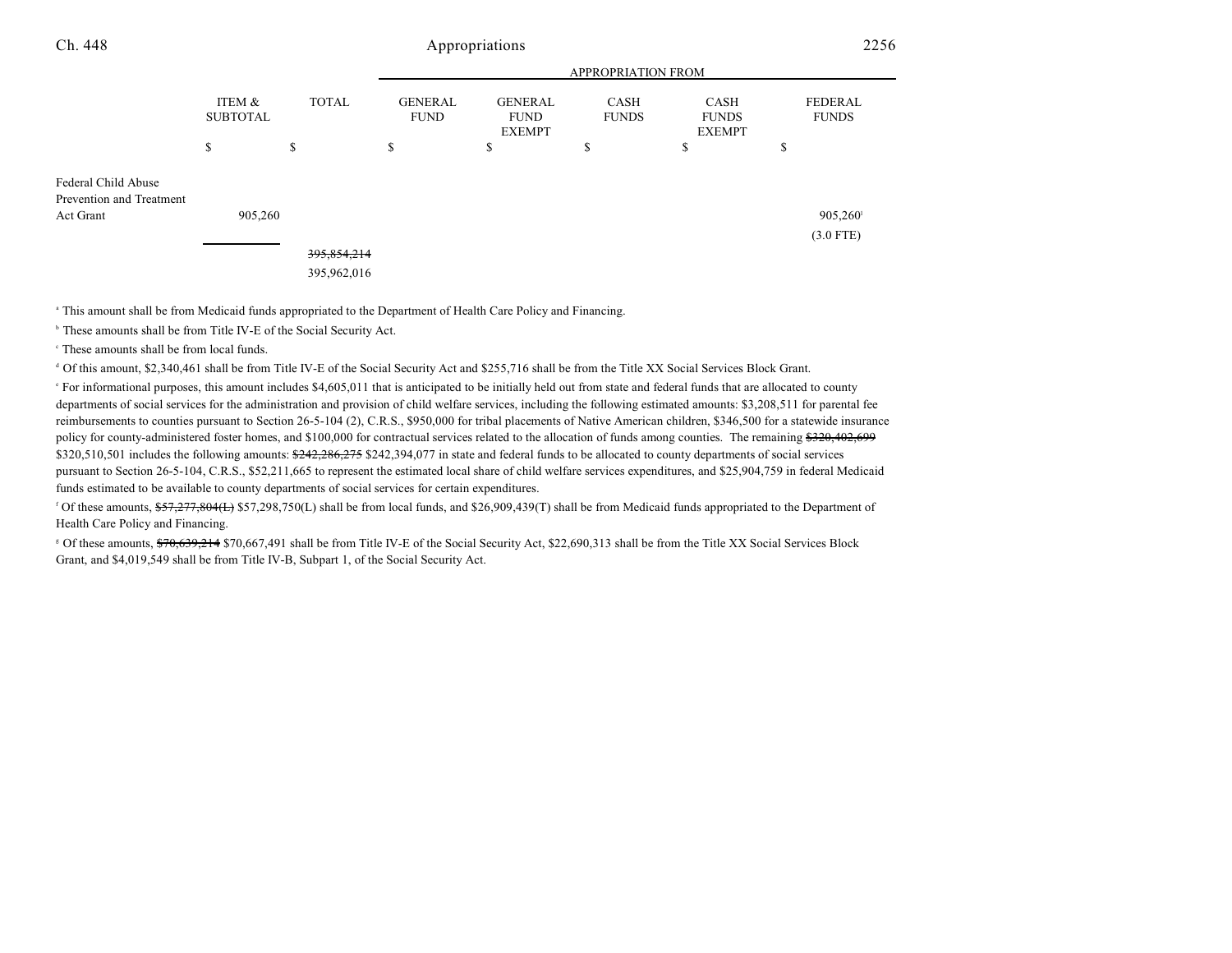| | ITEM & SUBTOTAL | TOTAL | GENERAL FUND | GENERAL FUND EXEMPT | CASH FUNDS | CASH FUNDS EXEMPT | FEDERAL FUNDS |
|---|---|---|---|---|---|---|---|
| | | | APPROPRIATION FROM | | | | |
| | $ | $ | $ | $ | $ | $ | $ |
| Federal Child Abuse Prevention and Treatment Act Grant | 905,260 | | | | | | 905,260[f] (3.0 FTE) |
| | | ~~395,854,214~~ 395,962,016 | | | | | |

[a] This amount shall be from Medicaid funds appropriated to the Department of Health Care Policy and Financing.

[b] These amounts shall be from Title IV-E of the Social Security Act.

[c] These amounts shall be from local funds.

[d] Of this amount, $2,340,461 shall be from Title IV-E of the Social Security Act and $255,716 shall be from the Title XX Social Services Block Grant.

[e] For informational purposes, this amount includes $4,605,011 that is anticipated to be initially held out from state and federal funds that are allocated to county departments of social services for the administration and provision of child welfare services, including the following estimated amounts: $3,208,511 for parental fee reimbursements to counties pursuant to Section 26-5-104 (2), C.R.S., $950,000 for tribal placements of Native American children, $346,500 for a statewide insurance policy for county-administered foster homes, and $100,000 for contractual services related to the allocation of funds among counties. The remaining ~~$320,402,699~~ $320,510,501 includes the following amounts: ~~$242,286,275~~ $242,394,077 in state and federal funds to be allocated to county departments of social services pursuant to Section 26-5-104, C.R.S., $52,211,665 to represent the estimated local share of child welfare services expenditures, and $25,904,759 in federal Medicaid funds estimated to be available to county departments of social services for certain expenditures.

[f] Of these amounts, ~~$57,277,804(L)~~ $57,298,750(L) shall be from local funds, and $26,909,439(T) shall be from Medicaid funds appropriated to the Department of Health Care Policy and Financing.

[g] Of these amounts, ~~$70,639,214~~ $70,667,491 shall be from Title IV-E of the Social Security Act, $22,690,313 shall be from the Title XX Social Services Block Grant, and $4,019,549 shall be from Title IV-B, Subpart 1, of the Social Security Act.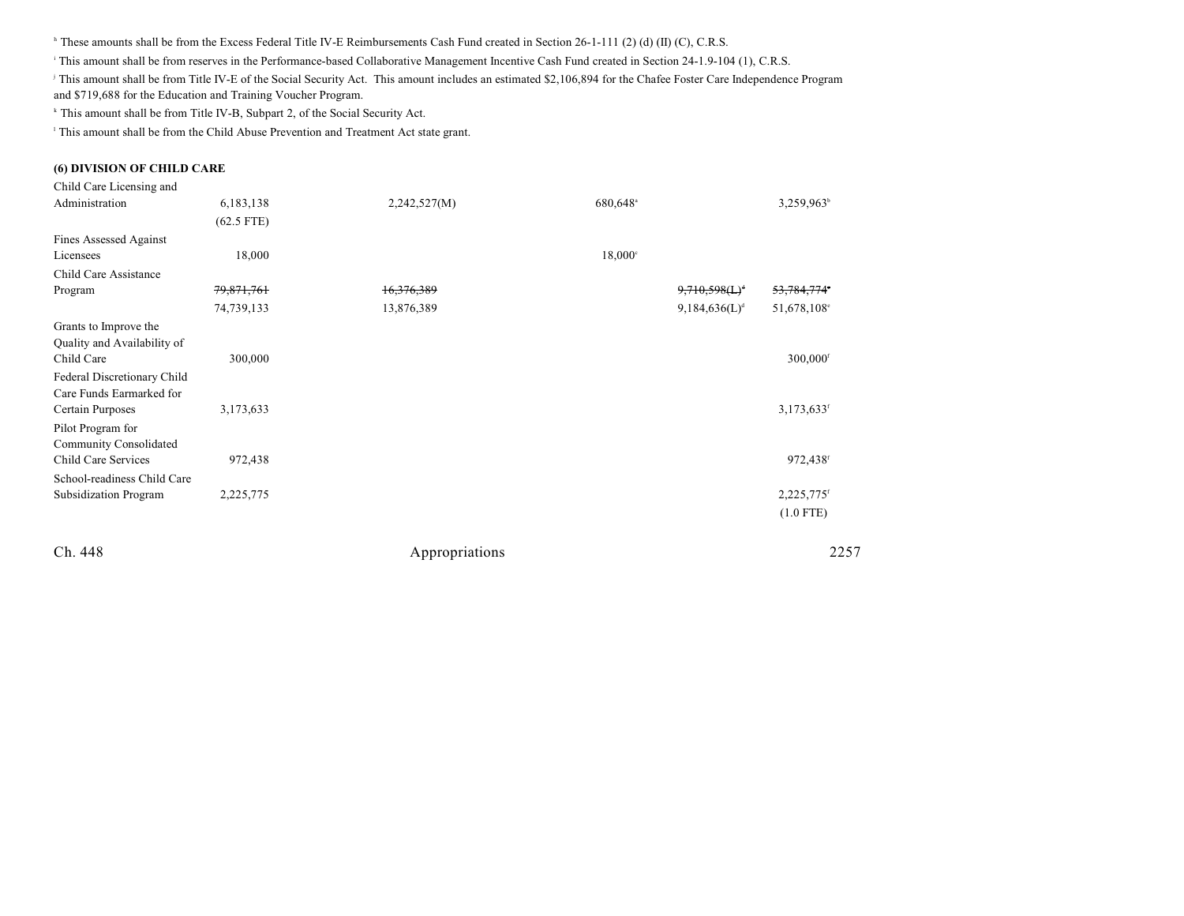[h] These amounts shall be from the Excess Federal Title IV-E Reimbursements Cash Fund created in Section 26-1-111 (2) (d) (II) (C), C.R.S.

[i] This amount shall be from reserves in the Performance-based Collaborative Management Incentive Cash Fund created in Section 24-1.9-104 (1), C.R.S.

[j] This amount shall be from Title IV-E of the Social Security Act. This amount includes an estimated $2,106,894 for the Chafee Foster Care Independence Program and $719,688 for the Education and Training Voucher Program.

[k] This amount shall be from Title IV-B, Subpart 2, of the Social Security Act.

[l] This amount shall be from the Child Abuse Prevention and Treatment Act state grant.

**(6) DIVISION OF CHILD CARE**

| | | | | | |
|---|---|---|---|---|---|
| Child Care Licensing and Administration | 6,183,138 (62.5 FTE) | 2,242,527(M) | 680,648[a] | | 3,259,963[b] |
| Fines Assessed Against Licensees | 18,000 | | 18,000[c] | | |
| Child Care Assistance Program | ~~79,871,761~~ 74,739,133 | ~~16,376,389~~ 13,876,389 | | ~~9,710,598(L)[d]~~ 9,184,636(L)[d] | ~~53,784,774[e]~~ 51,678,108[e] |
| Grants to Improve the Quality and Availability of Child Care | 300,000 | | | | 300,000[f] |
| Federal Discretionary Child Care Funds Earmarked for Certain Purposes | 3,173,633 | | | | 3,173,633[f] |
| Pilot Program for Community Consolidated Child Care Services | 972,438 | | | | 972,438[f] |
| School-readiness Child Care Subsidization Program | 2,225,775 | | | | 2,225,775[f] (1.0 FTE) |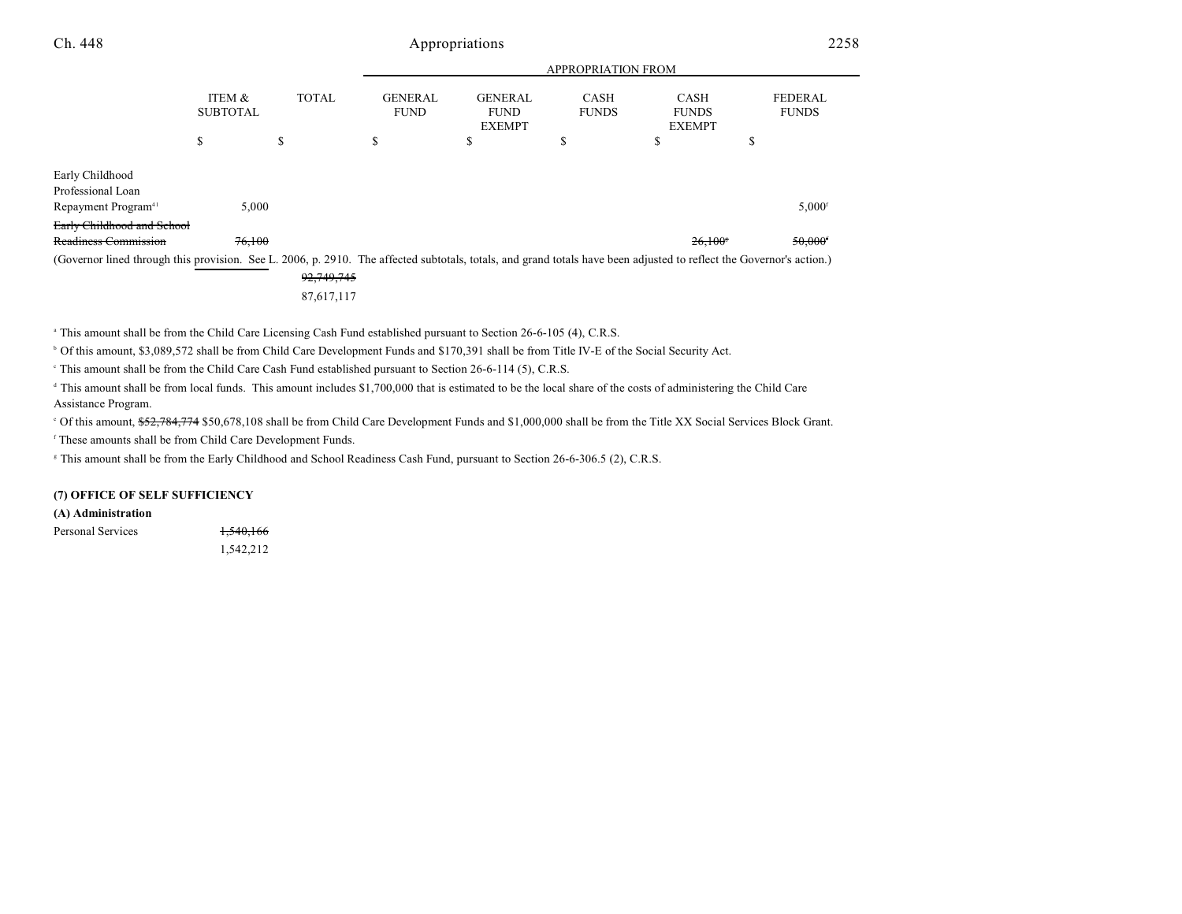| | ITEM & SUBTOTAL | TOTAL | GENERAL FUND | GENERAL FUND EXEMPT | CASH FUNDS | CASH FUNDS EXEMPT | FEDERAL FUNDS |
|---|---|---|---|---|---|---|---|
| | | | APPROPRIATION FROM | | | | |
| | $ | $ | $ | $ | $ | $ | $ |
| Early Childhood Professional Loan Repayment Program[41] | 5,000 | | | | | | 5,000[f] |
| ~~Early Childhood and School Readiness Commission~~ | ~~76,100~~ | | | | | ~~26,100[g]~~ | ~~50,000[f]~~ |

(Governor lined through this provision. See L. 2006, p. 2910. The affected subtotals, totals, and grand totals have been adjusted to reflect the Governor's action.)

| | | TOTAL |
|---|---|---|
| | | ~~92,749,745~~ |
| | | 87,617,117 |

[a] This amount shall be from the Child Care Licensing Cash Fund established pursuant to Section 26-6-105 (4), C.R.S.

[b] Of this amount, $3,089,572 shall be from Child Care Development Funds and $170,391 shall be from Title IV-E of the Social Security Act.

[c] This amount shall be from the Child Care Cash Fund established pursuant to Section 26-6-114 (5), C.R.S.

[d] This amount shall be from local funds. This amount includes $1,700,000 that is estimated to be the local share of the costs of administering the Child Care Assistance Program.

[e] Of this amount, ~~$52,784,774~~ $50,678,108 shall be from Child Care Development Funds and $1,000,000 shall be from the Title XX Social Services Block Grant.

[f] These amounts shall be from Child Care Development Funds.

[g] This amount shall be from the Early Childhood and School Readiness Cash Fund, pursuant to Section 26-6-306.5 (2), C.R.S.

**(7) OFFICE OF SELF SUFFICIENCY**

**(A) Administration**

| | ITEM & SUBTOTAL |
|---|---|
| Personal Services | ~~1,540,166~~ |
| | 1,542,212 |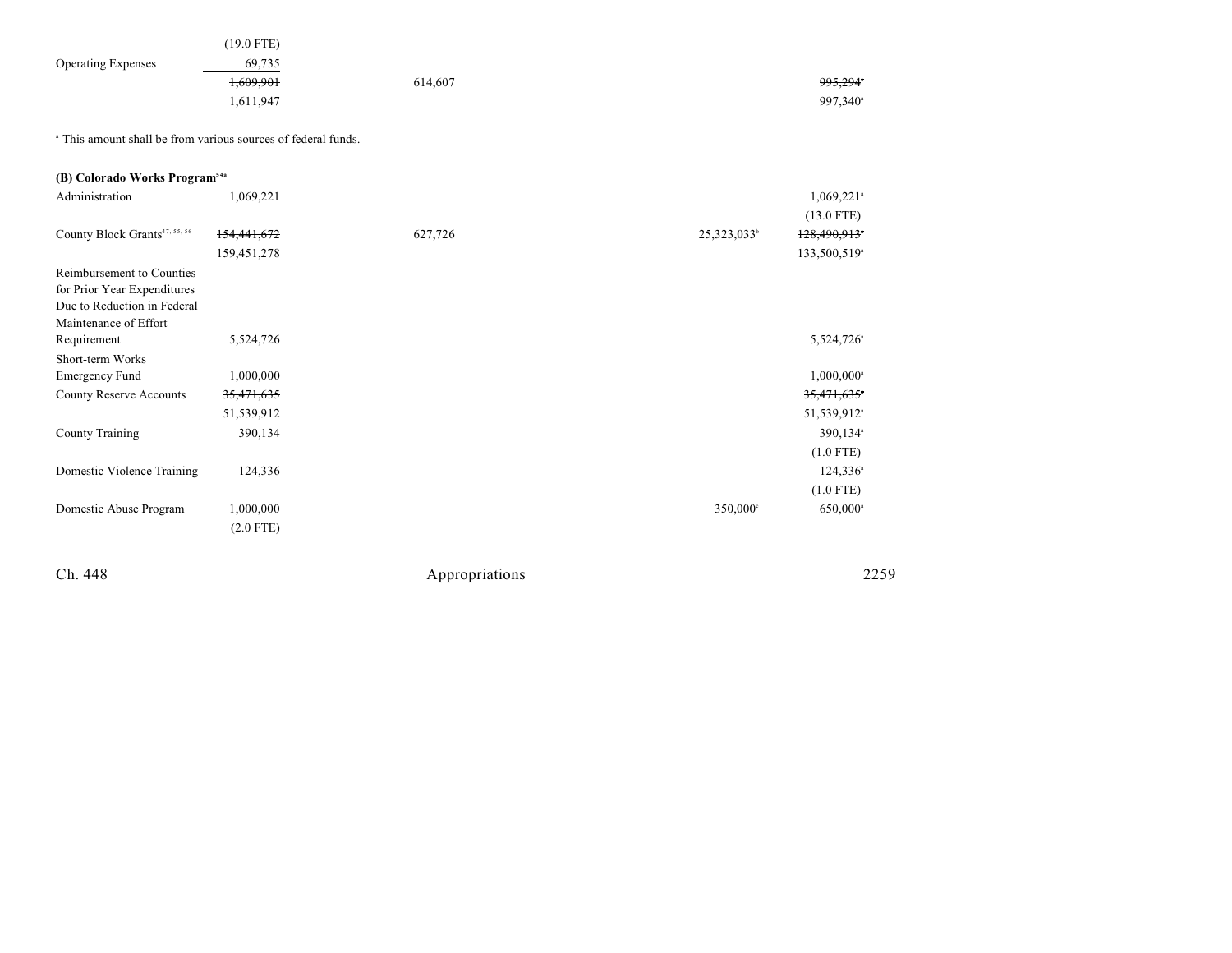| | | | | | |
|---|---|---|---|---|---|
| | (19.0 FTE) | | | | |
| Operating Expenses | 69,735 | | | | |
| | ~~1,609,901~~ | 614,607 | | | ~~995,294~~[a] |
| | 1,611,947 | | | | 997,340[a] |

[a] This amount shall be from various sources of federal funds.

**(B) Colorado Works Program**[54a]

| | | | | | |
|---|---|---|---|---|---|
| Administration | 1,069,221 | | | | 1,069,221[a] |
| | | | | | (13.0 FTE) |
| County Block Grants[47, 55, 56] | ~~154,441,672~~ | 627,726 | | 25,323,033[b] | ~~128,490,913~~[a] |
| | 159,451,278 | | | | 133,500,519[a] |
| Reimbursement to Counties for Prior Year Expenditures Due to Reduction in Federal Maintenance of Effort Requirement | 5,524,726 | | | | 5,524,726[a] |
| Short-term Works Emergency Fund | 1,000,000 | | | | 1,000,000[a] |
| County Reserve Accounts | ~~35,471,635~~ | | | | ~~35,471,635~~[a] |
| | 51,539,912 | | | | 51,539,912[a] |
| County Training | 390,134 | | | | 390,134[a] |
| | | | | | (1.0 FTE) |
| Domestic Violence Training | 124,336 | | | | 124,336[a] |
| | | | | | (1.0 FTE) |
| Domestic Abuse Program | 1,000,000 | | | 350,000[c] | 650,000[a] |
| | (2.0 FTE) | | | | |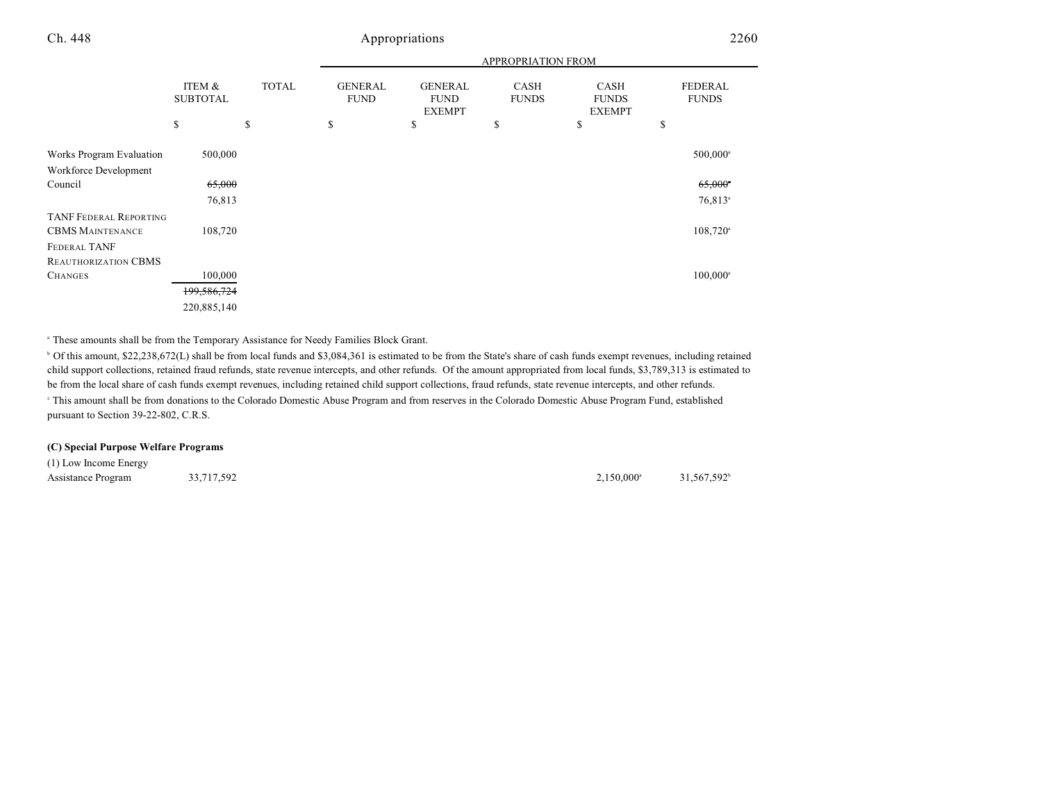| | ITEM & SUBTOTAL | TOTAL | GENERAL FUND | GENERAL FUND EXEMPT | CASH FUNDS | CASH FUNDS EXEMPT | FEDERAL FUNDS |
|---|---|---|---|---|---|---|---|
| | | | APPROPRIATION FROM | | | | |
| | $ | $ | $ | $ | $ | $ | $ |
| Works Program Evaluation | 500,000 | | | | | | 500,000[a] |
| Workforce Development Council | ~~65,000~~ | | | | | | ~~65,000[a]~~ |
| | 76,813 | | | | | | 76,813[a] |
| TANF Federal Reporting CBMS Maintenance | 108,720 | | | | | | 108,720[a] |
| Federal TANF Reauthorization CBMS Changes | 100,000 | | | | | | 100,000[a] |
| | ~~199,586,724~~ | | | | | | |
| | 220,885,140 | | | | | | |

[a] These amounts shall be from the Temporary Assistance for Needy Families Block Grant.

[b] Of this amount, $22,238,672(L) shall be from local funds and $3,084,361 is estimated to be from the State's share of cash funds exempt revenues, including retained child support collections, retained fraud refunds, state revenue intercepts, and other refunds. Of the amount appropriated from local funds, $3,789,313 is estimated to be from the local share of cash funds exempt revenues, including retained child support collections, fraud refunds, state revenue intercepts, and other refunds.

[c] This amount shall be from donations to the Colorado Domestic Abuse Program and from reserves in the Colorado Domestic Abuse Program Fund, established pursuant to Section 39-22-802, C.R.S.

**(C) Special Purpose Welfare Programs**

| | ITEM & SUBTOTAL | TOTAL | GENERAL FUND | GENERAL FUND EXEMPT | CASH FUNDS | CASH FUNDS EXEMPT | FEDERAL FUNDS |
|---|---|---|---|---|---|---|---|
| (1) Low Income Energy Assistance Program | 33,717,592 | | | | | 2,150,000[a] | 31,567,592[b] |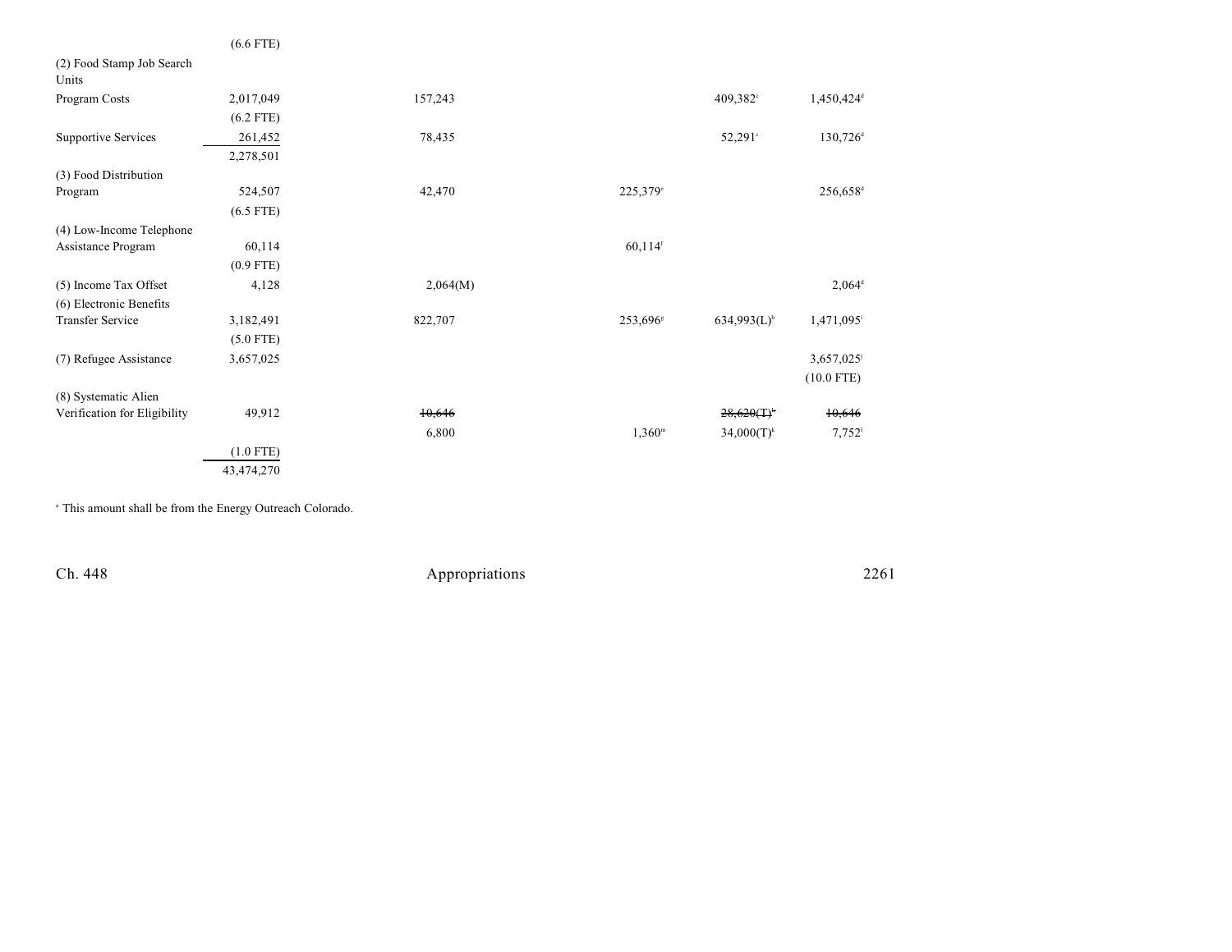| | | | | | |
|---|---|---|---|---|---|
| | (6.6 FTE) | | | | |
| (2) Food Stamp Job Search Units | | | | | |
| Program Costs | 2,017,049 | 157,243 | | 409,382[c] | 1,450,424[d] |
| | (6.2 FTE) | | | | |
| Supportive Services | 261,452 | 78,435 | | 52,291[c] | 130,726[d] |
| | 2,278,501 | | | | |
| (3) Food Distribution Program | 524,507 | 42,470 | 225,379[e] | | 256,658[d] |
| | (6.5 FTE) | | | | |
| (4) Low-Income Telephone Assistance Program | 60,114 | | 60,114[f] | | |
| | (0.9 FTE) | | | | |
| (5) Income Tax Offset | 4,128 | 2,064(M) | | | 2,064[d] |
| (6) Electronic Benefits Transfer Service | 3,182,491 | 822,707 | 253,696[g] | 634,993(L)[h] | 1,471,095[i] |
| | (5.0 FTE) | | | | |
| (7) Refugee Assistance | 3,657,025 | | | | 3,657,025[j] |
| | | | | | (10.0 FTE) |
| (8) Systematic Alien Verification for Eligibility | 49,912 | ~~10,646~~ | | ~~28,620(T)[k]~~ | ~~10,646~~ |
| | | 6,800 | 1,360[m] | 34,000(T)[k] | 7,752[l] |
| | (1.0 FTE) | | | | |
| | 43,474,270 | | | | |

[a] This amount shall be from the Energy Outreach Colorado.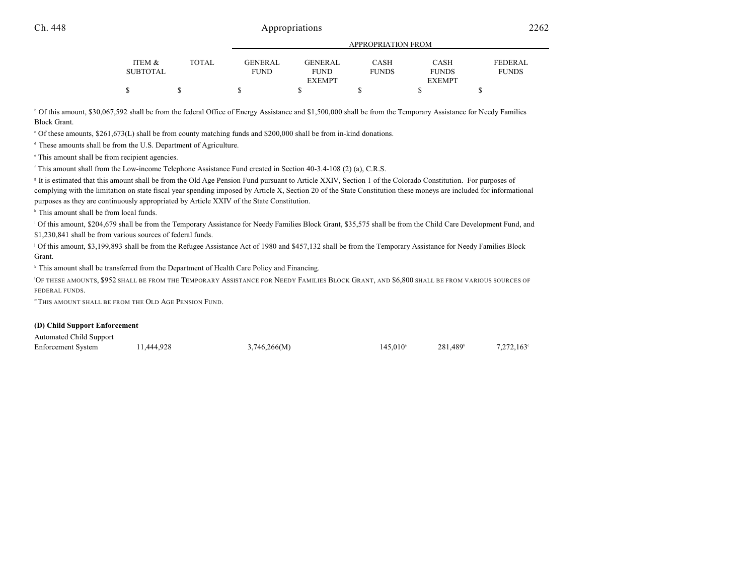| | ITEM & SUBTOTAL | TOTAL | APPROPRIATION FROM GENERAL FUND | GENERAL FUND EXEMPT | CASH FUNDS | CASH FUNDS EXEMPT | FEDERAL FUNDS |
|---|---|---|---|---|---|---|---|
| | $ | $ | $ | $ | $ | $ | $ |

[b] Of this amount, $30,067,592 shall be from the federal Office of Energy Assistance and $1,500,000 shall be from the Temporary Assistance for Needy Families Block Grant.

[c] Of these amounts, $261,673(L) shall be from county matching funds and $200,000 shall be from in-kind donations.

[d] These amounts shall be from the U.S. Department of Agriculture.

[e] This amount shall be from recipient agencies.

[f] This amount shall from the Low-income Telephone Assistance Fund created in Section 40-3.4-108 (2) (a), C.R.S.

[g] It is estimated that this amount shall be from the Old Age Pension Fund pursuant to Article XXIV, Section 1 of the Colorado Constitution. For purposes of complying with the limitation on state fiscal year spending imposed by Article X, Section 20 of the State Constitution these moneys are included for informational purposes as they are continuously appropriated by Article XXIV of the State Constitution.

[h] This amount shall be from local funds.

[i] Of this amount, $204,679 shall be from the Temporary Assistance for Needy Families Block Grant, $35,575 shall be from the Child Care Development Fund, and $1,230,841 shall be from various sources of federal funds.

[j] Of this amount, $3,199,893 shall be from the Refugee Assistance Act of 1980 and $457,132 shall be from the Temporary Assistance for Needy Families Block Grant.

[k] This amount shall be transferred from the Department of Health Care Policy and Financing.

[l] OF THESE AMOUNTS, $952 SHALL BE FROM THE TEMPORARY ASSISTANCE FOR NEEDY FAMILIES BLOCK GRANT, AND $6,800 SHALL BE FROM VARIOUS SOURCES OF FEDERAL FUNDS.

[m] THIS AMOUNT SHALL BE FROM THE OLD AGE PENSION FUND.

**(D) Child Support Enforcement**

| | ITEM & SUBTOTAL | TOTAL | GENERAL FUND | GENERAL FUND EXEMPT | CASH FUNDS | CASH FUNDS EXEMPT | FEDERAL FUNDS |
|---|---|---|---|---|---|---|---|
| Automated Child Support Enforcement System | 11,444,928 | | 3,746,266(M) | | 145,010[a] | 281,489[b] | 7,272,163[c] |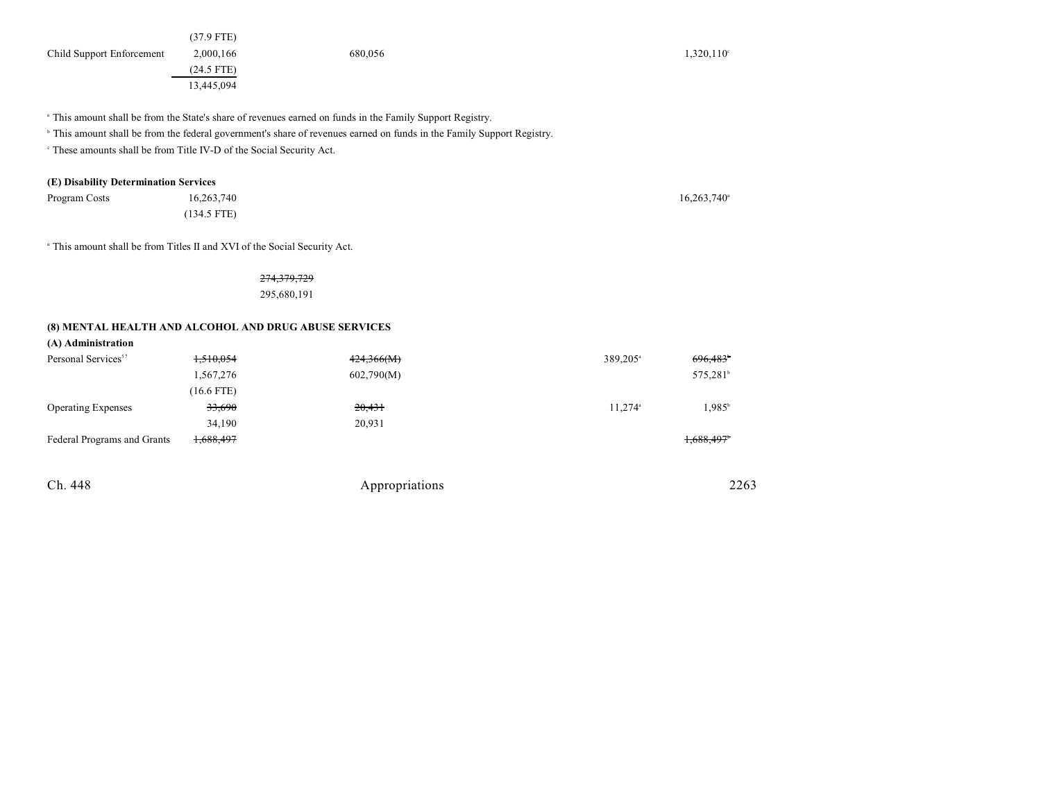| | | | | | |
|---|---|---|---|---|---|
| | (37.9 FTE) | | | | |
| Child Support Enforcement | 2,000,166 | 680,056 | | | 1,320,110[c] |
| | (24.5 FTE) | | | | |
| | 13,445,094 | | | | |

[a] This amount shall be from the State's share of revenues earned on funds in the Family Support Registry.

[b] This amount shall be from the federal government's share of revenues earned on funds in the Family Support Registry.

[c] These amounts shall be from Title IV-D of the Social Security Act.

**(E) Disability Determination Services**

| | | | | | |
|---|---|---|---|---|---|
| Program Costs | 16,263,740 | | | | 16,263,740[a] |
| | (134.5 FTE) | | | | |

[a] This amount shall be from Titles II and XVI of the Social Security Act.

| | | | | | |
|---|---|---|---|---|---|
| | | ~~274,379,729~~ | | | |
| | | 295,680,191 | | | |

**(8) MENTAL HEALTH AND ALCOHOL AND DRUG ABUSE SERVICES**

**(A) Administration**

| | | | | | |
|---|---|---|---|---|---|
| Personal Services[57] | ~~1,510,054~~ | ~~424,366(M)~~ | | 389,205[a] | ~~696,483[b]~~ |
| | 1,567,276 | 602,790(M) | | | 575,281[b] |
| | (16.6 FTE) | | | | |
| Operating Expenses | ~~33,690~~ | ~~20,431~~ | | 11,274[a] | 1,985[b] |
| | 34,190 | 20,931 | | | |
| Federal Programs and Grants | ~~1,688,497~~ | | | | ~~1,688,497[b]~~ |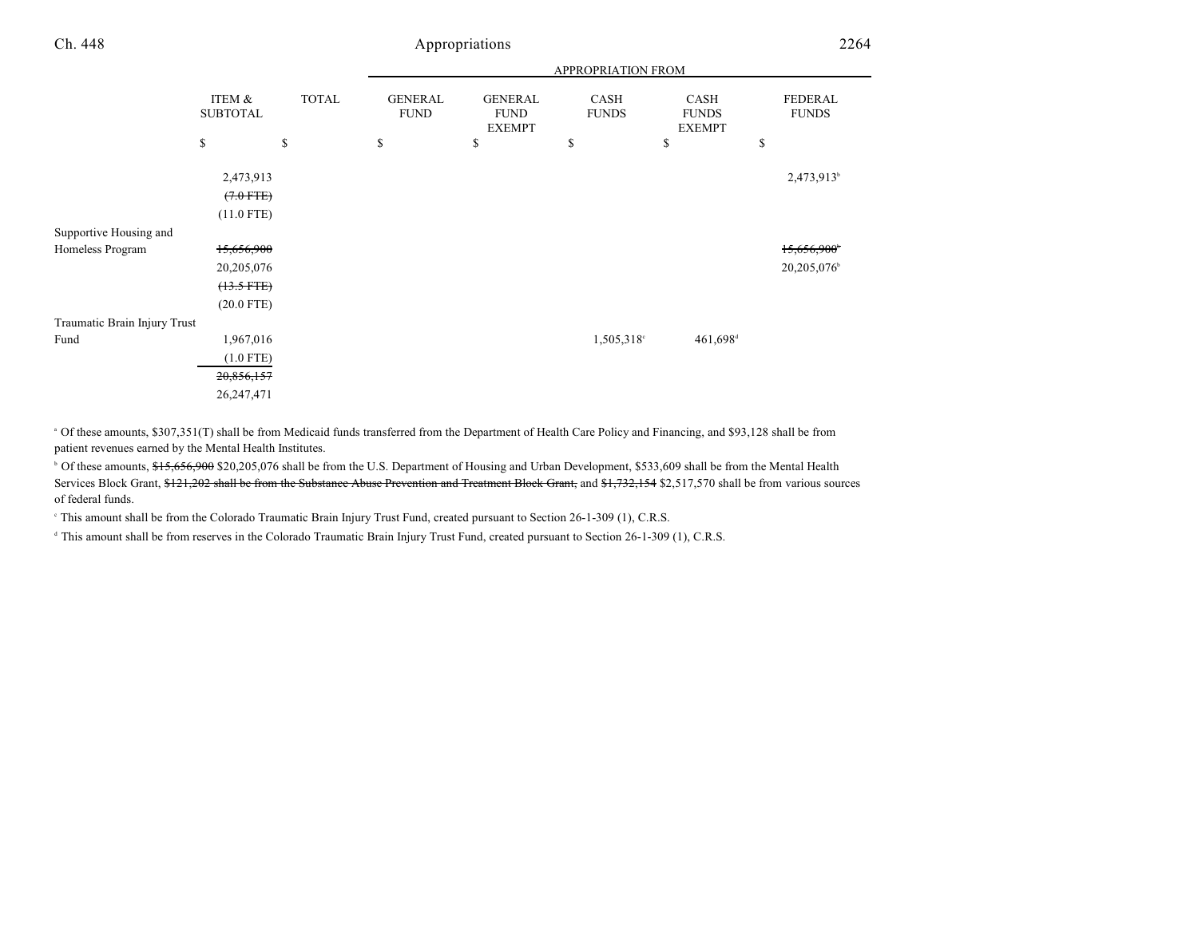| | ITEM & SUBTOTAL | TOTAL | GENERAL FUND | GENERAL FUND EXEMPT | CASH FUNDS | CASH FUNDS EXEMPT | FEDERAL FUNDS |
|---|---|---|---|---|---|---|---|
| | | | APPROPRIATION FROM | | | | |
| | $ | $ | $ | $ | $ | $ | $ |
| | 2,473,913 | | | | | | 2,473,913[b] |
| | ~~(7.0 FTE)~~ | | | | | | |
| | (11.0 FTE) | | | | | | |
| Supportive Housing and Homeless Program | ~~15,656,900~~ | | | | | | ~~15,656,900[b]~~ |
| | 20,205,076 | | | | | | 20,205,076[b] |
| | ~~(13.5 FTE)~~ | | | | | | |
| | (20.0 FTE) | | | | | | |
| Traumatic Brain Injury Trust Fund | 1,967,016 | | | | 1,505,318[c] | 461,698[d] | |
| | (1.0 FTE) | | | | | | |
| | ~~20,856,157~~ | | | | | | |
| | 26,247,471 | | | | | | |

[a] Of these amounts, $307,351(T) shall be from Medicaid funds transferred from the Department of Health Care Policy and Financing, and $93,128 shall be from patient revenues earned by the Mental Health Institutes.

[b] Of these amounts, ~~$15,656,900~~ $20,205,076 shall be from the U.S. Department of Housing and Urban Development, $533,609 shall be from the Mental Health Services Block Grant, ~~$121,202 shall be from the Substance Abuse Prevention and Treatment Block Grant,~~ and ~~$1,732,154~~ $2,517,570 shall be from various sources of federal funds.

[c] This amount shall be from the Colorado Traumatic Brain Injury Trust Fund, created pursuant to Section 26-1-309 (1), C.R.S.

[d] This amount shall be from reserves in the Colorado Traumatic Brain Injury Trust Fund, created pursuant to Section 26-1-309 (1), C.R.S.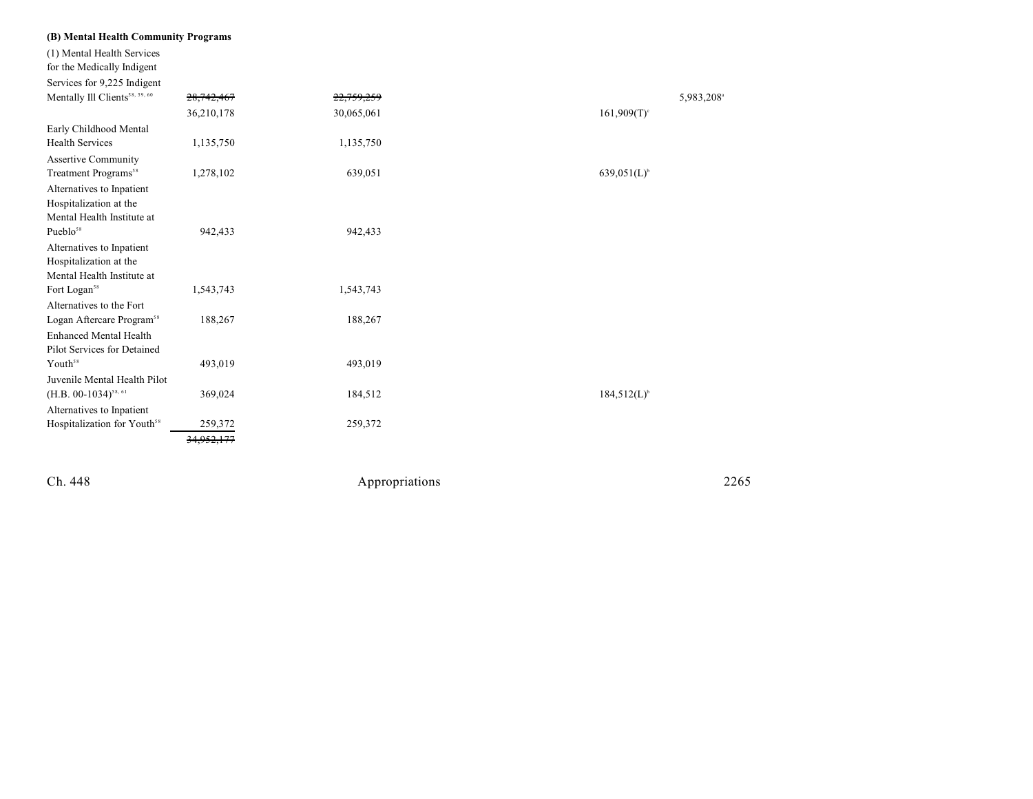**(B) Mental Health Community Programs**

| | | | | | |
|---|---|---|---|---|---|
| (1) Mental Health Services for the Medically Indigent | | | | | |
| Services for 9,225 Indigent Mentally Ill Clients[58, 59, 60] | ~~28,742,467~~ | ~~22,759,259~~ | | | 5,983,208[a] |
| | 36,210,178 | 30,065,061 | | 161,909(T)[c] | |
| Early Childhood Mental Health Services | 1,135,750 | 1,135,750 | | | |
| Assertive Community Treatment Programs[58] | 1,278,102 | 639,051 | | 639,051(L)[b] | |
| Alternatives to Inpatient Hospitalization at the Mental Health Institute at Pueblo[58] | 942,433 | 942,433 | | | |
| Alternatives to Inpatient Hospitalization at the Mental Health Institute at Fort Logan[58] | 1,543,743 | 1,543,743 | | | |
| Alternatives to the Fort Logan Aftercare Program[58] | 188,267 | 188,267 | | | |
| Enhanced Mental Health Pilot Services for Detained Youth[58] | 493,019 | 493,019 | | | |
| Juvenile Mental Health Pilot (H.B. 00-1034)[58, 61] | 369,024 | 184,512 | | 184,512(L)[b] | |
| Alternatives to Inpatient Hospitalization for Youth[58] | 259,372 | 259,372 | | | |
| | ~~34,952,177~~ | | | | |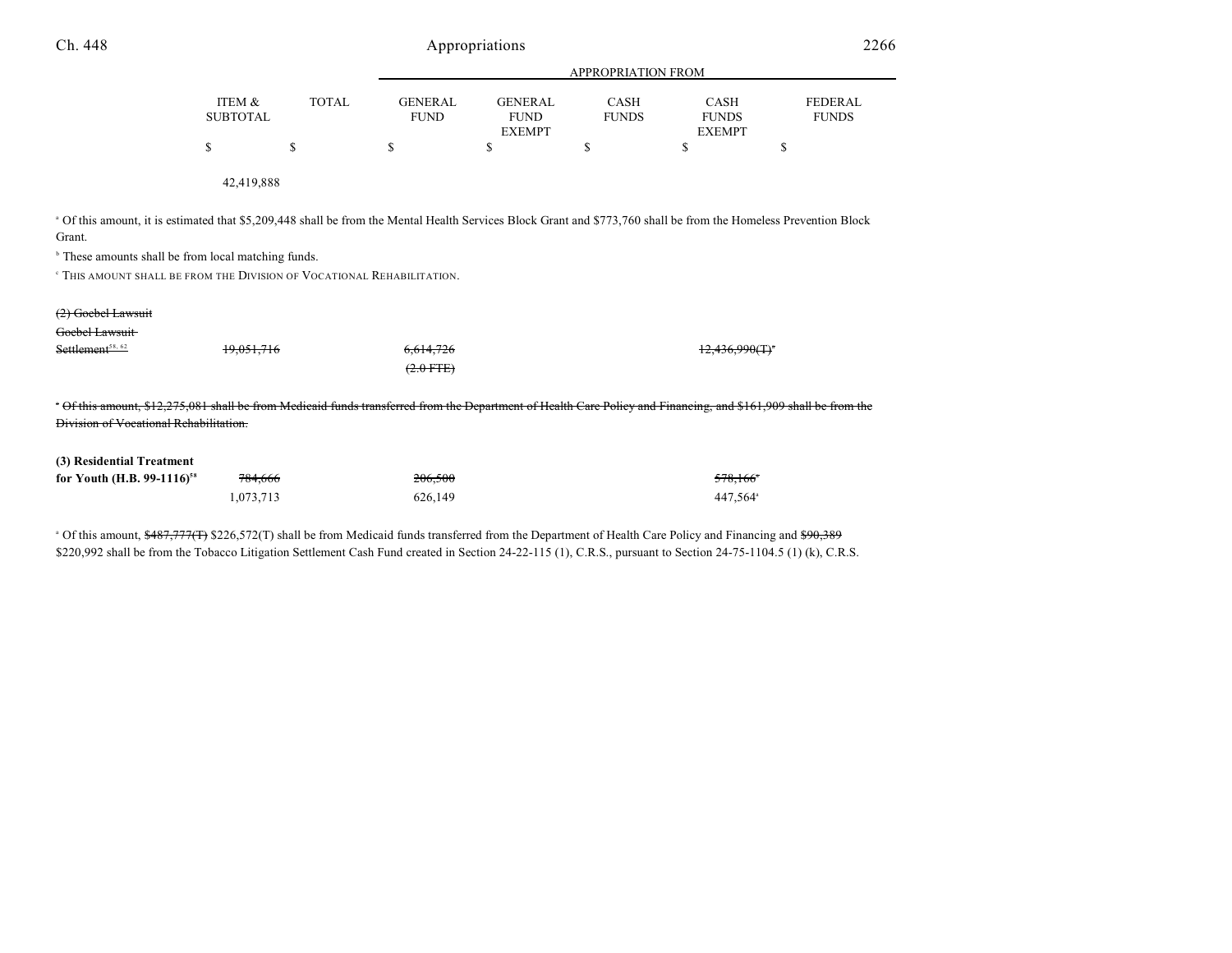| | ITEM & SUBTOTAL | TOTAL | APPROPRIATION FROM GENERAL FUND | GENERAL FUND EXEMPT | CASH FUNDS | CASH FUNDS EXEMPT | FEDERAL FUNDS |
|---|---|---|---|---|---|---|---|
| | $ | $ | $ | $ | $ | $ | $ |
| | 42,419,888 | | | | | | |

[a] Of this amount, it is estimated that $5,209,448 shall be from the Mental Health Services Block Grant and $773,760 shall be from the Homeless Prevention Block Grant.

[b] These amounts shall be from local matching funds.

[c] THIS AMOUNT SHALL BE FROM THE DIVISION OF VOCATIONAL REHABILITATION.

| | ITEM & SUBTOTAL | TOTAL | GENERAL FUND | GENERAL FUND EXEMPT | CASH FUNDS | CASH FUNDS EXEMPT | FEDERAL FUNDS |
|---|---|---|---|---|---|---|---|
| ~~(2) Goebel Lawsuit~~ | | | | | | | |
| ~~Goebel Lawsuit Settlement[58, 62]~~ | ~~19,051,716~~ | | ~~6,614,726~~ | | | ~~12,436,990(T)[a]~~ | |
| | | | ~~(2.0 FTE)~~ | | | | |

~~[a] Of this amount, $12,275,081 shall be from Medicaid funds transferred from the Department of Health Care Policy and Financing, and $161,909 shall be from the Division of Vocational Rehabilitation.~~

| | ITEM & SUBTOTAL | TOTAL | GENERAL FUND | GENERAL FUND EXEMPT | CASH FUNDS | CASH FUNDS EXEMPT | FEDERAL FUNDS |
|---|---|---|---|---|---|---|---|
| **(3) Residential Treatment for Youth (H.B. 99-1116)[58]** | ~~784,666~~ | | ~~206,500~~ | | | ~~578,166[a]~~ | |
| | 1,073,713 | | 626,149 | | | 447,564[a] | |

[a] Of this amount, ~~$487,777(T)~~ $226,572(T) shall be from Medicaid funds transferred from the Department of Health Care Policy and Financing and ~~$90,389~~ $220,992 shall be from the Tobacco Litigation Settlement Cash Fund created in Section 24-22-115 (1), C.R.S., pursuant to Section 24-75-1104.5 (1) (k), C.R.S.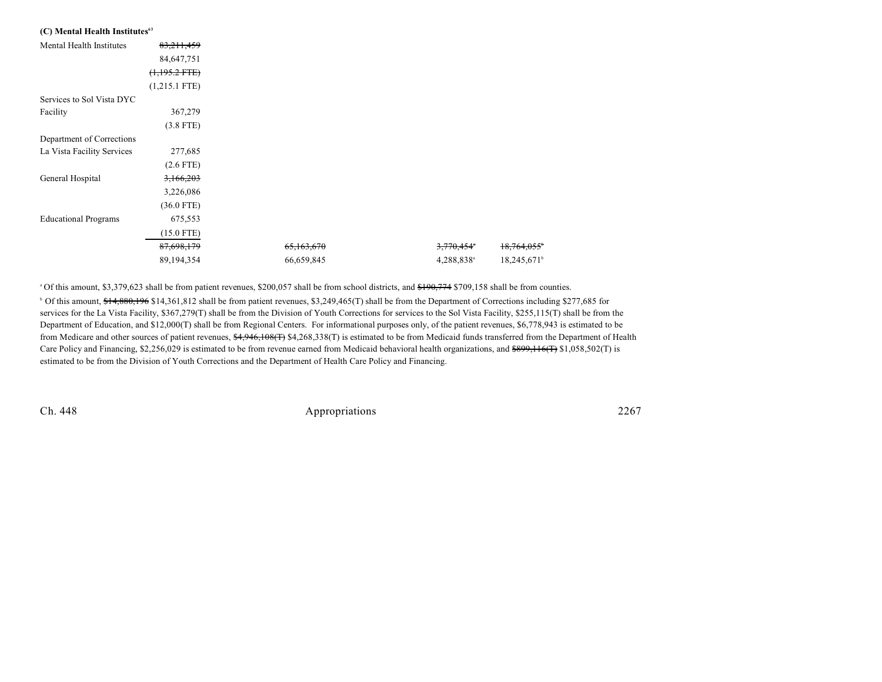**(C) Mental Health Institutes**[63]

| | | | | |
|---|---|---|---|---|
| Mental Health Institutes | ~~83,211,459~~ | | | |
| | 84,647,751 | | | |
| | ~~(1,195.2 FTE)~~ | | | |
| | (1,215.1 FTE) | | | |
| Services to Sol Vista DYC Facility | 367,279 | | | |
| | (3.8 FTE) | | | |
| Department of Corrections La Vista Facility Services | 277,685 | | | |
| | (2.6 FTE) | | | |
| General Hospital | ~~3,166,203~~ | | | |
| | 3,226,086 | | | |
| | (36.0 FTE) | | | |
| Educational Programs | 675,553 | | | |
| | (15.0 FTE) | | | |
| | ~~87,698,179~~ | ~~65,163,670~~ | ~~3,770,454~~[a] | ~~18,764,055~~[b] |
| | 89,194,354 | 66,659,845 | 4,288,838[a] | 18,245,671[b] |

[a] Of this amount, $3,379,623 shall be from patient revenues, $200,057 shall be from school districts, and ~~$190,774~~ $709,158 shall be from counties.

[b] Of this amount, ~~$14,880,196~~ $14,361,812 shall be from patient revenues, $3,249,465(T) shall be from the Department of Corrections including $277,685 for services for the La Vista Facility, $367,279(T) shall be from the Division of Youth Corrections for services to the Sol Vista Facility, $255,115(T) shall be from the Department of Education, and $12,000(T) shall be from Regional Centers. For informational purposes only, of the patient revenues, $6,778,943 is estimated to be from Medicare and other sources of patient revenues, ~~$4,946,108(T)~~ $4,268,338(T) is estimated to be from Medicaid funds transferred from the Department of Health Care Policy and Financing, $2,256,029 is estimated to be from revenue earned from Medicaid behavioral health organizations, and ~~$899,116(T)~~ $1,058,502(T) is estimated to be from the Division of Youth Corrections and the Department of Health Care Policy and Financing.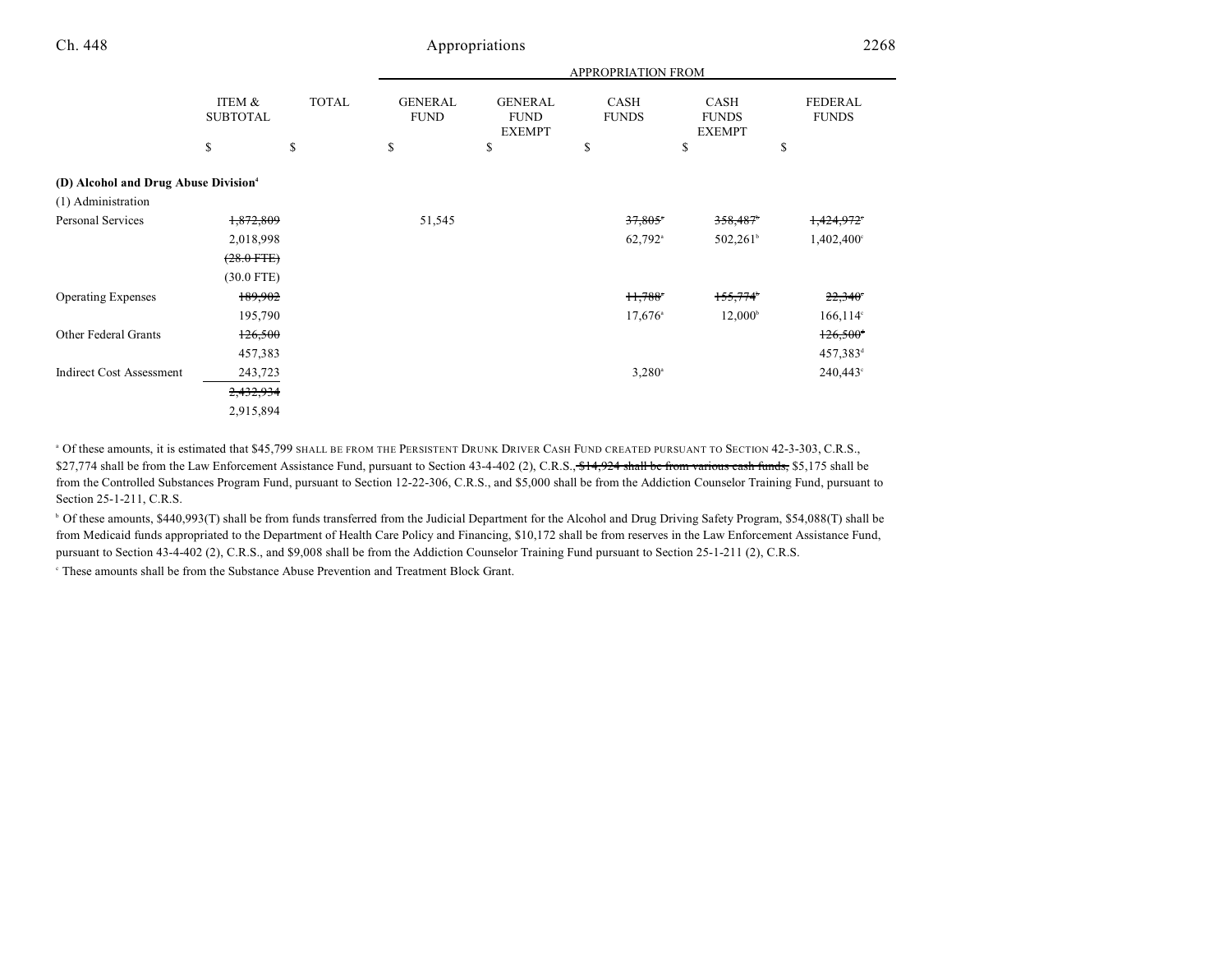| | ITEM & SUBTOTAL | TOTAL | APPROPRIATION FROM GENERAL FUND | GENERAL FUND EXEMPT | CASH FUNDS | CASH FUNDS EXEMPT | FEDERAL FUNDS |
|---|---|---|---|---|---|---|---|
| | $ | $ | $ | $ | $ | $ | $ |
| **(D) Alcohol and Drug Abuse Division**[4] | | | | | | | |
| (1) Administration | | | | | | | |
| Personal Services | ~~1,872,809~~ | | 51,545 | | ~~37,805~~[a] | ~~358,487~~[b] | ~~1,424,972~~[c] |
| | 2,018,998 | | | | 62,792[a] | 502,261[b] | 1,402,400[c] |
| | ~~(28.0 FTE)~~ | | | | | | |
| | (30.0 FTE) | | | | | | |
| Operating Expenses | ~~189,902~~ | | | | ~~11,788~~[a] | ~~155,774~~[b] | ~~22,340~~[c] |
| | 195,790 | | | | 17,676[a] | 12,000[b] | 166,114[c] |
| Other Federal Grants | ~~126,500~~ | | | | | | ~~126,500~~[d] |
| | 457,383 | | | | | | 457,383[d] |
| Indirect Cost Assessment | 243,723 | | | | 3,280[a] | | 240,443[c] |
| | ~~2,432,934~~ | | | | | | |
| | 2,915,894 | | | | | | |

[a] Of these amounts, it is estimated that $45,799 SHALL BE FROM THE PERSISTENT DRUNK DRIVER CASH FUND CREATED PURSUANT TO SECTION 42-3-303, C.R.S., $27,774 shall be from the Law Enforcement Assistance Fund, pursuant to Section 43-4-402 (2), C.R.S., ~~$14,924 shall be from various cash funds,~~ $5,175 shall be from the Controlled Substances Program Fund, pursuant to Section 12-22-306, C.R.S., and $5,000 shall be from the Addiction Counselor Training Fund, pursuant to Section 25-1-211, C.R.S.

[b] Of these amounts, $440,993(T) shall be from funds transferred from the Judicial Department for the Alcohol and Drug Driving Safety Program, $54,088(T) shall be from Medicaid funds appropriated to the Department of Health Care Policy and Financing, $10,172 shall be from reserves in the Law Enforcement Assistance Fund, pursuant to Section 43-4-402 (2), C.R.S., and $9,008 shall be from the Addiction Counselor Training Fund pursuant to Section 25-1-211 (2), C.R.S.

[c] These amounts shall be from the Substance Abuse Prevention and Treatment Block Grant.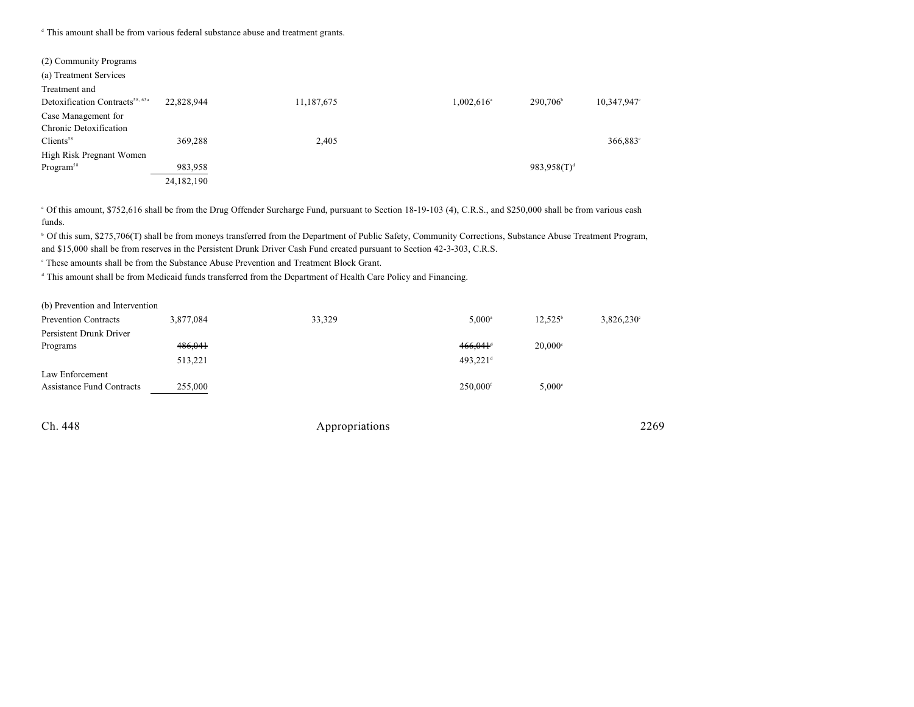[d] This amount shall be from various federal substance abuse and treatment grants.

| | | | | | |
|---|---|---|---|---|---|
| (2) Community Programs | | | | | |
| (a) Treatment Services | | | | | |
| Treatment and Detoxification Contracts[58, 63a] | 22,828,944 | 11,187,675 | 1,002,616[a] | 290,706[b] | 10,347,947[c] |
| Case Management for Chronic Detoxification Clients[58] | 369,288 | 2,405 | | | 366,883[c] |
| High Risk Pregnant Women Program[58] | 983,958 | | | 983,958(T)[d] | |
| | 24,182,190 | | | | |

[a] Of this amount, $752,616 shall be from the Drug Offender Surcharge Fund, pursuant to Section 18-19-103 (4), C.R.S., and $250,000 shall be from various cash funds.

[b] Of this sum, $275,706(T) shall be from moneys transferred from the Department of Public Safety, Community Corrections, Substance Abuse Treatment Program, and $15,000 shall be from reserves in the Persistent Drunk Driver Cash Fund created pursuant to Section 42-3-303, C.R.S.

[c] These amounts shall be from the Substance Abuse Prevention and Treatment Block Grant.

[d] This amount shall be from Medicaid funds transferred from the Department of Health Care Policy and Financing.

| | | | | | |
|---|---|---|---|---|---|
| (b) Prevention and Intervention | | | | | |
| Prevention Contracts | 3,877,084 | 33,329 | 5,000[a] | 12,525[b] | 3,826,230[c] |
| Persistent Drunk Driver Programs | ~~486,041~~ | | ~~466,041[d]~~ | 20,000[e] | |
| | 513,221 | | 493,221[d] | | |
| Law Enforcement Assistance Fund Contracts | 255,000 | | 250,000[f] | 5,000[e] | |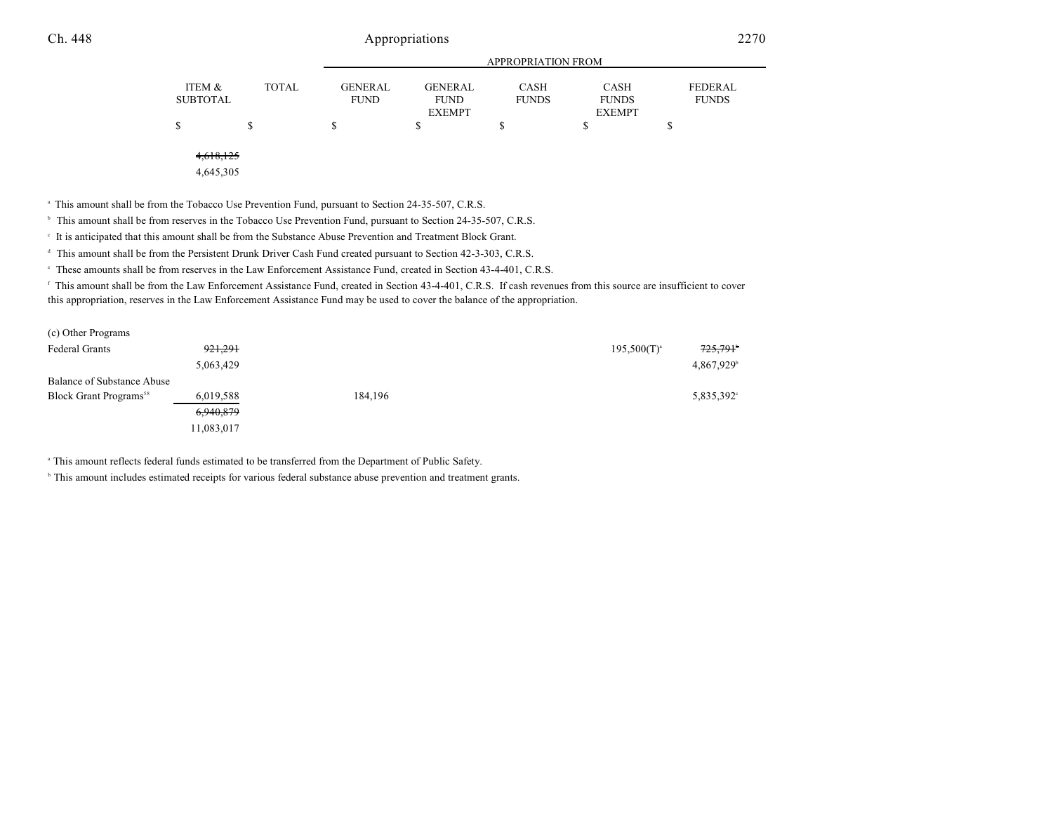| | ITEM & SUBTOTAL | TOTAL | APPROPRIATION FROM GENERAL FUND | GENERAL FUND EXEMPT | CASH FUNDS | CASH FUNDS EXEMPT | FEDERAL FUNDS |
|---|---|---|---|---|---|---|---|
| | $ | $ | $ | $ | $ | $ | $ |
| | ~~4,618,125~~ | | | | | | |
| | 4,645,305 | | | | | | |

[a] This amount shall be from the Tobacco Use Prevention Fund, pursuant to Section 24-35-507, C.R.S.

[b] This amount shall be from reserves in the Tobacco Use Prevention Fund, pursuant to Section 24-35-507, C.R.S.

[c] It is anticipated that this amount shall be from the Substance Abuse Prevention and Treatment Block Grant.

[d] This amount shall be from the Persistent Drunk Driver Cash Fund created pursuant to Section 42-3-303, C.R.S.

[e] These amounts shall be from reserves in the Law Enforcement Assistance Fund, created in Section 43-4-401, C.R.S.

[f] This amount shall be from the Law Enforcement Assistance Fund, created in Section 43-4-401, C.R.S. If cash revenues from this source are insufficient to cover this appropriation, reserves in the Law Enforcement Assistance Fund may be used to cover the balance of the appropriation.

| | ITEM & SUBTOTAL | TOTAL | GENERAL FUND | GENERAL FUND EXEMPT | CASH FUNDS | CASH FUNDS EXEMPT | FEDERAL FUNDS |
|---|---|---|---|---|---|---|---|
| (c) Other Programs | | | | | | | |
| Federal Grants | ~~921,291~~ | | | | | 195,500(T)[a] | ~~725,791~~[b] |
| | 5,063,429 | | | | | | 4,867,929[b] |
| Balance of Substance Abuse Block Grant Programs[58] | 6,019,588 | | 184,196 | | | | 5,835,392[c] |
| | ~~6,940,879~~ | | | | | | |
| | 11,083,017 | | | | | | |

[a] This amount reflects federal funds estimated to be transferred from the Department of Public Safety.

[b] This amount includes estimated receipts for various federal substance abuse prevention and treatment grants.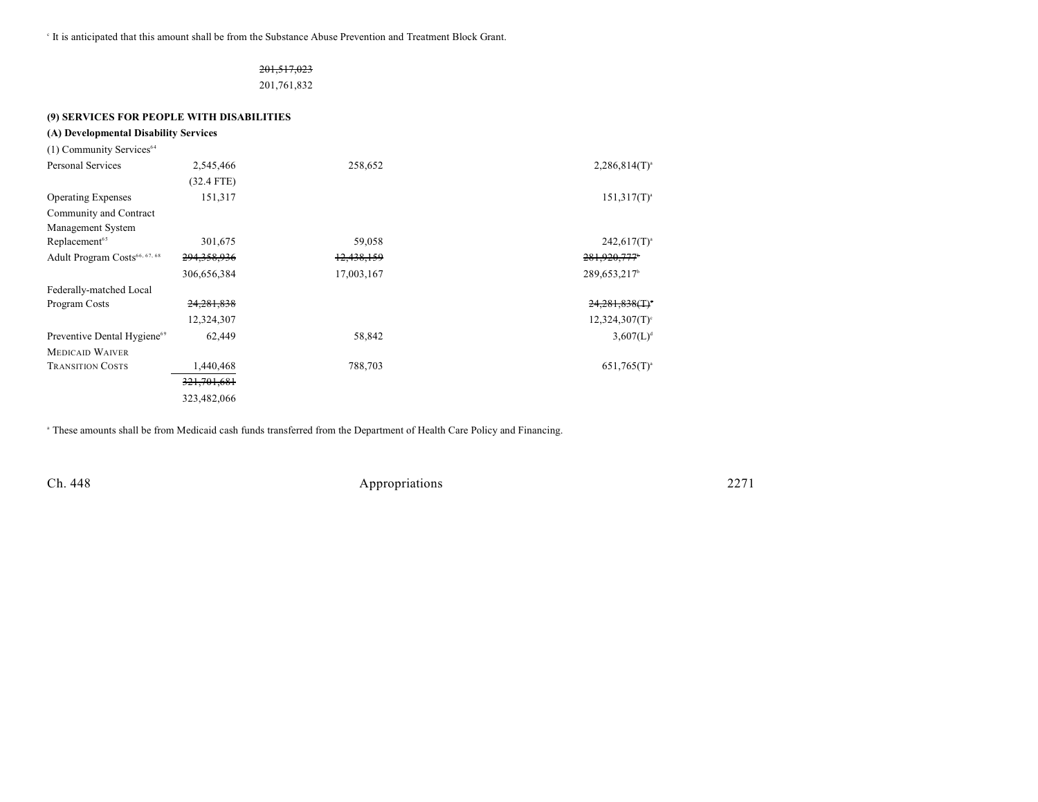[c] It is anticipated that this amount shall be from the Substance Abuse Prevention and Treatment Block Grant.

~~201,517,023~~
201,761,832

**(9) SERVICES FOR PEOPLE WITH DISABILITIES**

**(A) Developmental Disability Services**

| | | | |
|---|---|---|---|
| (1) Community Services[64] | | | |
| Personal Services | 2,545,466 | 258,652 | 2,286,814(T)[a] |
| | (32.4 FTE) | | |
| Operating Expenses | 151,317 | | 151,317(T)[a] |
| Community and Contract Management System Replacement[65] | 301,675 | 59,058 | 242,617(T)[a] |
| Adult Program Costs[66, 67, 68] | ~~294,358,936~~ | ~~12,438,159~~ | ~~281,920,777~~[b] |
| | 306,656,384 | 17,003,167 | 289,653,217[b] |
| Federally-matched Local Program Costs | ~~24,281,838~~ | | ~~24,281,838(T)~~[c] |
| | 12,324,307 | | 12,324,307(T)[c] |
| Preventive Dental Hygiene[69] | 62,449 | 58,842 | 3,607(L)[d] |
| MEDICAID WAIVER TRANSITION COSTS | 1,440,468 | 788,703 | 651,765(T)[a] |
| | ~~321,701,681~~ | | |
| | 323,482,066 | | |

[a] These amounts shall be from Medicaid cash funds transferred from the Department of Health Care Policy and Financing.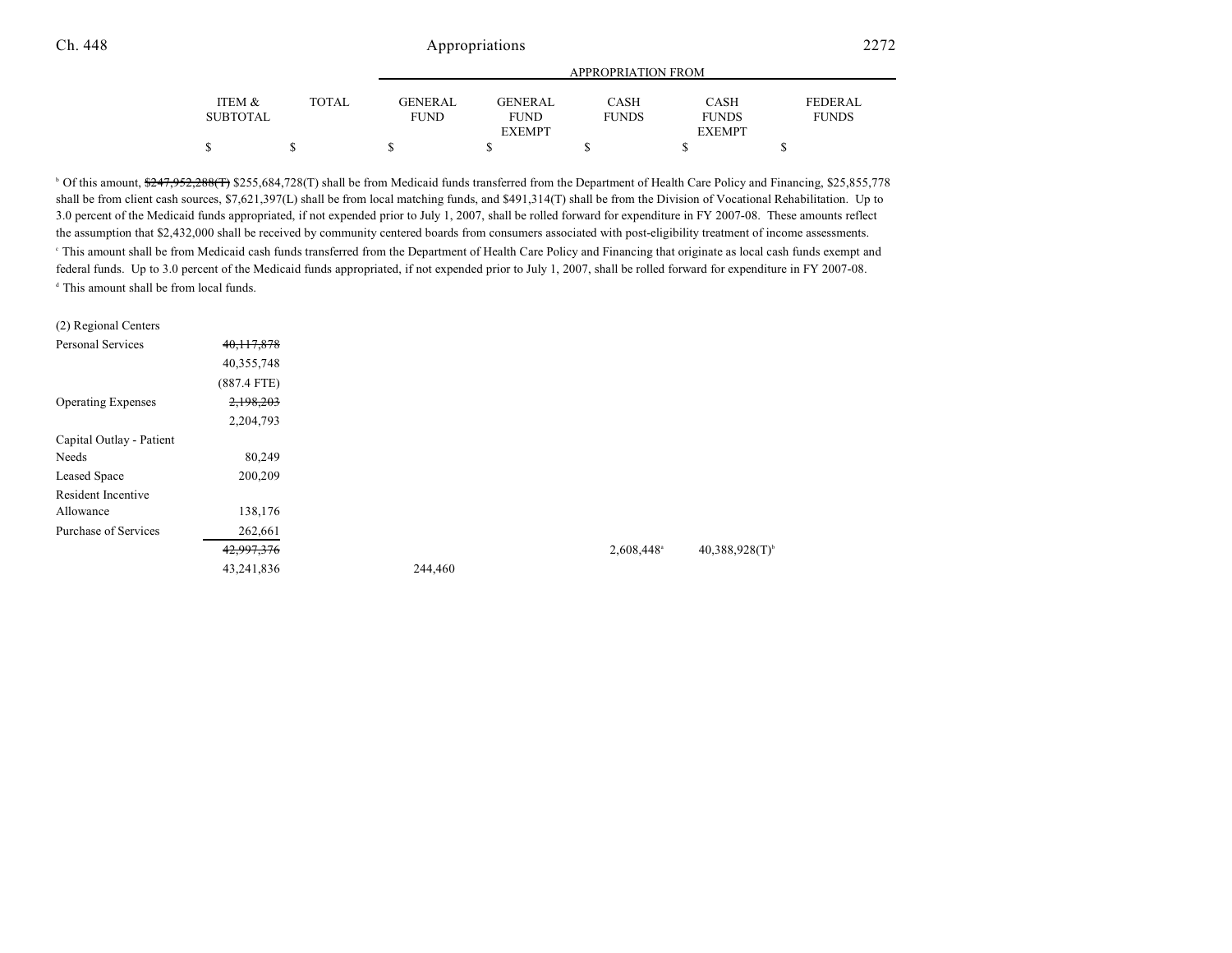| | ITEM & SUBTOTAL | TOTAL | GENERAL FUND | GENERAL FUND EXEMPT | CASH FUNDS | CASH FUNDS EXEMPT | FEDERAL FUNDS |
|---|---|---|---|---|---|---|---|
| | $ | $ | $ | $ | $ | $ | $ |

[b] Of this amount, ~~$247,952,288(T)~~ $255,684,728(T) shall be from Medicaid funds transferred from the Department of Health Care Policy and Financing, $25,855,778 shall be from client cash sources, $7,621,397(L) shall be from local matching funds, and $491,314(T) shall be from the Division of Vocational Rehabilitation. Up to 3.0 percent of the Medicaid funds appropriated, if not expended prior to July 1, 2007, shall be rolled forward for expenditure in FY 2007-08. These amounts reflect the assumption that $2,432,000 shall be received by community centered boards from consumers associated with post-eligibility treatment of income assessments.

[c] This amount shall be from Medicaid cash funds transferred from the Department of Health Care Policy and Financing that originate as local cash funds exempt and federal funds. Up to 3.0 percent of the Medicaid funds appropriated, if not expended prior to July 1, 2007, shall be rolled forward for expenditure in FY 2007-08.

[d] This amount shall be from local funds.

| | ITEM & SUBTOTAL | TOTAL | GENERAL FUND | GENERAL FUND EXEMPT | CASH FUNDS | CASH FUNDS EXEMPT | FEDERAL FUNDS |
|---|---|---|---|---|---|---|---|
| (2) Regional Centers | | | | | | | |
| Personal Services | ~~40,117,878~~ 40,355,748 (887.4 FTE) | | | | | | |
| Operating Expenses | ~~2,198,203~~ 2,204,793 | | | | | | |
| Capital Outlay - Patient Needs | 80,249 | | | | | | |
| Leased Space | 200,209 | | | | | | |
| Resident Incentive Allowance | 138,176 | | | | | | |
| Purchase of Services | 262,661 | | | | | | |
| | ~~42,997,376~~ 43,241,836 | | 244,460 | | 2,608,448[a] | 40,388,928(T)[b] | |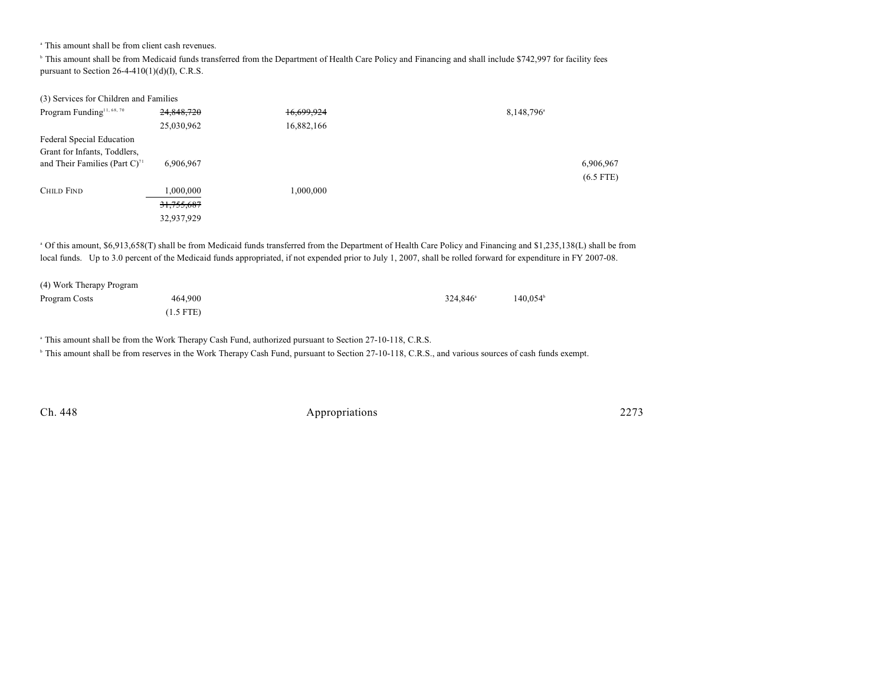[a] This amount shall be from client cash revenues.

[b] This amount shall be from Medicaid funds transferred from the Department of Health Care Policy and Financing and shall include $742,997 for facility fees pursuant to Section 26-4-410(1)(d)(I), C.R.S.

| | | | | | |
|---|---|---|---|---|---|
| (3) Services for Children and Families | | | | | |
| Program Funding[11, 68, 70] | ~~24,848,720~~ 25,030,962 | ~~16,699,924~~ 16,882,166 | | 8,148,796[a] | |
| Federal Special Education Grant for Infants, Toddlers, and Their Families (Part C)[71] | 6,906,967 | | | | 6,906,967 (6.5 FTE) |
| CHILD FIND | 1,000,000 | 1,000,000 | | | |
| | ~~31,755,687~~ 32,937,929 | | | | |

[a] Of this amount, $6,913,658(T) shall be from Medicaid funds transferred from the Department of Health Care Policy and Financing and $1,235,138(L) shall be from local funds. Up to 3.0 percent of the Medicaid funds appropriated, if not expended prior to July 1, 2007, shall be rolled forward for expenditure in FY 2007-08.

| | | | | | |
|---|---|---|---|---|---|
| (4) Work Therapy Program | | | | | |
| Program Costs | 464,900 (1.5 FTE) | | 324,846[a] | 140,054[b] | |

[a] This amount shall be from the Work Therapy Cash Fund, authorized pursuant to Section 27-10-118, C.R.S.

[b] This amount shall be from reserves in the Work Therapy Cash Fund, pursuant to Section 27-10-118, C.R.S., and various sources of cash funds exempt.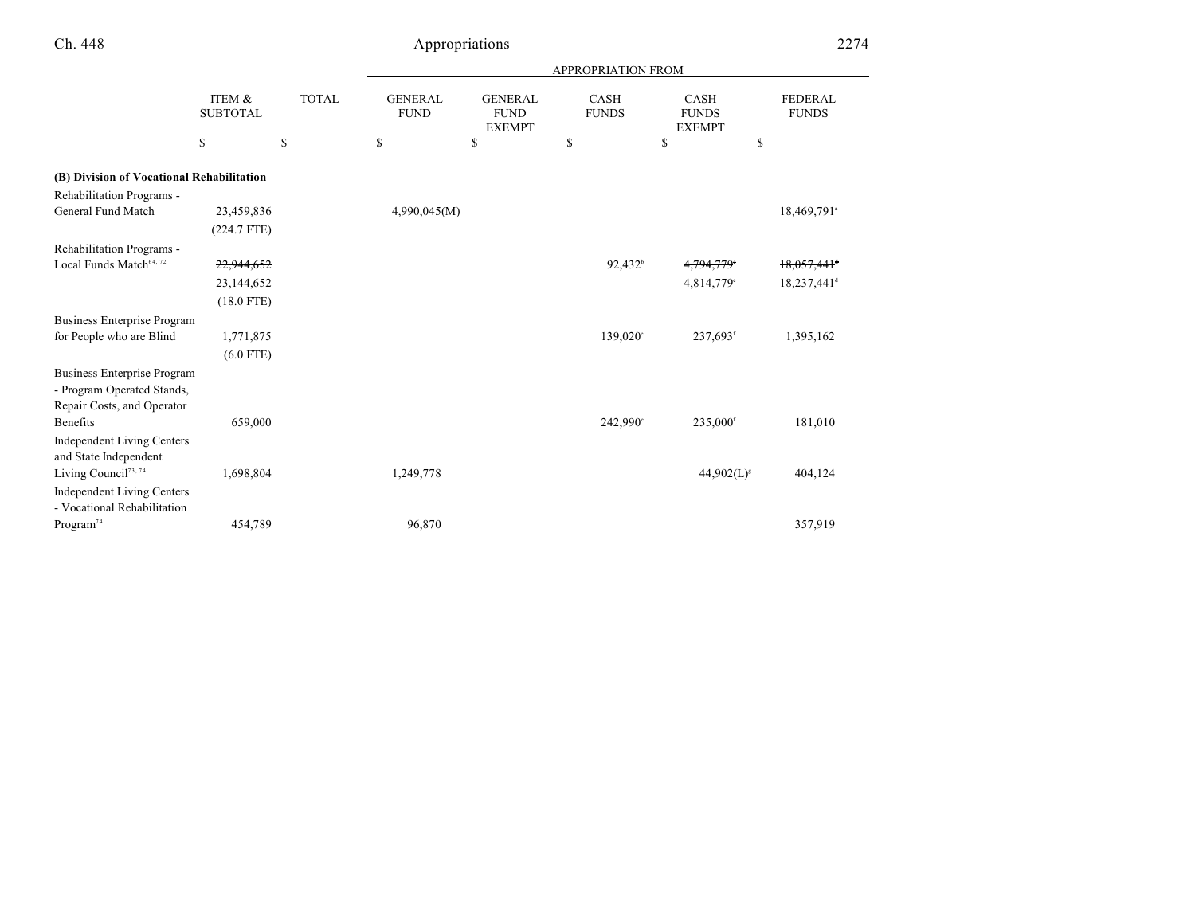| | ITEM & SUBTOTAL | TOTAL | APPROPRIATION FROM GENERAL FUND | GENERAL FUND EXEMPT | CASH FUNDS | CASH FUNDS EXEMPT | FEDERAL FUNDS |
|---|---|---|---|---|---|---|---|
| | $ | $ | $ | $ | $ | $ | $ |
| **(B) Division of Vocational Rehabilitation** | | | | | | | |
| Rehabilitation Programs - General Fund Match | 23,459,836 | | 4,990,045(M) | | | | 18,469,791[a] |
| | (224.7 FTE) | | | | | | |
| Rehabilitation Programs - Local Funds Match[64, 72] | ~~22,944,652~~ | | | | 92,432[b] | ~~4,794,779~~[c] | ~~18,057,441~~[d] |
| | 23,144,652 | | | | | 4,814,779[c] | 18,237,441[d] |
| | (18.0 FTE) | | | | | | |
| Business Enterprise Program for People who are Blind | 1,771,875 | | | | 139,020[e] | 237,693[f] | 1,395,162 |
| | (6.0 FTE) | | | | | | |
| Business Enterprise Program - Program Operated Stands, Repair Costs, and Operator Benefits | 659,000 | | | | 242,990[e] | 235,000[f] | 181,010 |
| Independent Living Centers and State Independent Living Council[73, 74] | 1,698,804 | | 1,249,778 | | | 44,902(L)[g] | 404,124 |
| Independent Living Centers - Vocational Rehabilitation Program[74] | 454,789 | | 96,870 | | | | 357,919 |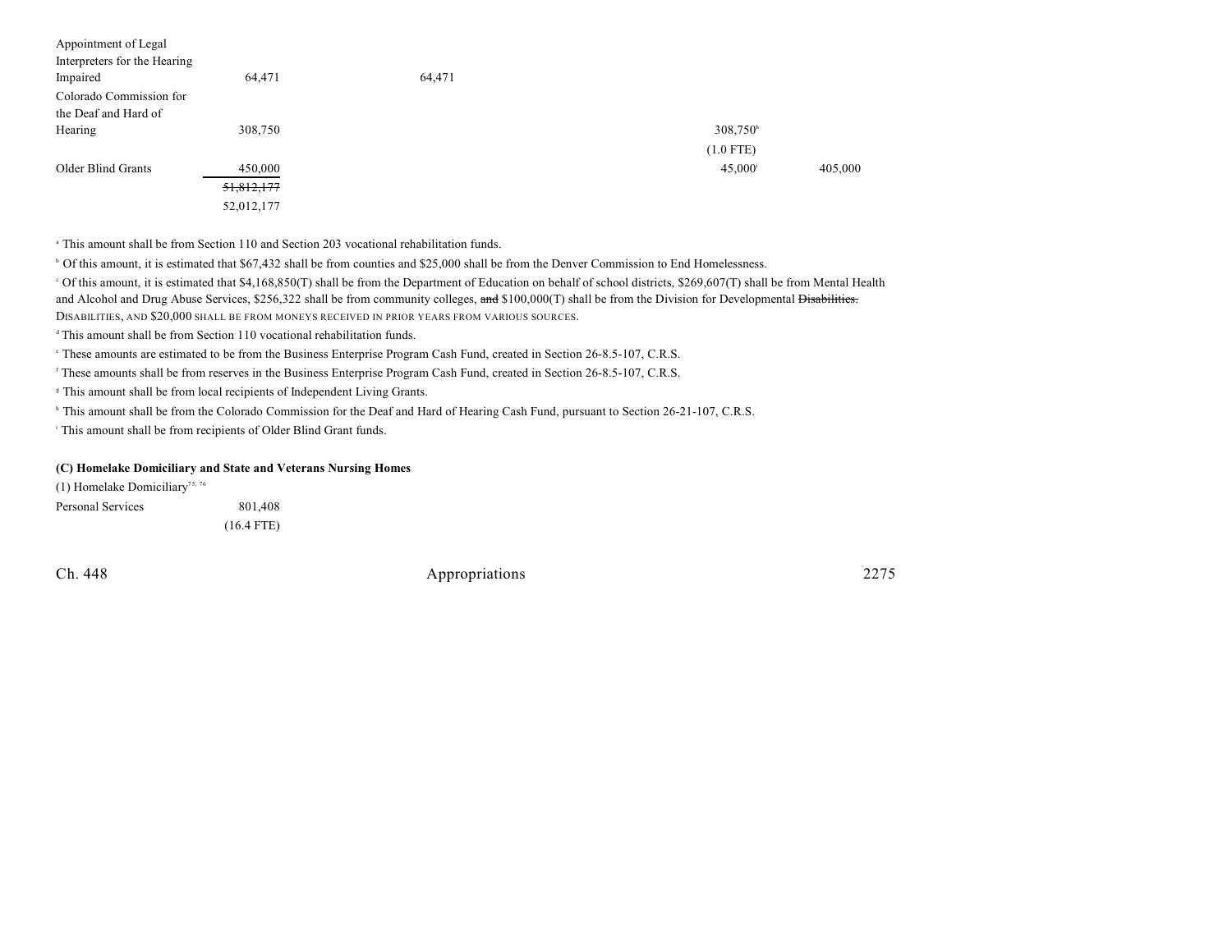| | | | | | |
|---|---|---|---|---|---|
| Appointment of Legal Interpreters for the Hearing Impaired | 64,471 | 64,471 | | | |
| Colorado Commission for the Deaf and Hard of Hearing | 308,750 | | | 308,750[h] | |
| | | | | (1.0 FTE) | |
| Older Blind Grants | 450,000 | | | 45,000[i] | 405,000 |
| | ~~51,812,177~~ | | | | |
| | 52,012,177 | | | | |

[a] This amount shall be from Section 110 and Section 203 vocational rehabilitation funds.

[b] Of this amount, it is estimated that $67,432 shall be from counties and $25,000 shall be from the Denver Commission to End Homelessness.

[c] Of this amount, it is estimated that $4,168,850(T) shall be from the Department of Education on behalf of school districts, $269,607(T) shall be from Mental Health and Alcohol and Drug Abuse Services, $256,322 shall be from community colleges, ~~and~~ $100,000(T) shall be from the Division for Developmental ~~Disabilities.~~ DISABILITIES, AND $20,000 SHALL BE FROM MONEYS RECEIVED IN PRIOR YEARS FROM VARIOUS SOURCES.

[d] This amount shall be from Section 110 vocational rehabilitation funds.

[e] These amounts are estimated to be from the Business Enterprise Program Cash Fund, created in Section 26-8.5-107, C.R.S.

[f] These amounts shall be from reserves in the Business Enterprise Program Cash Fund, created in Section 26-8.5-107, C.R.S.

[g] This amount shall be from local recipients of Independent Living Grants.

[h] This amount shall be from the Colorado Commission for the Deaf and Hard of Hearing Cash Fund, pursuant to Section 26-21-107, C.R.S.

[i] This amount shall be from recipients of Older Blind Grant funds.

**(C) Homelake Domiciliary and State and Veterans Nursing Homes**

(1) Homelake Domiciliary[75, 76]

| | |
|---|---|
| Personal Services | 801,408 |
| | (16.4 FTE) |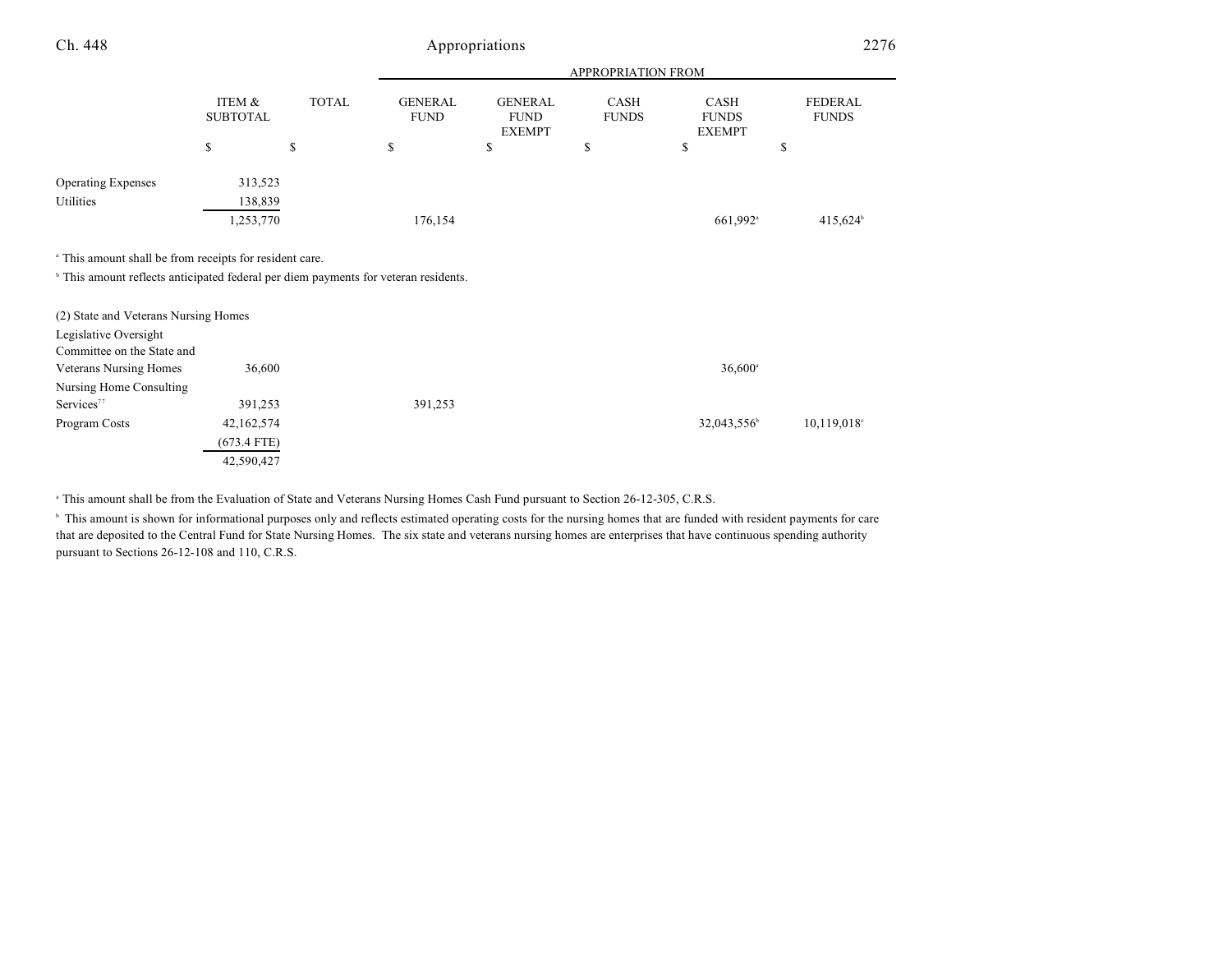| | ITEM & SUBTOTAL | TOTAL | APPROPRIATION FROM GENERAL FUND | GENERAL FUND EXEMPT | CASH FUNDS | CASH FUNDS EXEMPT | FEDERAL FUNDS |
|---|---|---|---|---|---|---|---|
| | $ | $ | $ | $ | $ | $ | $ |
| Operating Expenses | 313,523 | | | | | | |
| Utilities | 138,839 | | | | | | |
| | 1,253,770 | | 176,154 | | | 661,992[a] | 415,624[b] |

[a] This amount shall be from receipts for resident care.

[b] This amount reflects anticipated federal per diem payments for veteran residents.

| | ITEM & SUBTOTAL | TOTAL | GENERAL FUND | GENERAL FUND EXEMPT | CASH FUNDS | CASH FUNDS EXEMPT | FEDERAL FUNDS |
|---|---|---|---|---|---|---|---|
| (2) State and Veterans Nursing Homes | | | | | | | |
| Legislative Oversight Committee on the State and Veterans Nursing Homes | 36,600 | | | | | 36,600[a] | |
| Nursing Home Consulting Services[77] | 391,253 | | 391,253 | | | | |
| Program Costs | 42,162,574 | | | | | 32,043,556[b] | 10,119,018[c] |
| | (673.4 FTE) | | | | | | |
| | 42,590,427 | | | | | | |

[a] This amount shall be from the Evaluation of State and Veterans Nursing Homes Cash Fund pursuant to Section 26-12-305, C.R.S.

[b] This amount is shown for informational purposes only and reflects estimated operating costs for the nursing homes that are funded with resident payments for care that are deposited to the Central Fund for State Nursing Homes. The six state and veterans nursing homes are enterprises that have continuous spending authority pursuant to Sections 26-12-108 and 110, C.R.S.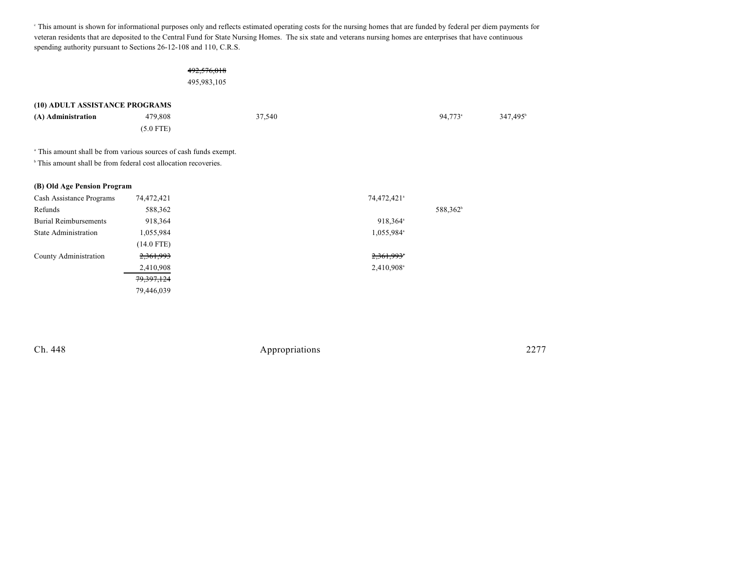[c] This amount is shown for informational purposes only and reflects estimated operating costs for the nursing homes that are funded by federal per diem payments for veteran residents that are deposited to the Central Fund for State Nursing Homes. The six state and veterans nursing homes are enterprises that have continuous spending authority pursuant to Sections 26-12-108 and 110, C.R.S.

| | | | | | | |
|---|---|---|---|---|---|---|
| | | ~~492,576,018~~ | | | | |
| | | 495,983,105 | | | | |

**(10) ADULT ASSISTANCE PROGRAMS**

| | | | | | | |
|---|---|---|---|---|---|---|
| **(A) Administration** | 479,808 | | 37,540 | | 94,773[a] | 347,495[b] |
| | (5.0 FTE) | | | | | |

[a] This amount shall be from various sources of cash funds exempt.

[b] This amount shall be from federal cost allocation recoveries.

**(B) Old Age Pension Program**

| | | | | | | |
|---|---|---|---|---|---|---|
| Cash Assistance Programs | 74,472,421 | | | 74,472,421[a] | | |
| Refunds | 588,362 | | | | 588,362[b] | |
| Burial Reimbursements | 918,364 | | | 918,364[a] | | |
| State Administration | 1,055,984 | | | 1,055,984[a] | | |
| | (14.0 FTE) | | | | | |
| County Administration | ~~2,361,993~~ | | | ~~2,361,993~~[a] | | |
| | 2,410,908 | | | 2,410,908[a] | | |
| | ~~79,397,124~~ | | | | | |
| | 79,446,039 | | | | | |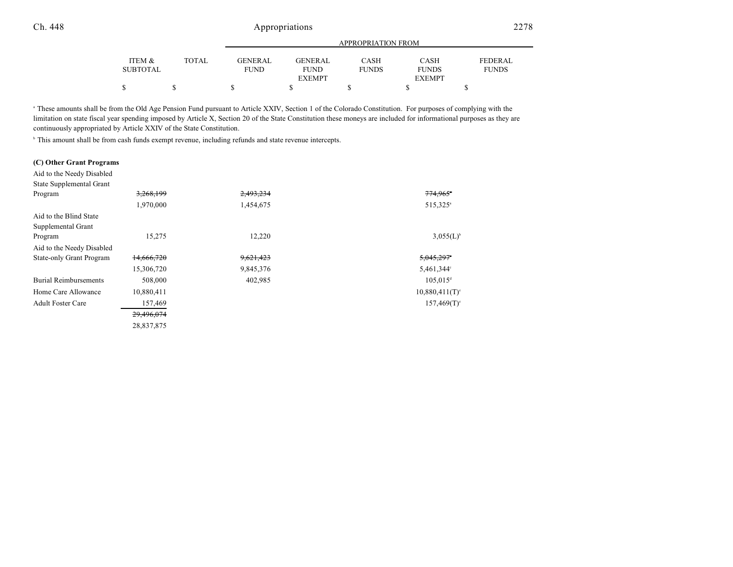| | ITEM & SUBTOTAL | TOTAL | GENERAL FUND | GENERAL FUND EXEMPT | CASH FUNDS | CASH FUNDS EXEMPT | FEDERAL FUNDS |
|---|---|---|---|---|---|---|---|
| | | | APPROPRIATION FROM | | | | |
| | $ | $ | $ | $ | $ | $ | $ |

[a] These amounts shall be from the Old Age Pension Fund pursuant to Article XXIV, Section 1 of the Colorado Constitution. For purposes of complying with the limitation on state fiscal year spending imposed by Article X, Section 20 of the State Constitution these moneys are included for informational purposes as they are continuously appropriated by Article XXIV of the State Constitution.

[b] This amount shall be from cash funds exempt revenue, including refunds and state revenue intercepts.

**(C) Other Grant Programs**

| | ITEM & SUBTOTAL | TOTAL | GENERAL FUND | GENERAL FUND EXEMPT | CASH FUNDS | CASH FUNDS EXEMPT | FEDERAL FUNDS |
|---|---|---|---|---|---|---|---|
| Aid to the Needy Disabled State Supplemental Grant Program | ~~3,268,199~~ | | ~~2,493,234~~ | | | ~~774,965~~[a] | |
| | 1,970,000 | | 1,454,675 | | | 515,325[a] | |
| Aid to the Blind State Supplemental Grant Program | 15,275 | | 12,220 | | | 3,055(L)[b] | |
| Aid to the Needy Disabled State-only Grant Program | ~~14,666,720~~ | | ~~9,621,423~~ | | | ~~5,045,297~~[c] | |
| | 15,306,720 | | 9,845,376 | | | 5,461,344[c] | |
| Burial Reimbursements | 508,000 | | 402,985 | | | 105,015[d] | |
| Home Care Allowance | 10,880,411 | | | | | 10,880,411(T)[e] | |
| Adult Foster Care | 157,469 | | | | | 157,469(T)[e] | |
| | ~~29,496,074~~ | | | | | | |
| | 28,837,875 | | | | | | |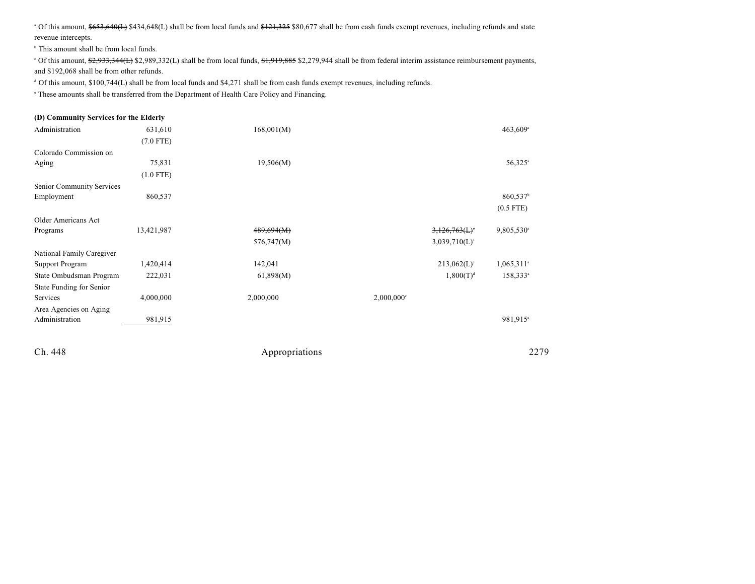[a] Of this amount, ~~$653,640(L)~~ $434,648(L) shall be from local funds and ~~$121,325~~ $80,677 shall be from cash funds exempt revenues, including refunds and state revenue intercepts.

[b] This amount shall be from local funds.

[c] Of this amount, ~~$2,933,344(L)~~ $2,989,332(L) shall be from local funds, ~~$1,919,885~~ $2,279,944 shall be from federal interim assistance reimbursement payments, and $192,068 shall be from other refunds.

[d] Of this amount, $100,744(L) shall be from local funds and $4,271 shall be from cash funds exempt revenues, including refunds.

[e] These amounts shall be transferred from the Department of Health Care Policy and Financing.

**(D) Community Services for the Elderly**

| | | | | | |
|---|---|---|---|---|---|
| Administration | 631,610 (7.0 FTE) | 168,001(M) | | | 463,609[a] |
| Colorado Commission on Aging | 75,831 (1.0 FTE) | 19,506(M) | | | 56,325[a] |
| Senior Community Services Employment | 860,537 | | | | 860,537[b] (0.5 FTE) |
| Older Americans Act Programs | 13,421,987 | ~~489,694(M)~~ 576,747(M) | | ~~3,126,763(L)[c]~~ 3,039,710(L)[c] | 9,805,530[a] |
| National Family Caregiver Support Program | 1,420,414 | 142,041 | | 213,062(L)[c] | 1,065,311[a] |
| State Ombudsman Program | 222,031 | 61,898(M) | | 1,800(T)[d] | 158,333[a] |
| State Funding for Senior Services | 4,000,000 | 2,000,000 | 2,000,000[e] | | |
| Area Agencies on Aging Administration | 981,915 | | | | 981,915[a] |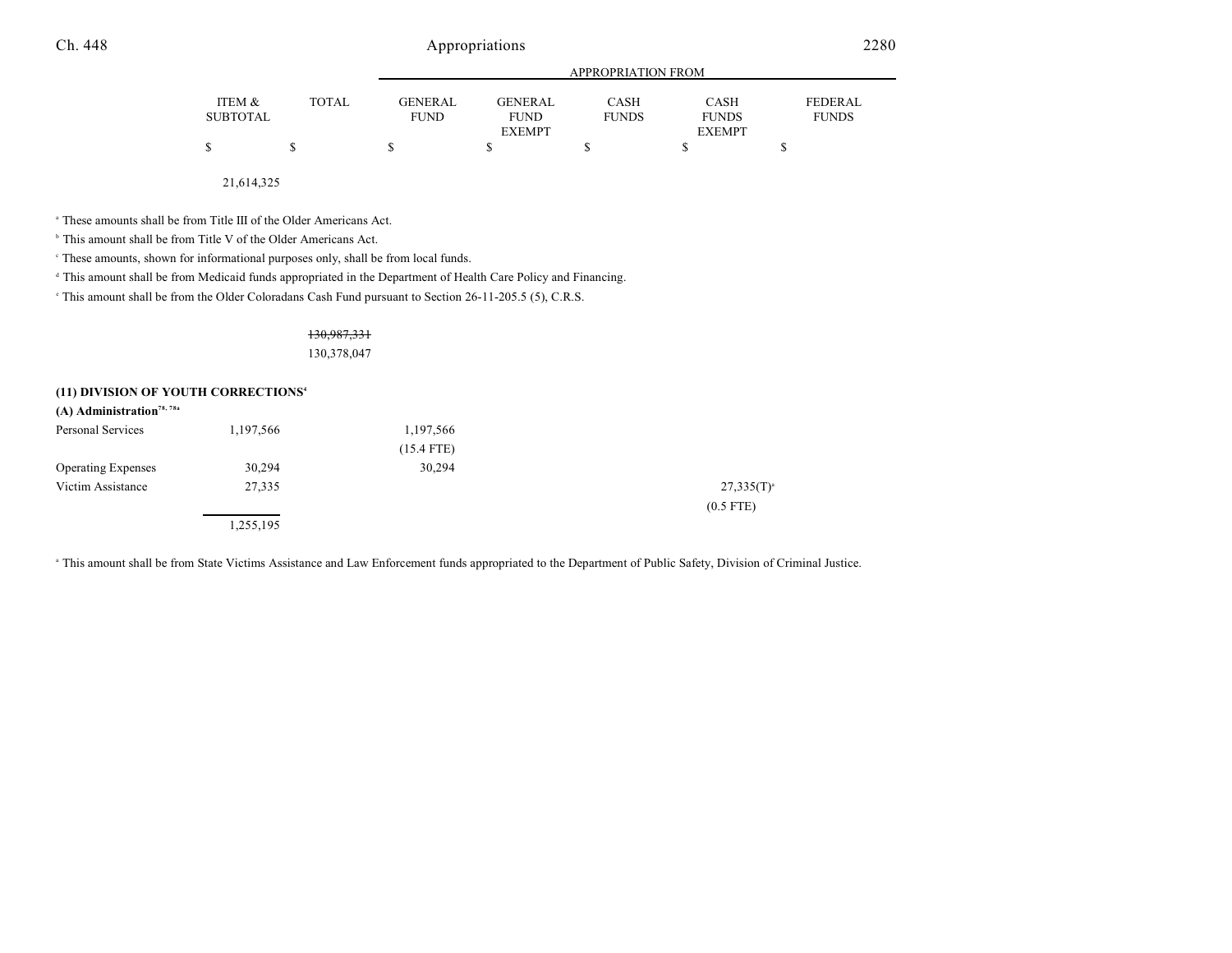| | ITEM & SUBTOTAL | TOTAL | GENERAL FUND | GENERAL FUND EXEMPT | CASH FUNDS | CASH FUNDS EXEMPT | FEDERAL FUNDS |
|---|---|---|---|---|---|---|---|
| | $ | $ | $ | $ | $ | $ | $ |
| | 21,614,325 | | | | | | |

[a] These amounts shall be from Title III of the Older Americans Act.

[b] This amount shall be from Title V of the Older Americans Act.

[c] These amounts, shown for informational purposes only, shall be from local funds.

[d] This amount shall be from Medicaid funds appropriated in the Department of Health Care Policy and Financing.

[e] This amount shall be from the Older Coloradans Cash Fund pursuant to Section 26-11-205.5 (5), C.R.S.

| | ITEM & SUBTOTAL | TOTAL | GENERAL FUND | GENERAL FUND EXEMPT | CASH FUNDS | CASH FUNDS EXEMPT | FEDERAL FUNDS |
|---|---|---|---|---|---|---|---|
| | | ~~130,987,331~~ | | | | | |
| | | 130,378,047 | | | | | |
| **(11) DIVISION OF YOUTH CORRECTIONS**[4] | | | | | | | |
| **(A) Administration**[78, 78a] | | | | | | | |
| Personal Services | 1,197,566 | | 1,197,566 | | | | |
| | | | (15.4 FTE) | | | | |
| Operating Expenses | 30,294 | | 30,294 | | | | |
| Victim Assistance | 27,335 | | | | | 27,335(T)[a] | |
| | | | | | | (0.5 FTE) | |
| | 1,255,195 | | | | | | |

[a] This amount shall be from State Victims Assistance and Law Enforcement funds appropriated to the Department of Public Safety, Division of Criminal Justice.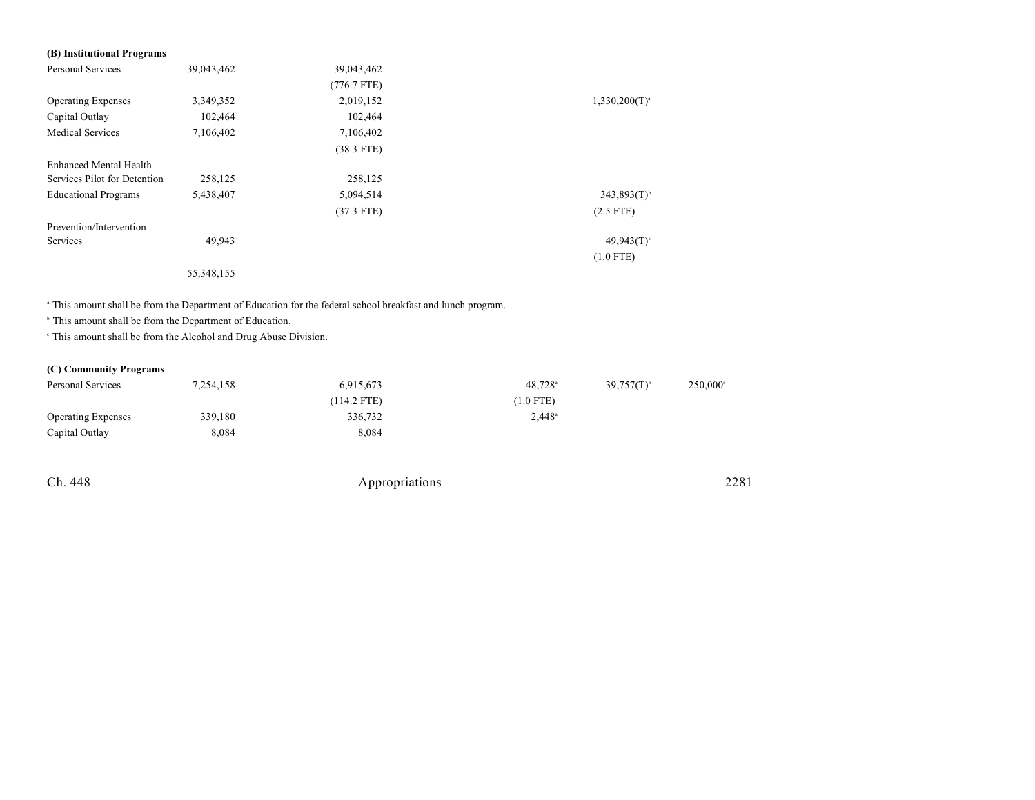**(B) Institutional Programs**

| | Total | General Fund | | Cash Funds | Cash Funds Exempt | Federal Funds |
|---|---|---|---|---|---|---|
| Personal Services | 39,043,462 | 39,043,462 | | | | |
| | | (776.7 FTE) | | | | |
| Operating Expenses | 3,349,352 | 2,019,152 | | | 1,330,200(T)[a] | |
| Capital Outlay | 102,464 | 102,464 | | | | |
| Medical Services | 7,106,402 | 7,106,402 | | | | |
| | | (38.3 FTE) | | | | |
| Enhanced Mental Health Services Pilot for Detention | 258,125 | 258,125 | | | | |
| Educational Programs | 5,438,407 | 5,094,514 | | | 343,893(T)[b] | |
| | | (37.3 FTE) | | | (2.5 FTE) | |
| Prevention/Intervention Services | 49,943 | | | | 49,943(T)[c] | |
| | | | | | (1.0 FTE) | |
| | 55,348,155 | | | | | |

[a] This amount shall be from the Department of Education for the federal school breakfast and lunch program.

[b] This amount shall be from the Department of Education.

[c] This amount shall be from the Alcohol and Drug Abuse Division.

**(C) Community Programs**

| | Total | General Fund | | Cash Funds | Cash Funds Exempt | Federal Funds |
|---|---|---|---|---|---|---|
| Personal Services | 7,254,158 | 6,915,673 | | 48,728[a] | 39,757(T)[b] | 250,000[c] |
| | | (114.2 FTE) | | (1.0 FTE) | | |
| Operating Expenses | 339,180 | 336,732 | | 2,448[a] | | |
| Capital Outlay | 8,084 | 8,084 | | | | |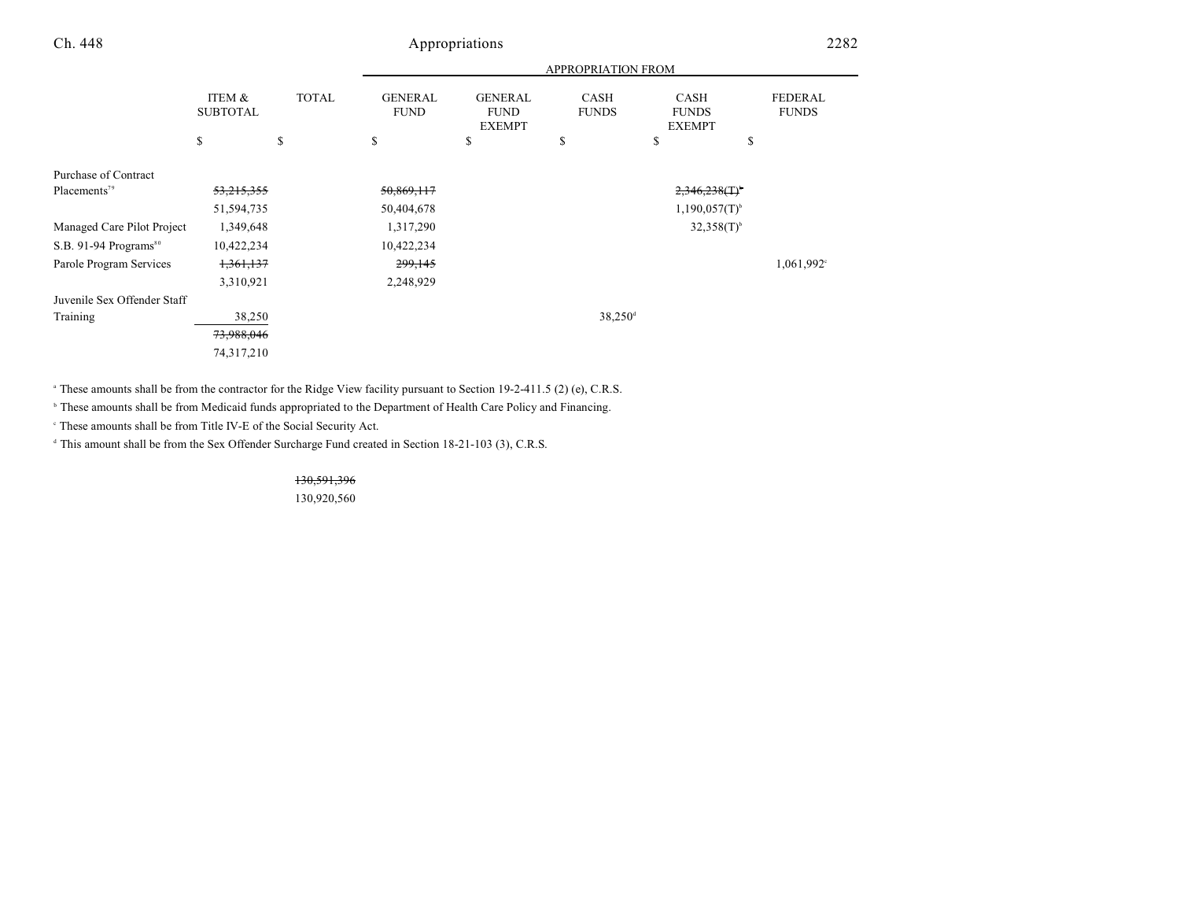| | ITEM & SUBTOTAL | TOTAL | APPROPRIATION FROM GENERAL FUND | GENERAL FUND EXEMPT | CASH FUNDS | CASH FUNDS EXEMPT | FEDERAL FUNDS |
|---|---|---|---|---|---|---|---|
| | $ | $ | $ | $ | $ | $ | $ |
| Purchase of Contract Placements[79] | ~~53,215,355~~ | | ~~50,869,117~~ | | | ~~2,346,238(T)[b]~~ | |
| | 51,594,735 | | 50,404,678 | | | 1,190,057(T)[b] | |
| Managed Care Pilot Project | 1,349,648 | | 1,317,290 | | | 32,358(T)[b] | |
| S.B. 91-94 Programs[80] | 10,422,234 | | 10,422,234 | | | | |
| Parole Program Services | ~~1,361,137~~ | | ~~299,145~~ | | | | 1,061,992[c] |
| | 3,310,921 | | 2,248,929 | | | | |
| Juvenile Sex Offender Staff Training | 38,250 | | | | 38,250[d] | | |
| | ~~73,988,046~~ | | | | | | |
| | 74,317,210 | | | | | | |

[a] These amounts shall be from the contractor for the Ridge View facility pursuant to Section 19-2-411.5 (2) (e), C.R.S.

[b] These amounts shall be from Medicaid funds appropriated to the Department of Health Care Policy and Financing.

[c] These amounts shall be from Title IV-E of the Social Security Act.

[d] This amount shall be from the Sex Offender Surcharge Fund created in Section 18-21-103 (3), C.R.S.

| | ITEM & SUBTOTAL | TOTAL |
|---|---|---|
| | | ~~130,591,396~~ |
| | | 130,920,560 |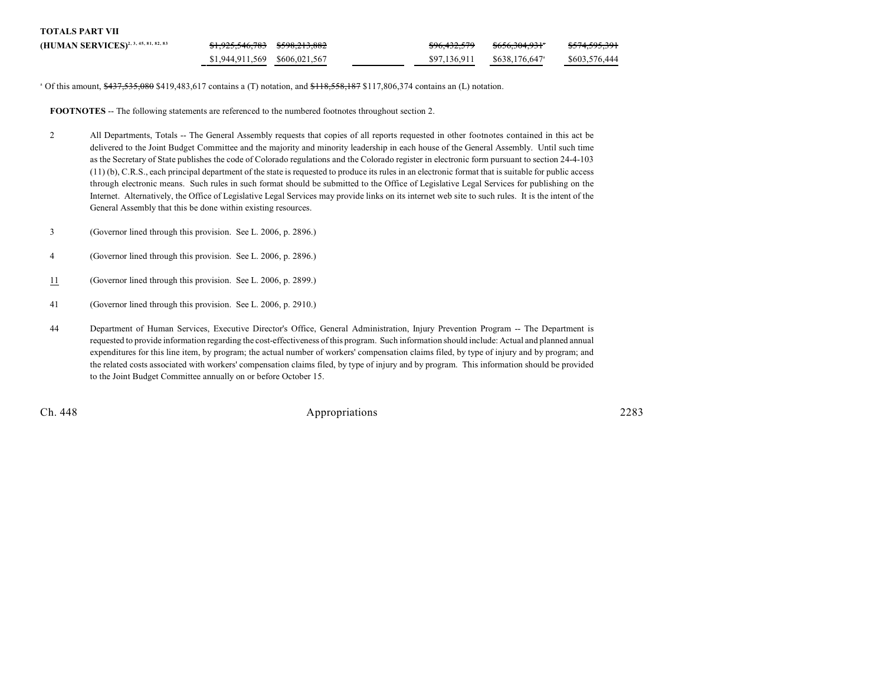**TOTALS PART VII**
**(HUMAN SERVICES)**[2, 3, 45, 81, 82, 83]

| | | | | | |
|---|---|---|---|---|---|
| ~~$1,925,546,783~~ | ~~$598,213,882~~ | | ~~$96,432,579~~ | ~~$656,304,931~~[a] | ~~$574,595,391~~ |
| $1,944,911,569 | $606,021,567 | | $97,136,911 | $638,176,647[a] | $603,576,444 |

[a] Of this amount, ~~$437,535,080~~ $419,483,617 contains a (T) notation, and ~~$118,558,187~~ $117,806,374 contains an (L) notation.

**FOOTNOTES** -- The following statements are referenced to the numbered footnotes throughout section 2.

2 All Departments, Totals -- The General Assembly requests that copies of all reports requested in other footnotes contained in this act be delivered to the Joint Budget Committee and the majority and minority leadership in each house of the General Assembly. Until such time as the Secretary of State publishes the code of Colorado regulations and the Colorado register in electronic form pursuant to section 24-4-103 (11) (b), C.R.S., each principal department of the state is requested to produce its rules in an electronic format that is suitable for public access through electronic means. Such rules in such format should be submitted to the Office of Legislative Legal Services for publishing on the Internet. Alternatively, the Office of Legislative Legal Services may provide links on its internet web site to such rules. It is the intent of the General Assembly that this be done within existing resources.

3 (Governor lined through this provision. See L. 2006, p. 2896.)

4 (Governor lined through this provision. See L. 2006, p. 2896.)

11 (Governor lined through this provision. See L. 2006, p. 2899.)

41 (Governor lined through this provision. See L. 2006, p. 2910.)

44 Department of Human Services, Executive Director's Office, General Administration, Injury Prevention Program -- The Department is requested to provide information regarding the cost-effectiveness of this program. Such information should include: Actual and planned annual expenditures for this line item, by program; the actual number of workers' compensation claims filed, by type of injury and by program; and the related costs associated with workers' compensation claims filed, by type of injury and by program. This information should be provided to the Joint Budget Committee annually on or before October 15.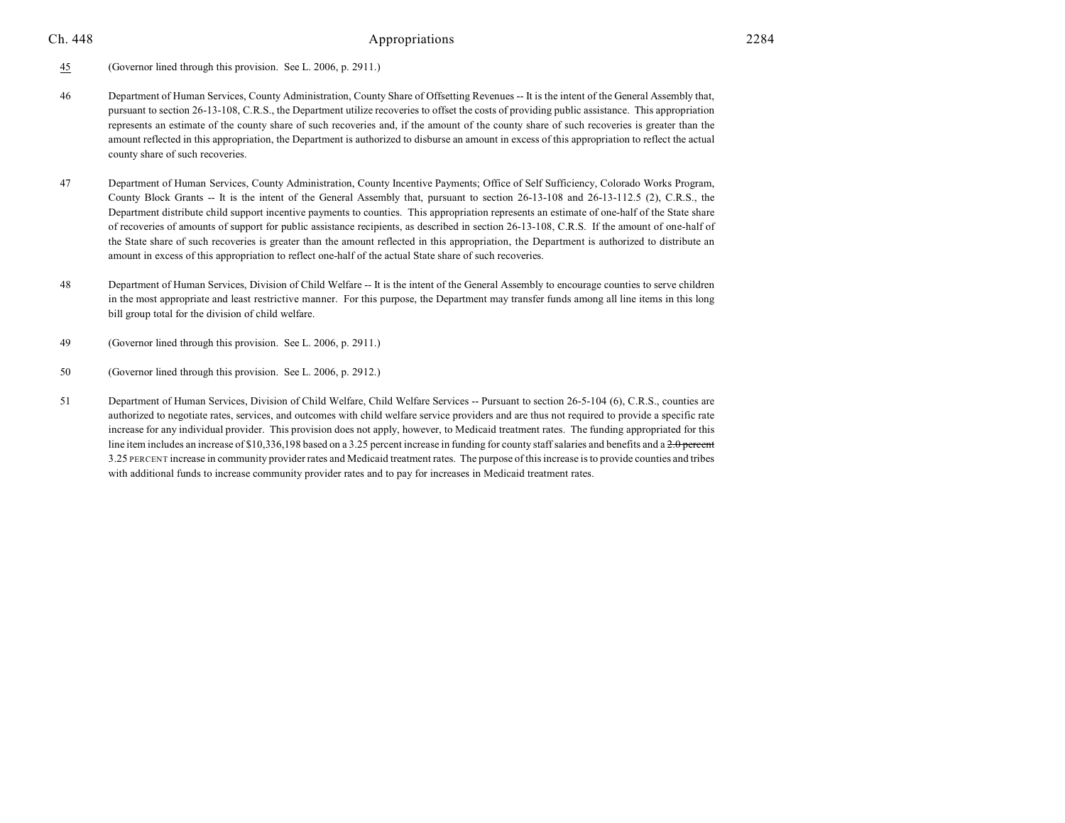45 (Governor lined through this provision. See L. 2006, p. 2911.)

46 Department of Human Services, County Administration, County Share of Offsetting Revenues -- It is the intent of the General Assembly that, pursuant to section 26-13-108, C.R.S., the Department utilize recoveries to offset the costs of providing public assistance. This appropriation represents an estimate of the county share of such recoveries and, if the amount of the county share of such recoveries is greater than the amount reflected in this appropriation, the Department is authorized to disburse an amount in excess of this appropriation to reflect the actual county share of such recoveries.

47 Department of Human Services, County Administration, County Incentive Payments; Office of Self Sufficiency, Colorado Works Program, County Block Grants -- It is the intent of the General Assembly that, pursuant to section 26-13-108 and 26-13-112.5 (2), C.R.S., the Department distribute child support incentive payments to counties. This appropriation represents an estimate of one-half of the State share of recoveries of amounts of support for public assistance recipients, as described in section 26-13-108, C.R.S. If the amount of one-half of the State share of such recoveries is greater than the amount reflected in this appropriation, the Department is authorized to distribute an amount in excess of this appropriation to reflect one-half of the actual State share of such recoveries.

48 Department of Human Services, Division of Child Welfare -- It is the intent of the General Assembly to encourage counties to serve children in the most appropriate and least restrictive manner. For this purpose, the Department may transfer funds among all line items in this long bill group total for the division of child welfare.

49 (Governor lined through this provision. See L. 2006, p. 2911.)

50 (Governor lined through this provision. See L. 2006, p. 2912.)

51 Department of Human Services, Division of Child Welfare, Child Welfare Services -- Pursuant to section 26-5-104 (6), C.R.S., counties are authorized to negotiate rates, services, and outcomes with child welfare service providers and are thus not required to provide a specific rate increase for any individual provider. This provision does not apply, however, to Medicaid treatment rates. The funding appropriated for this line item includes an increase of $10,336,198 based on a 3.25 percent increase in funding for county staff salaries and benefits and a ~~2.0 percent~~ 3.25 PERCENT increase in community provider rates and Medicaid treatment rates. The purpose of this increase is to provide counties and tribes with additional funds to increase community provider rates and to pay for increases in Medicaid treatment rates.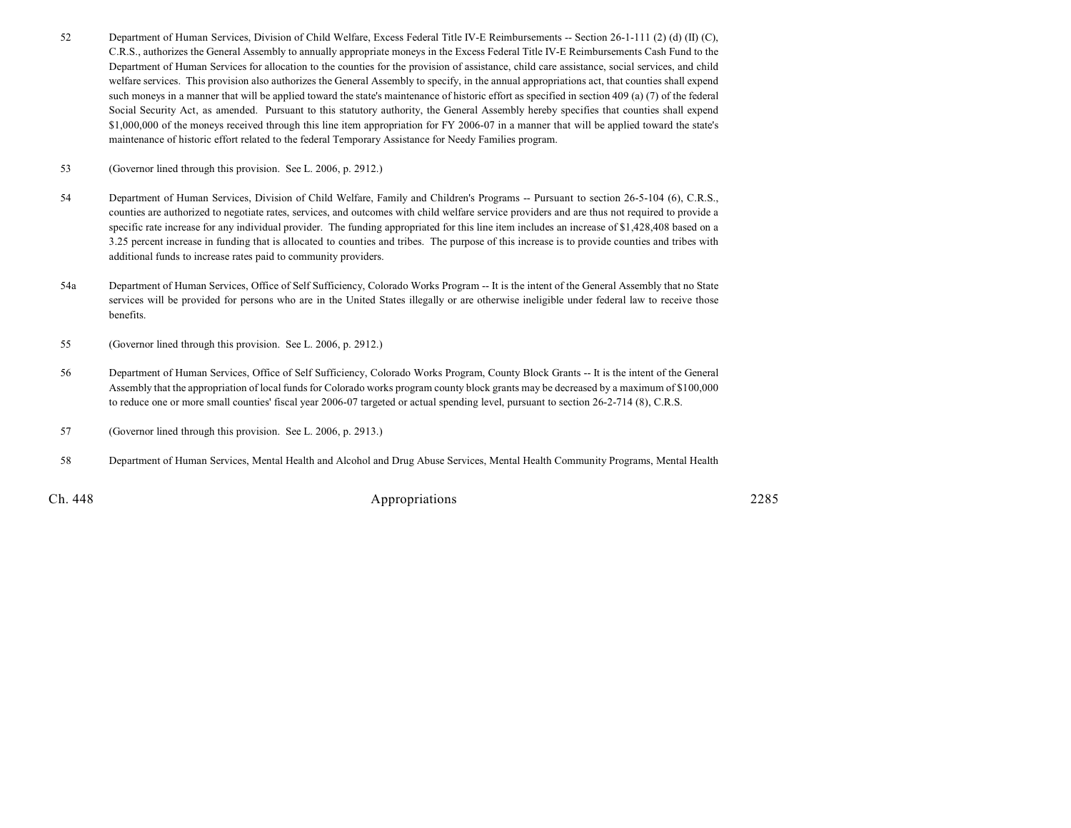52 Department of Human Services, Division of Child Welfare, Excess Federal Title IV-E Reimbursements -- Section 26-1-111 (2) (d) (II) (C), C.R.S., authorizes the General Assembly to annually appropriate moneys in the Excess Federal Title IV-E Reimbursements Cash Fund to the Department of Human Services for allocation to the counties for the provision of assistance, child care assistance, social services, and child welfare services. This provision also authorizes the General Assembly to specify, in the annual appropriations act, that counties shall expend such moneys in a manner that will be applied toward the state's maintenance of historic effort as specified in section 409 (a) (7) of the federal Social Security Act, as amended. Pursuant to this statutory authority, the General Assembly hereby specifies that counties shall expend $1,000,000 of the moneys received through this line item appropriation for FY 2006-07 in a manner that will be applied toward the state's maintenance of historic effort related to the federal Temporary Assistance for Needy Families program.

53 (Governor lined through this provision. See L. 2006, p. 2912.)

54 Department of Human Services, Division of Child Welfare, Family and Children's Programs -- Pursuant to section 26-5-104 (6), C.R.S., counties are authorized to negotiate rates, services, and outcomes with child welfare service providers and are thus not required to provide a specific rate increase for any individual provider. The funding appropriated for this line item includes an increase of $1,428,408 based on a 3.25 percent increase in funding that is allocated to counties and tribes. The purpose of this increase is to provide counties and tribes with additional funds to increase rates paid to community providers.

54a Department of Human Services, Office of Self Sufficiency, Colorado Works Program -- It is the intent of the General Assembly that no State services will be provided for persons who are in the United States illegally or are otherwise ineligible under federal law to receive those benefits.

55 (Governor lined through this provision. See L. 2006, p. 2912.)

56 Department of Human Services, Office of Self Sufficiency, Colorado Works Program, County Block Grants -- It is the intent of the General Assembly that the appropriation of local funds for Colorado works program county block grants may be decreased by a maximum of $100,000 to reduce one or more small counties' fiscal year 2006-07 targeted or actual spending level, pursuant to section 26-2-714 (8), C.R.S.

57 (Governor lined through this provision. See L. 2006, p. 2913.)

58 Department of Human Services, Mental Health and Alcohol and Drug Abuse Services, Mental Health Community Programs, Mental Health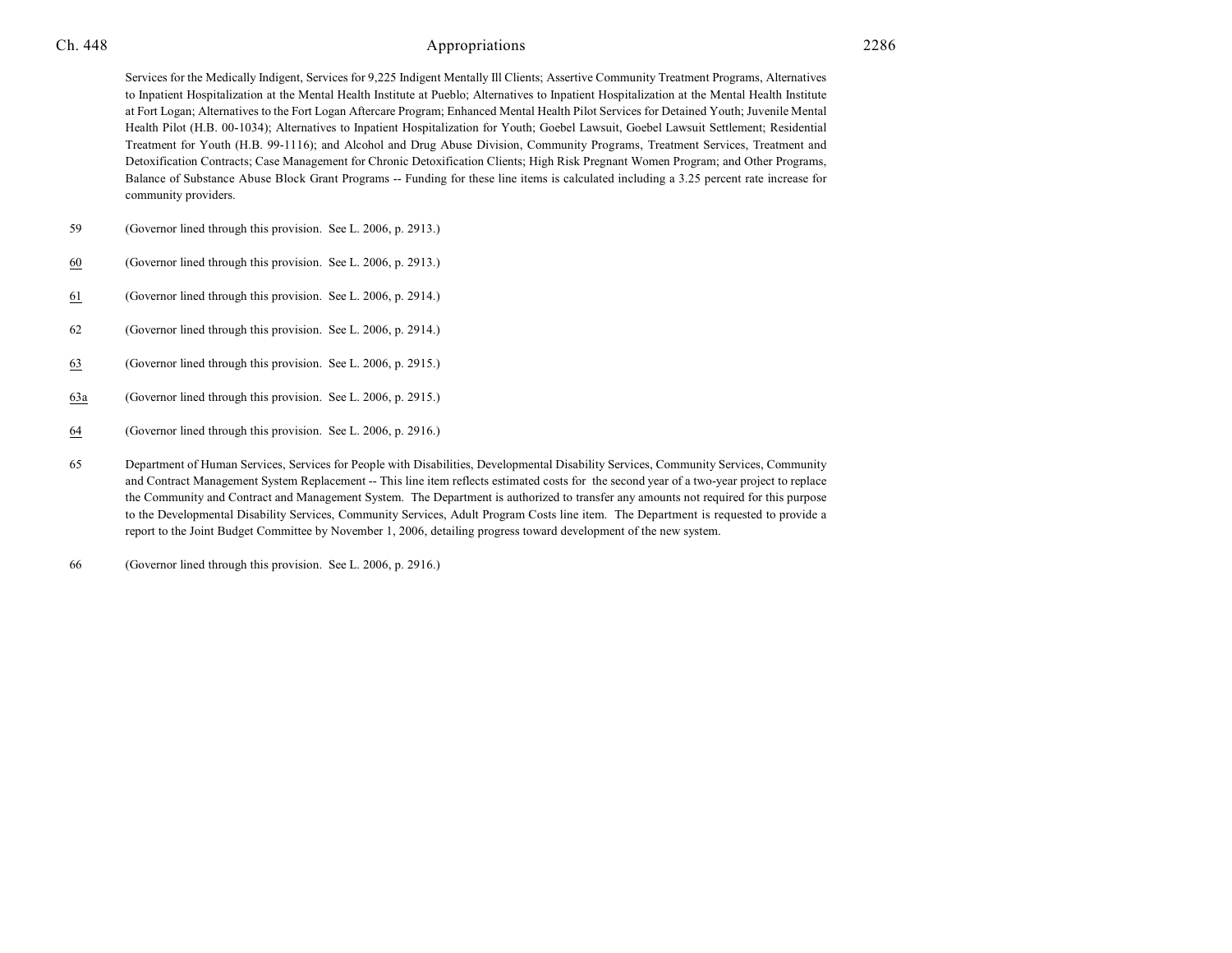Services for the Medically Indigent, Services for 9,225 Indigent Mentally Ill Clients; Assertive Community Treatment Programs, Alternatives to Inpatient Hospitalization at the Mental Health Institute at Pueblo; Alternatives to Inpatient Hospitalization at the Mental Health Institute at Fort Logan; Alternatives to the Fort Logan Aftercare Program; Enhanced Mental Health Pilot Services for Detained Youth; Juvenile Mental Health Pilot (H.B. 00-1034); Alternatives to Inpatient Hospitalization for Youth; Goebel Lawsuit, Goebel Lawsuit Settlement; Residential Treatment for Youth (H.B. 99-1116); and Alcohol and Drug Abuse Division, Community Programs, Treatment Services, Treatment and Detoxification Contracts; Case Management for Chronic Detoxification Clients; High Risk Pregnant Women Program; and Other Programs, Balance of Substance Abuse Block Grant Programs -- Funding for these line items is calculated including a 3.25 percent rate increase for community providers.

59 (Governor lined through this provision. See L. 2006, p. 2913.)

60 (Governor lined through this provision. See L. 2006, p. 2913.)

61 (Governor lined through this provision. See L. 2006, p. 2914.)

62 (Governor lined through this provision. See L. 2006, p. 2914.)

63 (Governor lined through this provision. See L. 2006, p. 2915.)

63a (Governor lined through this provision. See L. 2006, p. 2915.)

64 (Governor lined through this provision. See L. 2006, p. 2916.)

65 Department of Human Services, Services for People with Disabilities, Developmental Disability Services, Community Services, Community and Contract Management System Replacement -- This line item reflects estimated costs for the second year of a two-year project to replace the Community and Contract and Management System. The Department is authorized to transfer any amounts not required for this purpose to the Developmental Disability Services, Community Services, Adult Program Costs line item. The Department is requested to provide a report to the Joint Budget Committee by November 1, 2006, detailing progress toward development of the new system.

66 (Governor lined through this provision. See L. 2006, p. 2916.)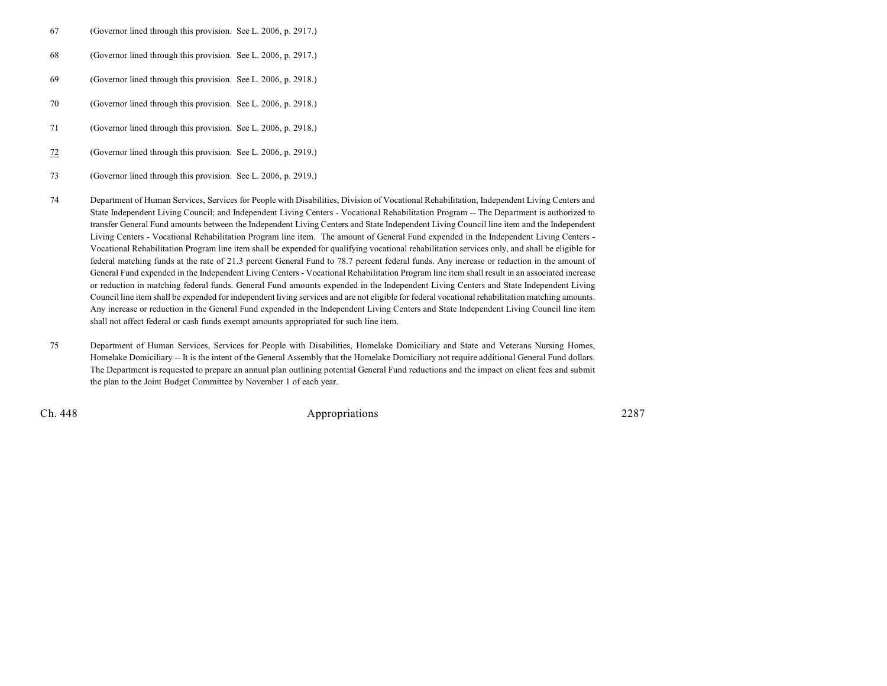67 (Governor lined through this provision. See L. 2006, p. 2917.)

68 (Governor lined through this provision. See L. 2006, p. 2917.)

69 (Governor lined through this provision. See L. 2006, p. 2918.)

70 (Governor lined through this provision. See L. 2006, p. 2918.)

71 (Governor lined through this provision. See L. 2006, p. 2918.)

72 (Governor lined through this provision. See L. 2006, p. 2919.)

73 (Governor lined through this provision. See L. 2006, p. 2919.)

74 Department of Human Services, Services for People with Disabilities, Division of Vocational Rehabilitation, Independent Living Centers and State Independent Living Council; and Independent Living Centers - Vocational Rehabilitation Program -- The Department is authorized to transfer General Fund amounts between the Independent Living Centers and State Independent Living Council line item and the Independent Living Centers - Vocational Rehabilitation Program line item. The amount of General Fund expended in the Independent Living Centers - Vocational Rehabilitation Program line item shall be expended for qualifying vocational rehabilitation services only, and shall be eligible for federal matching funds at the rate of 21.3 percent General Fund to 78.7 percent federal funds. Any increase or reduction in the amount of General Fund expended in the Independent Living Centers - Vocational Rehabilitation Program line item shall result in an associated increase or reduction in matching federal funds. General Fund amounts expended in the Independent Living Centers and State Independent Living Council line item shall be expended for independent living services and are not eligible for federal vocational rehabilitation matching amounts. Any increase or reduction in the General Fund expended in the Independent Living Centers and State Independent Living Council line item shall not affect federal or cash funds exempt amounts appropriated for such line item.

75 Department of Human Services, Services for People with Disabilities, Homelake Domiciliary and State and Veterans Nursing Homes, Homelake Domiciliary -- It is the intent of the General Assembly that the Homelake Domiciliary not require additional General Fund dollars. The Department is requested to prepare an annual plan outlining potential General Fund reductions and the impact on client fees and submit the plan to the Joint Budget Committee by November 1 of each year.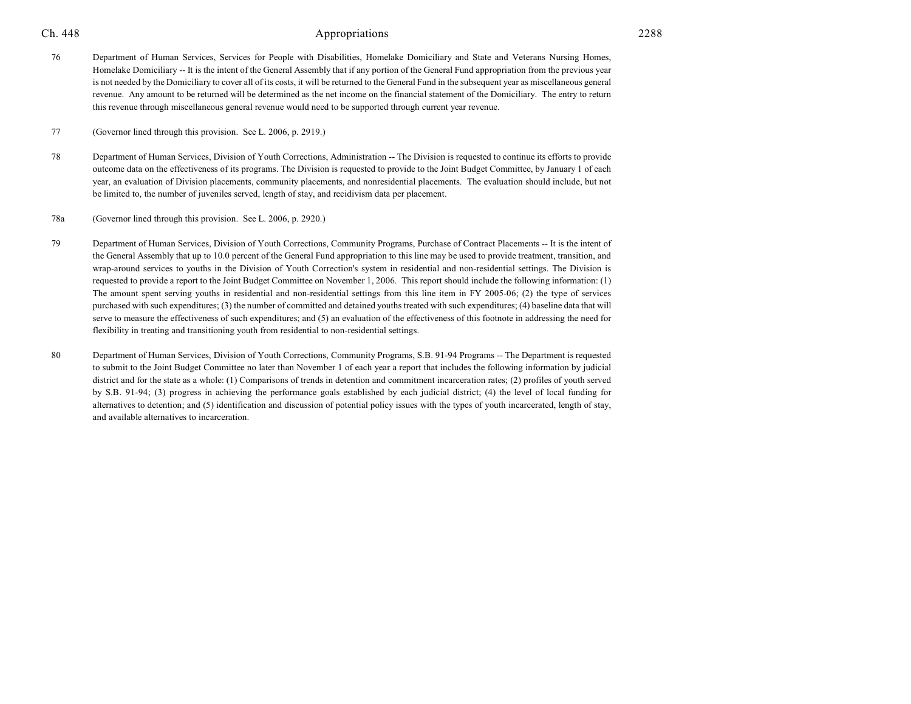76 Department of Human Services, Services for People with Disabilities, Homelake Domiciliary and State and Veterans Nursing Homes, Homelake Domiciliary -- It is the intent of the General Assembly that if any portion of the General Fund appropriation from the previous year is not needed by the Domiciliary to cover all of its costs, it will be returned to the General Fund in the subsequent year as miscellaneous general revenue. Any amount to be returned will be determined as the net income on the financial statement of the Domiciliary. The entry to return this revenue through miscellaneous general revenue would need to be supported through current year revenue.

77 (Governor lined through this provision. See L. 2006, p. 2919.)

78 Department of Human Services, Division of Youth Corrections, Administration -- The Division is requested to continue its efforts to provide outcome data on the effectiveness of its programs. The Division is requested to provide to the Joint Budget Committee, by January 1 of each year, an evaluation of Division placements, community placements, and nonresidential placements. The evaluation should include, but not be limited to, the number of juveniles served, length of stay, and recidivism data per placement.

78a (Governor lined through this provision. See L. 2006, p. 2920.)

79 Department of Human Services, Division of Youth Corrections, Community Programs, Purchase of Contract Placements -- It is the intent of the General Assembly that up to 10.0 percent of the General Fund appropriation to this line may be used to provide treatment, transition, and wrap-around services to youths in the Division of Youth Correction's system in residential and non-residential settings. The Division is requested to provide a report to the Joint Budget Committee on November 1, 2006. This report should include the following information: (1) The amount spent serving youths in residential and non-residential settings from this line item in FY 2005-06; (2) the type of services purchased with such expenditures; (3) the number of committed and detained youths treated with such expenditures; (4) baseline data that will serve to measure the effectiveness of such expenditures; and (5) an evaluation of the effectiveness of this footnote in addressing the need for flexibility in treating and transitioning youth from residential to non-residential settings.

80 Department of Human Services, Division of Youth Corrections, Community Programs, S.B. 91-94 Programs -- The Department is requested to submit to the Joint Budget Committee no later than November 1 of each year a report that includes the following information by judicial district and for the state as a whole: (1) Comparisons of trends in detention and commitment incarceration rates; (2) profiles of youth served by S.B. 91-94; (3) progress in achieving the performance goals established by each judicial district; (4) the level of local funding for alternatives to detention; and (5) identification and discussion of potential policy issues with the types of youth incarcerated, length of stay, and available alternatives to incarceration.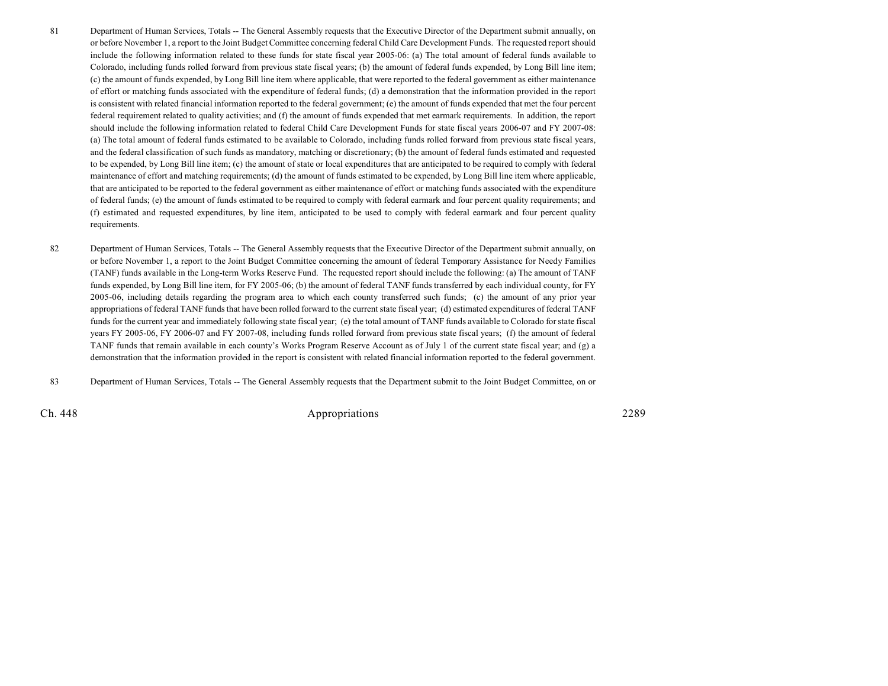81 Department of Human Services, Totals -- The General Assembly requests that the Executive Director of the Department submit annually, on or before November 1, a report to the Joint Budget Committee concerning federal Child Care Development Funds. The requested report should include the following information related to these funds for state fiscal year 2005-06: (a) The total amount of federal funds available to Colorado, including funds rolled forward from previous state fiscal years; (b) the amount of federal funds expended, by Long Bill line item; (c) the amount of funds expended, by Long Bill line item where applicable, that were reported to the federal government as either maintenance of effort or matching funds associated with the expenditure of federal funds; (d) a demonstration that the information provided in the report is consistent with related financial information reported to the federal government; (e) the amount of funds expended that met the four percent federal requirement related to quality activities; and (f) the amount of funds expended that met earmark requirements. In addition, the report should include the following information related to federal Child Care Development Funds for state fiscal years 2006-07 and FY 2007-08: (a) The total amount of federal funds estimated to be available to Colorado, including funds rolled forward from previous state fiscal years, and the federal classification of such funds as mandatory, matching or discretionary; (b) the amount of federal funds estimated and requested to be expended, by Long Bill line item; (c) the amount of state or local expenditures that are anticipated to be required to comply with federal maintenance of effort and matching requirements; (d) the amount of funds estimated to be expended, by Long Bill line item where applicable, that are anticipated to be reported to the federal government as either maintenance of effort or matching funds associated with the expenditure of federal funds; (e) the amount of funds estimated to be required to comply with federal earmark and four percent quality requirements; and (f) estimated and requested expenditures, by line item, anticipated to be used to comply with federal earmark and four percent quality requirements.

82 Department of Human Services, Totals -- The General Assembly requests that the Executive Director of the Department submit annually, on or before November 1, a report to the Joint Budget Committee concerning the amount of federal Temporary Assistance for Needy Families (TANF) funds available in the Long-term Works Reserve Fund. The requested report should include the following: (a) The amount of TANF funds expended, by Long Bill line item, for FY 2005-06; (b) the amount of federal TANF funds transferred by each individual county, for FY 2005-06, including details regarding the program area to which each county transferred such funds; (c) the amount of any prior year appropriations of federal TANF funds that have been rolled forward to the current state fiscal year; (d) estimated expenditures of federal TANF funds for the current year and immediately following state fiscal year; (e) the total amount of TANF funds available to Colorado for state fiscal years FY 2005-06, FY 2006-07 and FY 2007-08, including funds rolled forward from previous state fiscal years; (f) the amount of federal TANF funds that remain available in each county's Works Program Reserve Account as of July 1 of the current state fiscal year; and (g) a demonstration that the information provided in the report is consistent with related financial information reported to the federal government.

83 Department of Human Services, Totals -- The General Assembly requests that the Department submit to the Joint Budget Committee, on or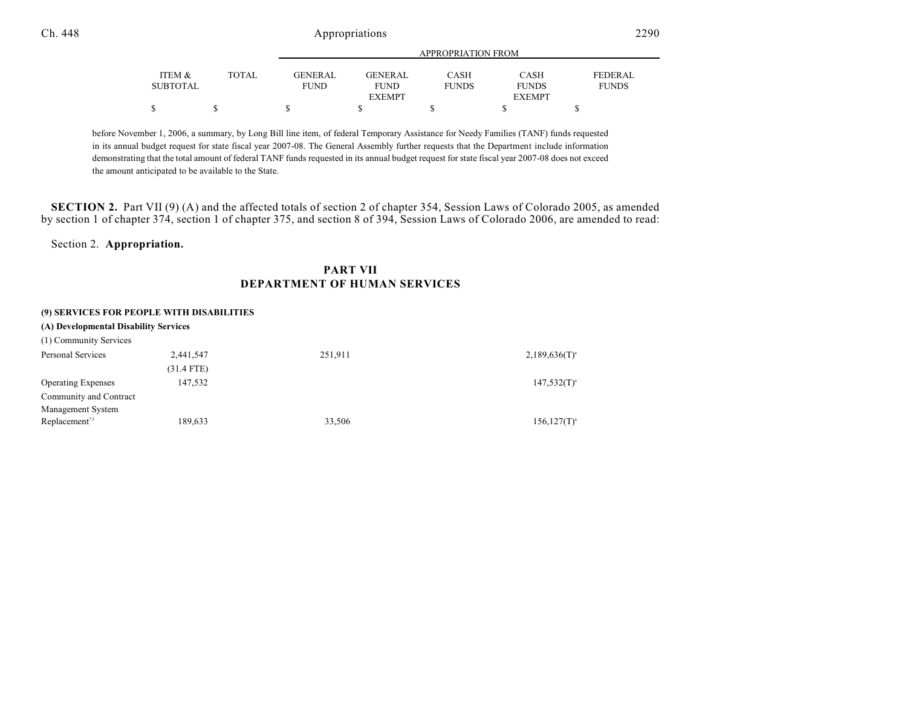| | ITEM & SUBTOTAL | TOTAL | GENERAL FUND | GENERAL FUND EXEMPT | CASH FUNDS | CASH FUNDS EXEMPT | FEDERAL FUNDS |
|---|---|---|---|---|---|---|---|
| | $ | $ | $ | $ | $ | $ | $ |

before November 1, 2006, a summary, by Long Bill line item, of federal Temporary Assistance for Needy Families (TANF) funds requested in its annual budget request for state fiscal year 2007-08. The General Assembly further requests that the Department include information demonstrating that the total amount of federal TANF funds requested in its annual budget request for state fiscal year 2007-08 does not exceed the amount anticipated to be available to the State.

**SECTION 2.** Part VII (9) (A) and the affected totals of section 2 of chapter 354, Session Laws of Colorado 2005, as amended by section 1 of chapter 374, section 1 of chapter 375, and section 8 of 394, Session Laws of Colorado 2006, are amended to read:

Section 2. **Appropriation.**

## PART VII
## DEPARTMENT OF HUMAN SERVICES

**(9) SERVICES FOR PEOPLE WITH DISABILITIES**

**(A) Developmental Disability Services**

| | ITEM & SUBTOTAL | TOTAL | GENERAL FUND | GENERAL FUND EXEMPT | CASH FUNDS | CASH FUNDS EXEMPT | FEDERAL FUNDS |
|---|---|---|---|---|---|---|---|
| (1) Community Services | | | | | | | |
| Personal Services | 2,441,547 | | 251,911 | | | 2,189,636(T)[a] | |
| | (31.4 FTE) | | | | | | |
| Operating Expenses | 147,532 | | | | | 147,532(T)[a] | |
| Community and Contract Management System Replacement[73] | 189,633 | | 33,506 | | | 156,127(T)[a] | |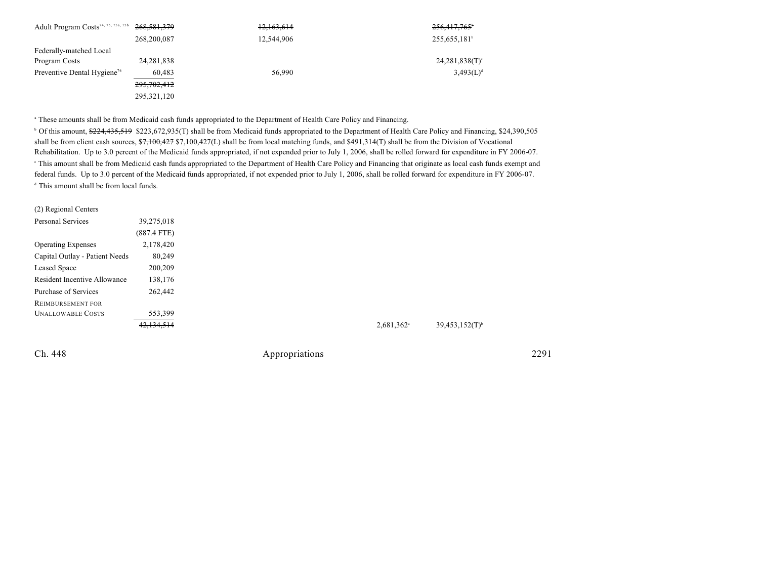| | | | | |
|---|---|---|---|---|
| Adult Program Costs[74, 75, 75a, 75b] | ~~268,581,379~~ | ~~12,163,614~~ | | ~~256,417,765~~[b] |
| | 268,200,087 | 12,544,906 | | 255,655,181[b] |
| Federally-matched Local Program Costs | 24,281,838 | | | 24,281,838(T)[c] |
| Preventive Dental Hygiene[76] | 60,483 | 56,990 | | 3,493(L)[d] |
| | ~~295,702,412~~ | | | |
| | 295,321,120 | | | |

[a] These amounts shall be from Medicaid cash funds appropriated to the Department of Health Care Policy and Financing.

[b] Of this amount, ~~$224,435,519~~ $223,672,935(T) shall be from Medicaid funds appropriated to the Department of Health Care Policy and Financing, $24,390,505 shall be from client cash sources, ~~$7,100,427~~ $7,100,427(L) shall be from local matching funds, and $491,314(T) shall be from the Division of Vocational Rehabilitation. Up to 3.0 percent of the Medicaid funds appropriated, if not expended prior to July 1, 2006, shall be rolled forward for expenditure in FY 2006-07.

[c] This amount shall be from Medicaid cash funds appropriated to the Department of Health Care Policy and Financing that originate as local cash funds exempt and federal funds. Up to 3.0 percent of the Medicaid funds appropriated, if not expended prior to July 1, 2006, shall be rolled forward for expenditure in FY 2006-07.

[d] This amount shall be from local funds.

(2) Regional Centers

| | | | | |
|---|---|---|---|---|
| Personal Services | 39,275,018 | | | |
| | (887.4 FTE) | | | |
| Operating Expenses | 2,178,420 | | | |
| Capital Outlay - Patient Needs | 80,249 | | | |
| Leased Space | 200,209 | | | |
| Resident Incentive Allowance | 138,176 | | | |
| Purchase of Services | 262,442 | | | |
| REIMBURSEMENT FOR UNALLOWABLE COSTS | 553,399 | | | |
| | ~~42,134,514~~ | | 2,681,362[a] | 39,453,152(T)[b] |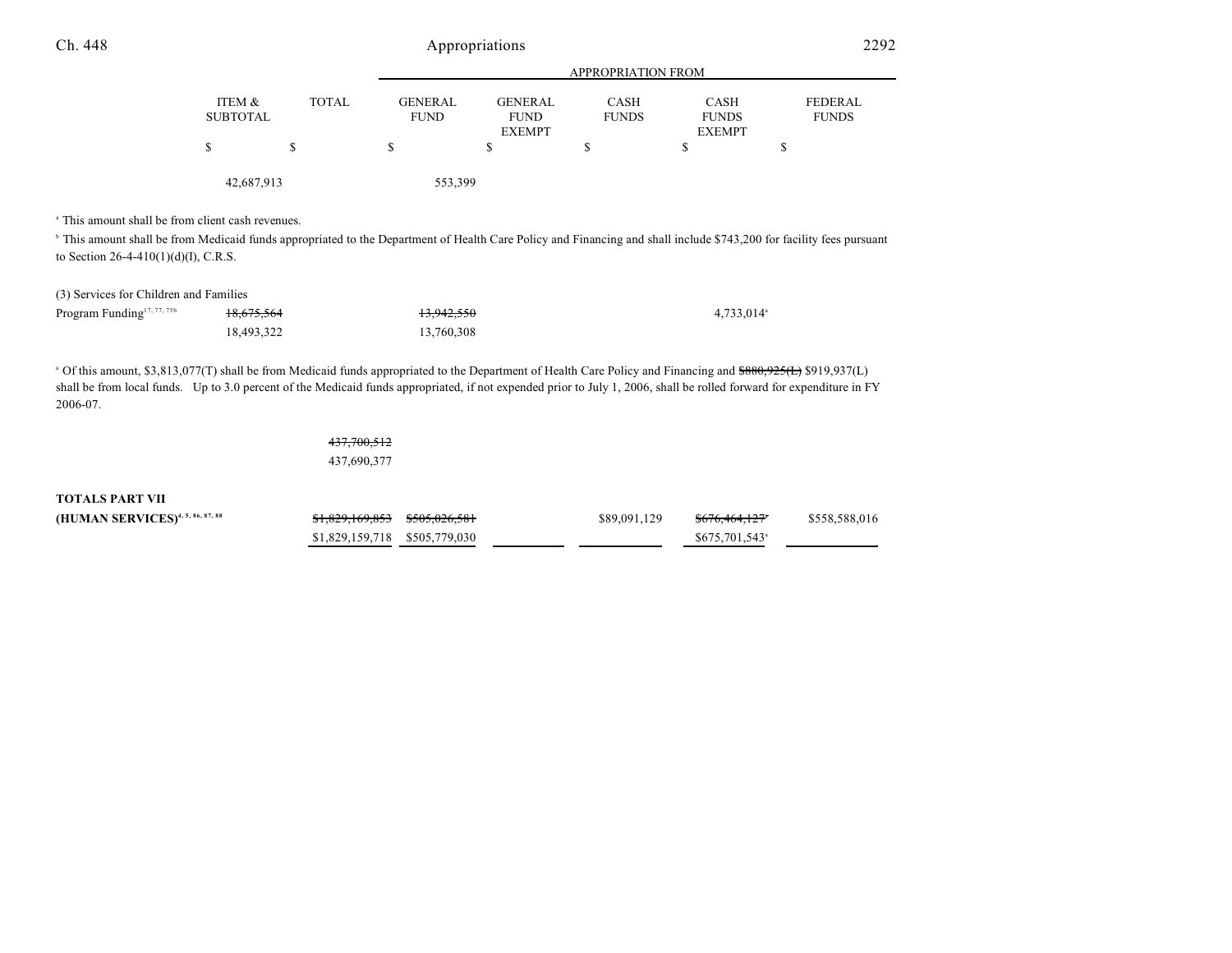| | ITEM & SUBTOTAL | TOTAL | GENERAL FUND | GENERAL FUND EXEMPT | CASH FUNDS | CASH FUNDS EXEMPT | FEDERAL FUNDS |
|---|---|---|---|---|---|---|---|
| | | | APPROPRIATION FROM | | | | |
| | $ | $ | $ | $ | $ | $ | $ |
| | 42,687,913 | | 553,399 | | | | |

[a] This amount shall be from client cash revenues.

[b] This amount shall be from Medicaid funds appropriated to the Department of Health Care Policy and Financing and shall include $743,200 for facility fees pursuant to Section 26-4-410(1)(d)(I), C.R.S.

| | ITEM & SUBTOTAL | TOTAL | GENERAL FUND | GENERAL FUND EXEMPT | CASH FUNDS | CASH FUNDS EXEMPT | FEDERAL FUNDS |
|---|---|---|---|---|---|---|---|
| (3) Services for Children and Families | | | | | | | |
| Program Funding[17, 77, 75b] | ~~18,675,564~~ 18,493,322 | | ~~13,942,550~~ 13,760,308 | | | 4,733,014[a] | |

[a] Of this amount, $3,813,077(T) shall be from Medicaid funds appropriated to the Department of Health Care Policy and Financing and ~~$880,925(L)~~ $919,937(L) shall be from local funds. Up to 3.0 percent of the Medicaid funds appropriated, if not expended prior to July 1, 2006, shall be rolled forward for expenditure in FY 2006-07.

| | ITEM & SUBTOTAL | TOTAL | GENERAL FUND | GENERAL FUND EXEMPT | CASH FUNDS | CASH FUNDS EXEMPT | FEDERAL FUNDS |
|---|---|---|---|---|---|---|---|
| | | ~~437,700,512~~ 437,690,377 | | | | | |
| **TOTALS PART VII (HUMAN SERVICES)**[4, 5, 86, 87, 88] | | ~~$1,829,169,853~~ $1,829,159,718 | ~~$505,026,581~~ $505,779,030 | | $89,091,129 | ~~$676,464,127~~[a] $675,701,543[a] | $558,588,016 |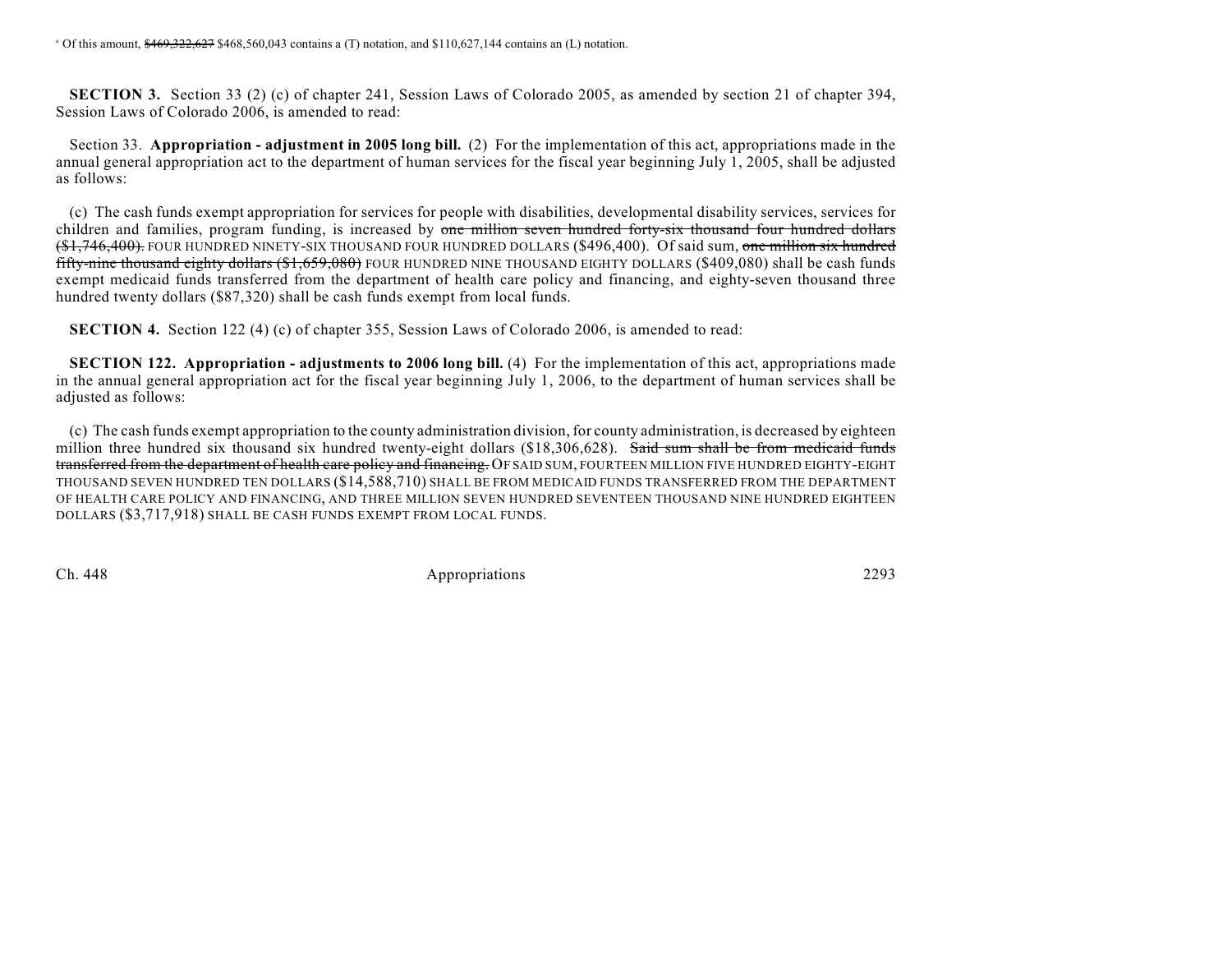[a] Of this amount, ~~$469,322,627~~ $468,560,043 contains a (T) notation, and $110,627,144 contains an (L) notation.

**SECTION 3.** Section 33 (2) (c) of chapter 241, Session Laws of Colorado 2005, as amended by section 21 of chapter 394, Session Laws of Colorado 2006, is amended to read:

Section 33. **Appropriation - adjustment in 2005 long bill.** (2) For the implementation of this act, appropriations made in the annual general appropriation act to the department of human services for the fiscal year beginning July 1, 2005, shall be adjusted as follows:

(c) The cash funds exempt appropriation for services for people with disabilities, developmental disability services, services for children and families, program funding, is increased by ~~one million seven hundred forty-six thousand four hundred dollars ($1,746,400).~~ FOUR HUNDRED NINETY-SIX THOUSAND FOUR HUNDRED DOLLARS ($496,400). Of said sum, ~~one million six hundred fifty-nine thousand eighty dollars ($1,659,080)~~ FOUR HUNDRED NINE THOUSAND EIGHTY DOLLARS ($409,080) shall be cash funds exempt medicaid funds transferred from the department of health care policy and financing, and eighty-seven thousand three hundred twenty dollars ($87,320) shall be cash funds exempt from local funds.

**SECTION 4.** Section 122 (4) (c) of chapter 355, Session Laws of Colorado 2006, is amended to read:

**SECTION 122. Appropriation - adjustments to 2006 long bill.** (4) For the implementation of this act, appropriations made in the annual general appropriation act for the fiscal year beginning July 1, 2006, to the department of human services shall be adjusted as follows:

(c) The cash funds exempt appropriation to the county administration division, for county administration, is decreased by eighteen million three hundred six thousand six hundred twenty-eight dollars ($18,306,628). ~~Said sum shall be from medicaid funds transferred from the department of health care policy and financing.~~ OF SAID SUM, FOURTEEN MILLION FIVE HUNDRED EIGHTY-EIGHT THOUSAND SEVEN HUNDRED TEN DOLLARS ($14,588,710) SHALL BE FROM MEDICAID FUNDS TRANSFERRED FROM THE DEPARTMENT OF HEALTH CARE POLICY AND FINANCING, AND THREE MILLION SEVEN HUNDRED SEVENTEEN THOUSAND NINE HUNDRED EIGHTEEN DOLLARS ($3,717,918) SHALL BE CASH FUNDS EXEMPT FROM LOCAL FUNDS.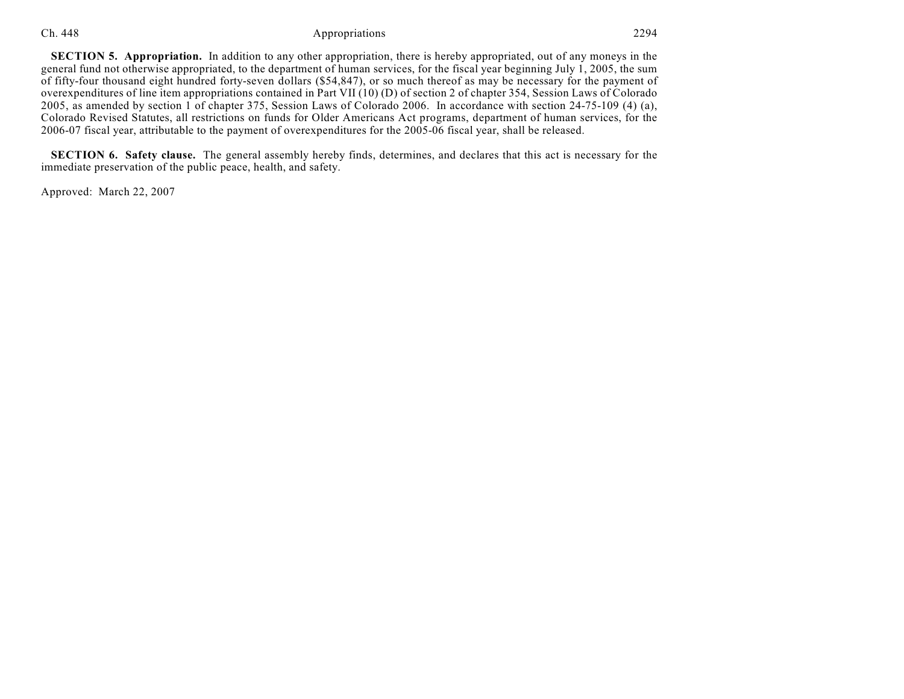**SECTION 5. Appropriation.** In addition to any other appropriation, there is hereby appropriated, out of any moneys in the general fund not otherwise appropriated, to the department of human services, for the fiscal year beginning July 1, 2005, the sum of fifty-four thousand eight hundred forty-seven dollars ($54,847), or so much thereof as may be necessary for the payment of overexpenditures of line item appropriations contained in Part VII (10) (D) of section 2 of chapter 354, Session Laws of Colorado 2005, as amended by section 1 of chapter 375, Session Laws of Colorado 2006. In accordance with section 24-75-109 (4) (a), Colorado Revised Statutes, all restrictions on funds for Older Americans Act programs, department of human services, for the 2006-07 fiscal year, attributable to the payment of overexpenditures for the 2005-06 fiscal year, shall be released.

**SECTION 6. Safety clause.** The general assembly hereby finds, determines, and declares that this act is necessary for the immediate preservation of the public peace, health, and safety.

Approved: March 22, 2007